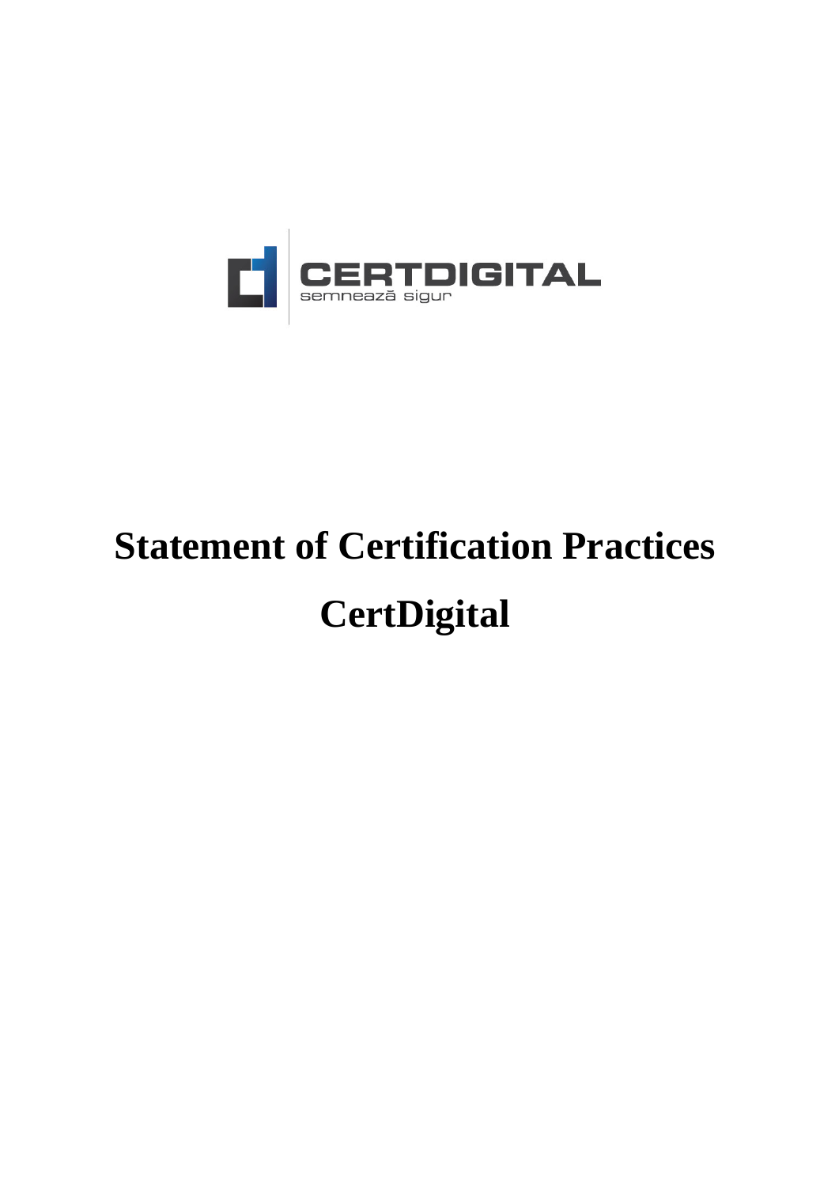CERTDIGITAL
semnează sigur

# Statement of Certification Practices

# CertDigital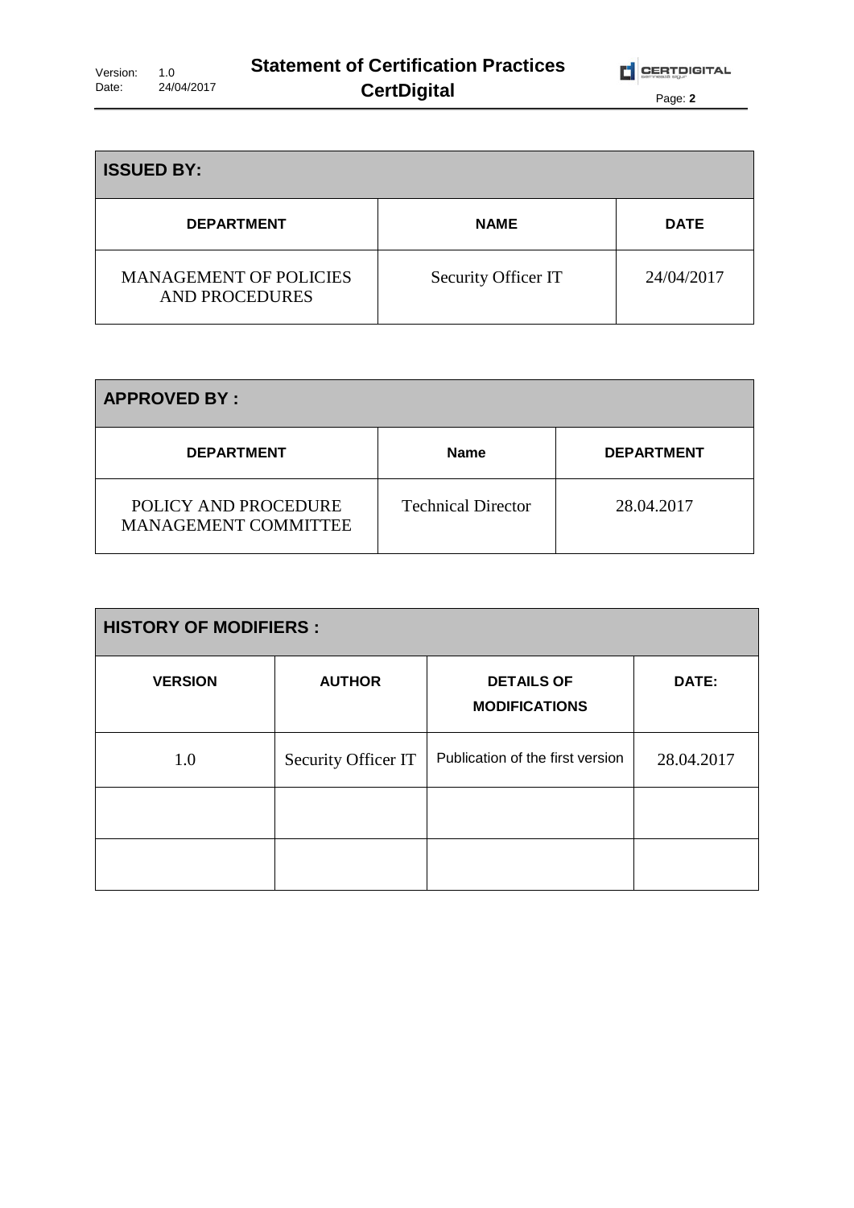| ISSUED BY: | | |
| --- | --- | --- |
| **DEPARTMENT** | **NAME** | **DATE** |
| MANAGEMENT OF POLICIES AND PROCEDURES | Security Officer IT | 24/04/2017 |

| APPROVED BY : | | |
| --- | --- | --- |
| **DEPARTMENT** | **Name** | **DEPARTMENT** |
| POLICY AND PROCEDURE MANAGEMENT COMMITTEE | Technical Director | 28.04.2017 |

| HISTORY OF MODIFIERS : | | | |
| --- | --- | --- | --- |
| **VERSION** | **AUTHOR** | **DETAILS OF MODIFICATIONS** | **DATE:** |
| 1.0 | Security Officer IT | Publication of the first version | 28.04.2017 |
| | | | |
| | | | |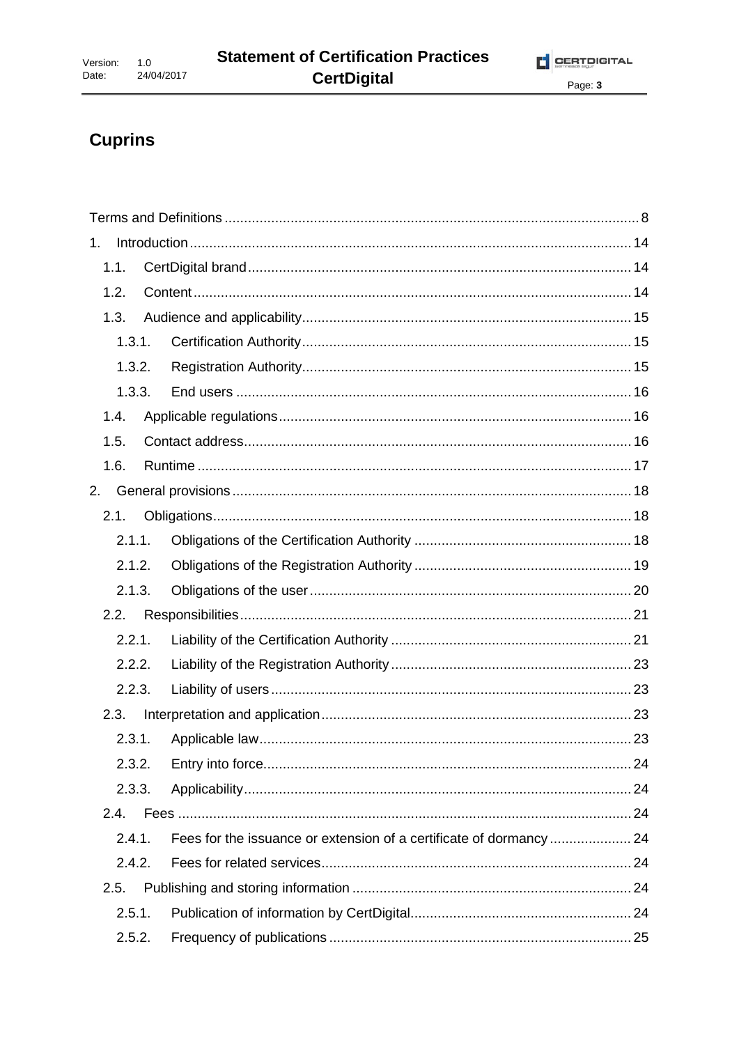# Cuprins

Terms and Definitions ... 8

1. Introduction ... 14
   - 1.1. CertDigital brand ... 14
   - 1.2. Content ... 14
   - 1.3. Audience and applicability ... 15
     - 1.3.1. Certification Authority ... 15
     - 1.3.2. Registration Authority ... 15
     - 1.3.3. End users ... 16
   - 1.4. Applicable regulations ... 16
   - 1.5. Contact address ... 16
   - 1.6. Runtime ... 17
2. General provisions ... 18
   - 2.1. Obligations ... 18
     - 2.1.1. Obligations of the Certification Authority ... 18
     - 2.1.2. Obligations of the Registration Authority ... 19
     - 2.1.3. Obligations of the user ... 20
   - 2.2. Responsibilities ... 21
     - 2.2.1. Liability of the Certification Authority ... 21
     - 2.2.2. Liability of the Registration Authority ... 23
     - 2.2.3. Liability of users ... 23
   - 2.3. Interpretation and application ... 23
     - 2.3.1. Applicable law ... 23
     - 2.3.2. Entry into force ... 24
     - 2.3.3. Applicability ... 24
   - 2.4. Fees ... 24
     - 2.4.1. Fees for the issuance or extension of a certificate of dormancy ... 24
     - 2.4.2. Fees for related services ... 24
   - 2.5. Publishing and storing information ... 24
     - 2.5.1. Publication of information by CertDigital ... 24
     - 2.5.2. Frequency of publications ... 25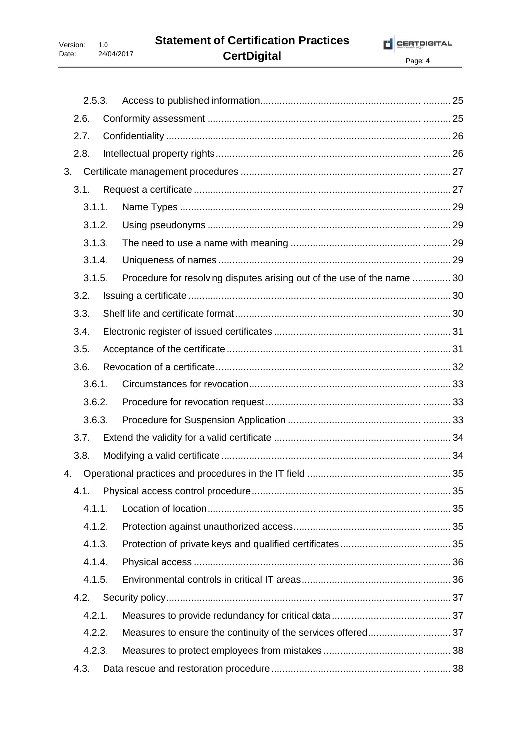2.5.3. Access to published information .......... 25

2.6. Conformity assessment .......... 25

2.7. Confidentiality .......... 26

2.8. Intellectual property rights .......... 26

3. Certificate management procedures .......... 27

3.1. Request a certificate .......... 27

3.1.1. Name Types .......... 29

3.1.2. Using pseudonyms .......... 29

3.1.3. The need to use a name with meaning .......... 29

3.1.4. Uniqueness of names .......... 29

3.1.5. Procedure for resolving disputes arising out of the use of the name .......... 30

3.2. Issuing a certificate .......... 30

3.3. Shelf life and certificate format .......... 30

3.4. Electronic register of issued certificates .......... 31

3.5. Acceptance of the certificate .......... 31

3.6. Revocation of a certificate .......... 32

3.6.1. Circumstances for revocation .......... 33

3.6.2. Procedure for revocation request .......... 33

3.6.3. Procedure for Suspension Application .......... 33

3.7. Extend the validity for a valid certificate .......... 34

3.8. Modifying a valid certificate .......... 34

4. Operational practices and procedures in the IT field .......... 35

4.1. Physical access control procedure .......... 35

4.1.1. Location of location .......... 35

4.1.2. Protection against unauthorized access .......... 35

4.1.3. Protection of private keys and qualified certificates .......... 35

4.1.4. Physical access .......... 36

4.1.5. Environmental controls in critical IT areas .......... 36

4.2. Security policy .......... 37

4.2.1. Measures to provide redundancy for critical data .......... 37

4.2.2. Measures to ensure the continuity of the services offered .......... 37

4.2.3. Measures to protect employees from mistakes .......... 38

4.3. Data rescue and restoration procedure .......... 38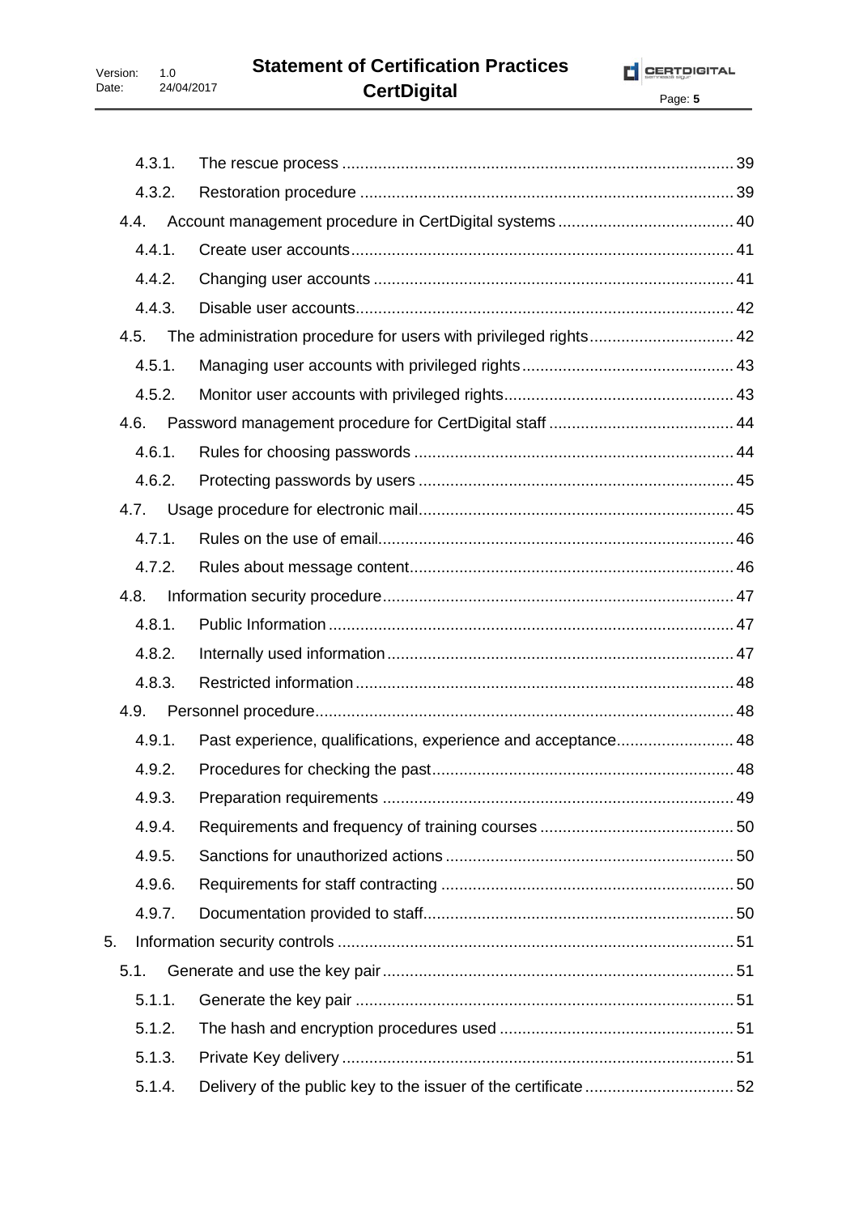4.3.1. The rescue process ........................................................................................ 39

4.3.2. Restoration procedure ................................................................................... 39

4.4. Account management procedure in CertDigital systems ....................................... 40

4.4.1. Create user accounts..................................................................................... 41

4.4.2. Changing user accounts ................................................................................ 41

4.4.3. Disable user accounts.................................................................................... 42

4.5. The administration procedure for users with privileged rights................................ 42

4.5.1. Managing user accounts with privileged rights............................................... 43

4.5.2. Monitor user accounts with privileged rights................................................... 43

4.6. Password management procedure for CertDigital staff ......................................... 44

4.6.1. Rules for choosing passwords ....................................................................... 44

4.6.2. Protecting passwords by users ...................................................................... 45

4.7. Usage procedure for electronic mail...................................................................... 45

4.7.1. Rules on the use of email............................................................................... 46

4.7.2. Rules about message content........................................................................ 46

4.8. Information security procedure.............................................................................. 47

4.8.1. Public Information .......................................................................................... 47

4.8.2. Internally used information............................................................................. 47

4.8.3. Restricted information .................................................................................... 48

4.9. Personnel procedure............................................................................................. 48

4.9.1. Past experience, qualifications, experience and acceptance.......................... 48

4.9.2. Procedures for checking the past................................................................... 48

4.9.3. Preparation requirements .............................................................................. 49

4.9.4. Requirements and frequency of training courses ........................................... 50

4.9.5. Sanctions for unauthorized actions ................................................................ 50

4.9.6. Requirements for staff contracting ................................................................. 50

4.9.7. Documentation provided to staff..................................................................... 50

5. Information security controls ........................................................................................ 51

5.1. Generate and use the key pair.............................................................................. 51

5.1.1. Generate the key pair .................................................................................... 51

5.1.2. The hash and encryption procedures used .................................................... 51

5.1.3. Private Key delivery ....................................................................................... 51

5.1.4. Delivery of the public key to the issuer of the certificate ................................. 52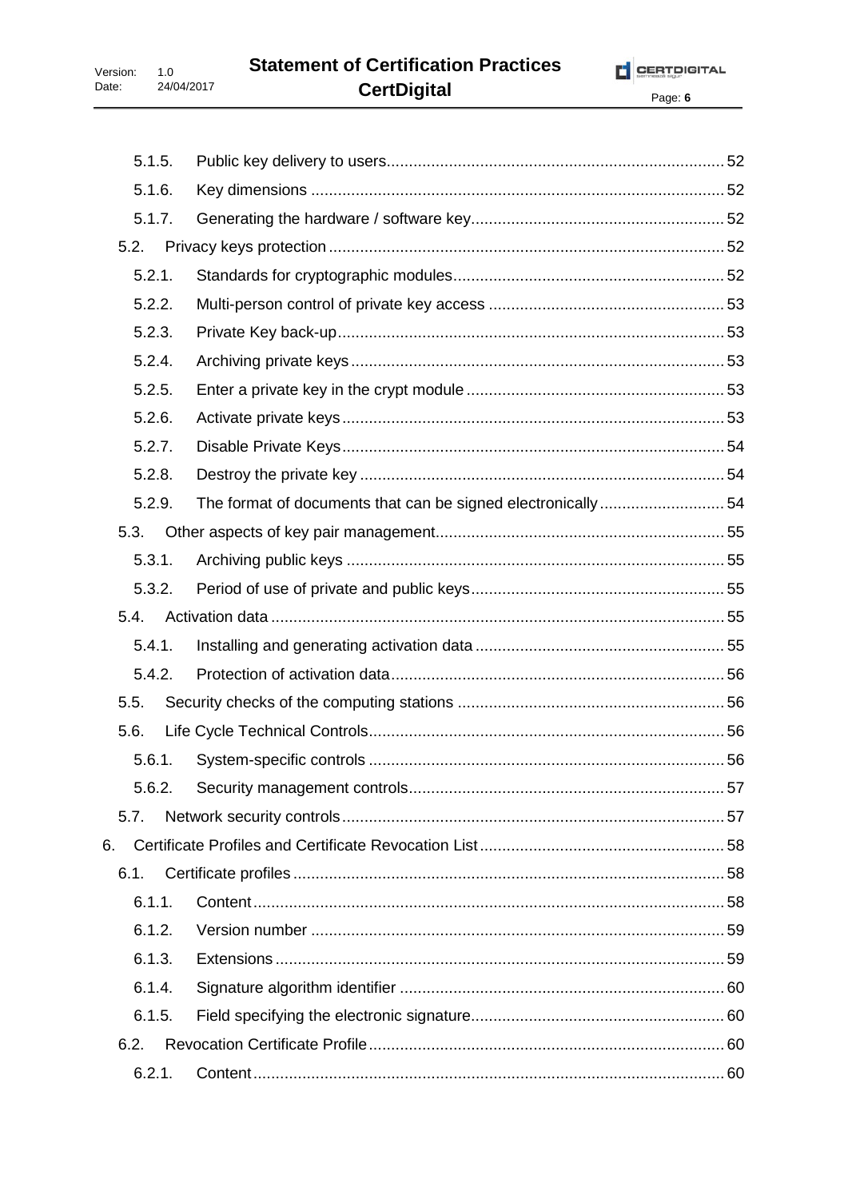- 5.1.5. Public key delivery to users ... 52
- 5.1.6. Key dimensions ... 52
- 5.1.7. Generating the hardware / software key ... 52
- 5.2. Privacy keys protection ... 52
  - 5.2.1. Standards for cryptographic modules ... 52
  - 5.2.2. Multi-person control of private key access ... 53
  - 5.2.3. Private Key back-up ... 53
  - 5.2.4. Archiving private keys ... 53
  - 5.2.5. Enter a private key in the crypt module ... 53
  - 5.2.6. Activate private keys ... 53
  - 5.2.7. Disable Private Keys ... 54
  - 5.2.8. Destroy the private key ... 54
  - 5.2.9. The format of documents that can be signed electronically ... 54
- 5.3. Other aspects of key pair management ... 55
  - 5.3.1. Archiving public keys ... 55
  - 5.3.2. Period of use of private and public keys ... 55
- 5.4. Activation data ... 55
  - 5.4.1. Installing and generating activation data ... 55
  - 5.4.2. Protection of activation data ... 56
- 5.5. Security checks of the computing stations ... 56
- 5.6. Life Cycle Technical Controls ... 56
  - 5.6.1. System-specific controls ... 56
  - 5.6.2. Security management controls ... 57
- 5.7. Network security controls ... 57

6. Certificate Profiles and Certificate Revocation List ... 58
- 6.1. Certificate profiles ... 58
  - 6.1.1. Content ... 58
  - 6.1.2. Version number ... 59
  - 6.1.3. Extensions ... 59
  - 6.1.4. Signature algorithm identifier ... 60
  - 6.1.5. Field specifying the electronic signature ... 60
- 6.2. Revocation Certificate Profile ... 60
  - 6.2.1. Content ... 60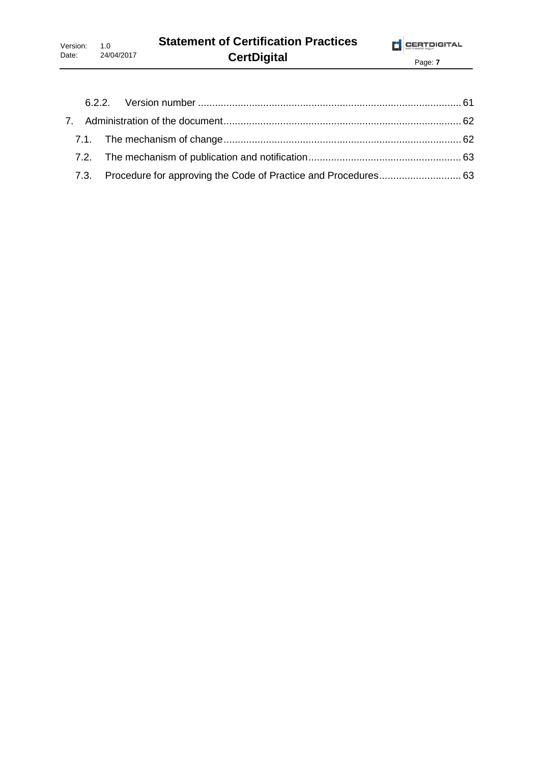6.2.2. Version number ........................................................................................... 61

7. Administration of the document.................................................................................. 62

7.1. The mechanism of change................................................................................... 62

7.2. The mechanism of publication and notification..................................................... 63

7.3. Procedure for approving the Code of Practice and Procedures............................ 63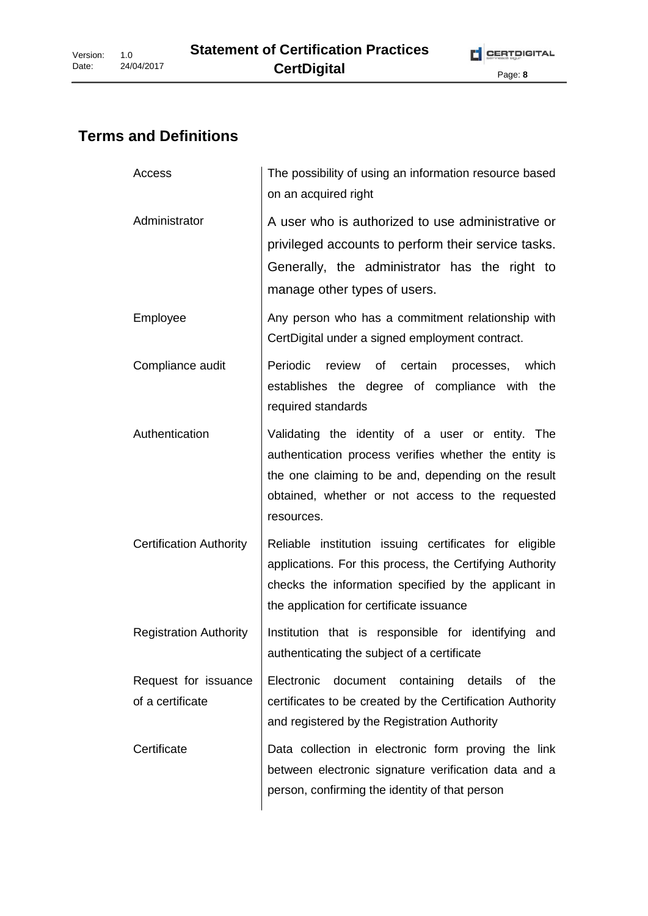## Terms and Definitions

| Term | Definition |
|---|---|
| Access | The possibility of using an information resource based on an acquired right |
| Administrator | A user who is authorized to use administrative or privileged accounts to perform their service tasks. Generally, the administrator has the right to manage other types of users. |
| Employee | Any person who has a commitment relationship with CertDigital under a signed employment contract. |
| Compliance audit | Periodic review of certain processes, which establishes the degree of compliance with the required standards |
| Authentication | Validating the identity of a user or entity. The authentication process verifies whether the entity is the one claiming to be and, depending on the result obtained, whether or not access to the requested resources. |
| Certification Authority | Reliable institution issuing certificates for eligible applications. For this process, the Certifying Authority checks the information specified by the applicant in the application for certificate issuance |
| Registration Authority | Institution that is responsible for identifying and authenticating the subject of a certificate |
| Request for issuance of a certificate | Electronic document containing details of the certificates to be created by the Certification Authority and registered by the Registration Authority |
| Certificate | Data collection in electronic form proving the link between electronic signature verification data and a person, confirming the identity of that person |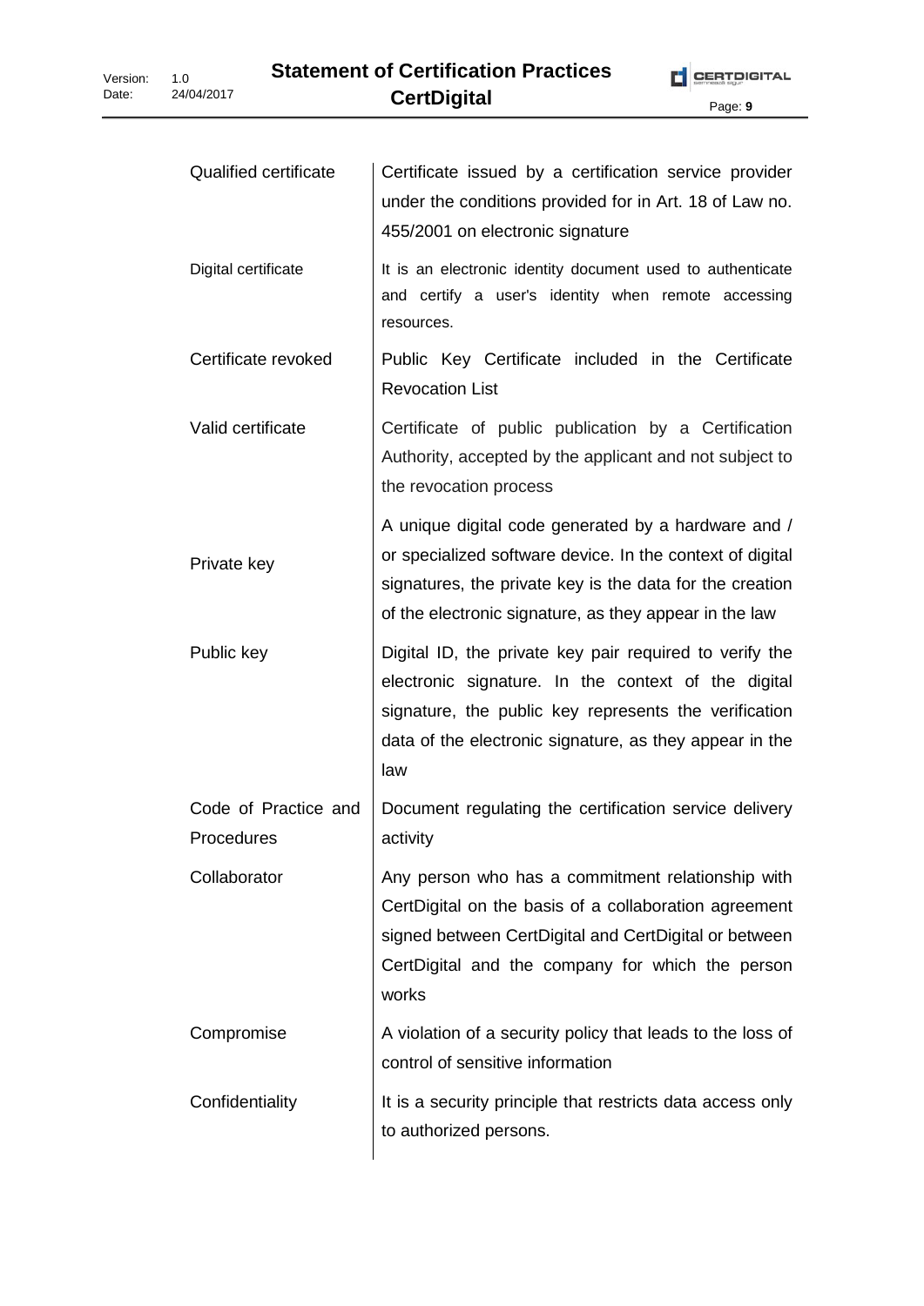| | |
|---|---|
| Qualified certificate | Certificate issued by a certification service provider under the conditions provided for in Art. 18 of Law no. 455/2001 on electronic signature |
| Digital certificate | It is an electronic identity document used to authenticate and certify a user's identity when remote accessing resources. |
| Certificate revoked | Public Key Certificate included in the Certificate Revocation List |
| Valid certificate | Certificate of public publication by a Certification Authority, accepted by the applicant and not subject to the revocation process |
| Private key | A unique digital code generated by a hardware and / or specialized software device. In the context of digital signatures, the private key is the data for the creation of the electronic signature, as they appear in the law |
| Public key | Digital ID, the private key pair required to verify the electronic signature. In the context of the digital signature, the public key represents the verification data of the electronic signature, as they appear in the law |
| Code of Practice and Procedures | Document regulating the certification service delivery activity |
| Collaborator | Any person who has a commitment relationship with CertDigital on the basis of a collaboration agreement signed between CertDigital and CertDigital or between CertDigital and the company for which the person works |
| Compromise | A violation of a security policy that leads to the loss of control of sensitive information |
| Confidentiality | It is a security principle that restricts data access only to authorized persons. |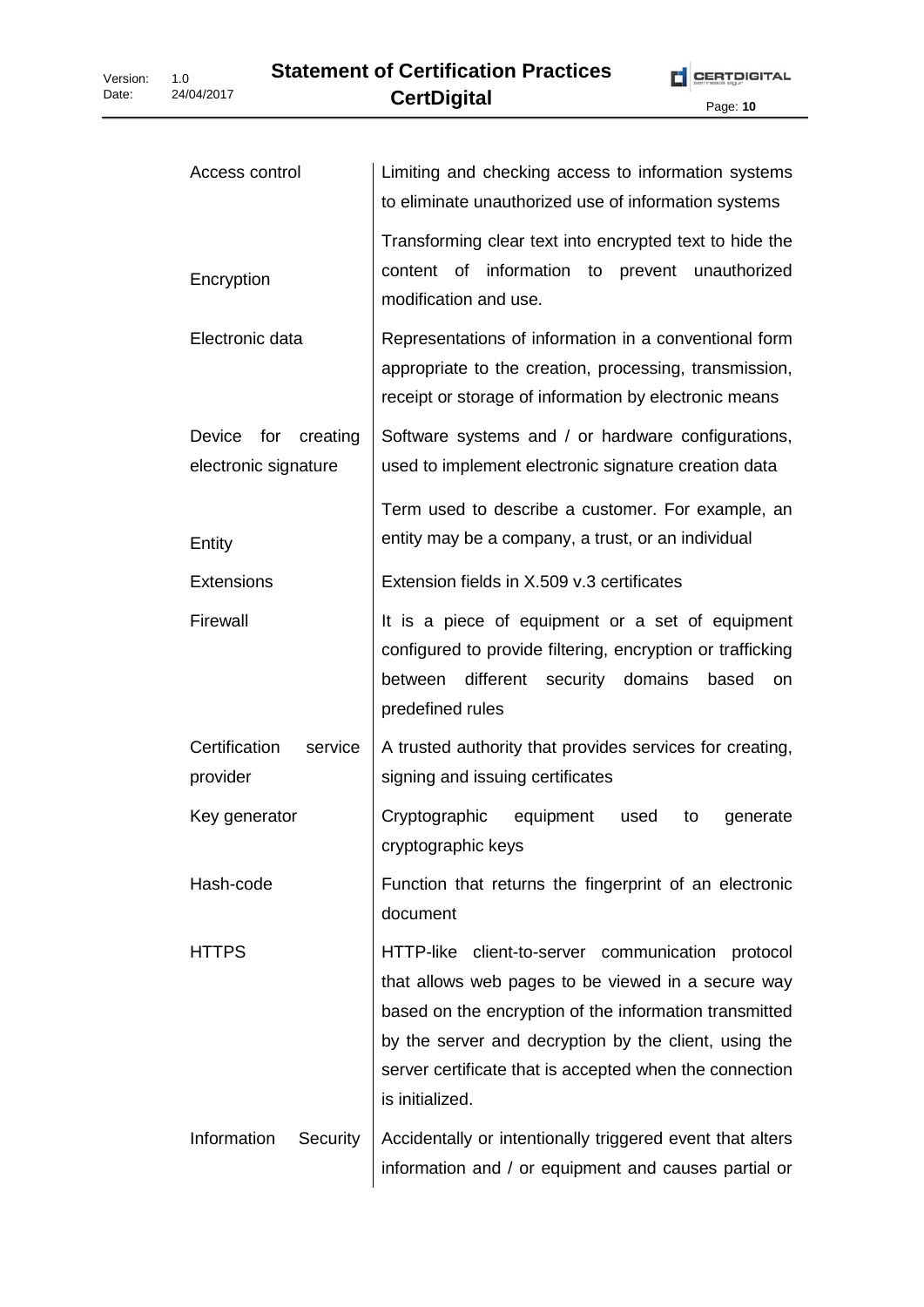| | |
|---|---|
| Access control | Limiting and checking access to information systems to eliminate unauthorized use of information systems |
| Encryption | Transforming clear text into encrypted text to hide the content of information to prevent unauthorized modification and use. |
| Electronic data | Representations of information in a conventional form appropriate to the creation, processing, transmission, receipt or storage of information by electronic means |
| Device for creating electronic signature | Software systems and / or hardware configurations, used to implement electronic signature creation data |
| Entity | Term used to describe a customer. For example, an entity may be a company, a trust, or an individual |
| Extensions | Extension fields in X.509 v.3 certificates |
| Firewall | It is a piece of equipment or a set of equipment configured to provide filtering, encryption or trafficking between different security domains based on predefined rules |
| Certification service provider | A trusted authority that provides services for creating, signing and issuing certificates |
| Key generator | Cryptographic equipment used to generate cryptographic keys |
| Hash-code | Function that returns the fingerprint of an electronic document |
| HTTPS | HTTP-like client-to-server communication protocol that allows web pages to be viewed in a secure way based on the encryption of the information transmitted by the server and decryption by the client, using the server certificate that is accepted when the connection is initialized. |
| Information Security | Accidentally or intentionally triggered event that alters information and / or equipment and causes partial or |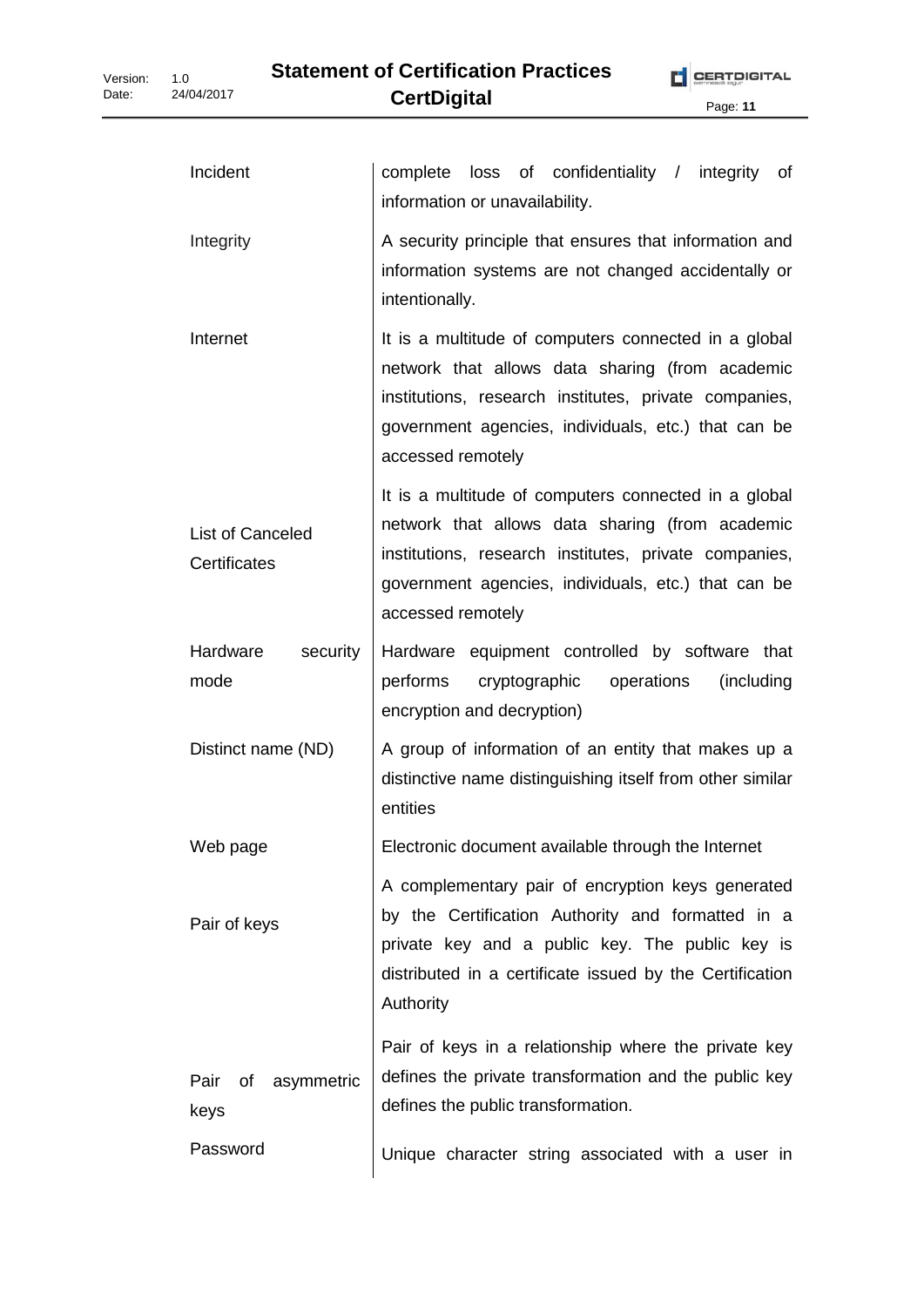| | |
|---|---|
| Incident | complete loss of confidentiality / integrity of information or unavailability. |
| Integrity | A security principle that ensures that information and information systems are not changed accidentally or intentionally. |
| Internet | It is a multitude of computers connected in a global network that allows data sharing (from academic institutions, research institutes, private companies, government agencies, individuals, etc.) that can be accessed remotely |
| List of Canceled Certificates | It is a multitude of computers connected in a global network that allows data sharing (from academic institutions, research institutes, private companies, government agencies, individuals, etc.) that can be accessed remotely |
| Hardware security mode | Hardware equipment controlled by software that performs cryptographic operations (including encryption and decryption) |
| Distinct name (ND) | A group of information of an entity that makes up a distinctive name distinguishing itself from other similar entities |
| Web page | Electronic document available through the Internet |
| Pair of keys | A complementary pair of encryption keys generated by the Certification Authority and formatted in a private key and a public key. The public key is distributed in a certificate issued by the Certification Authority |
| Pair of asymmetric keys | Pair of keys in a relationship where the private key defines the private transformation and the public key defines the public transformation. |
| Password | Unique character string associated with a user in |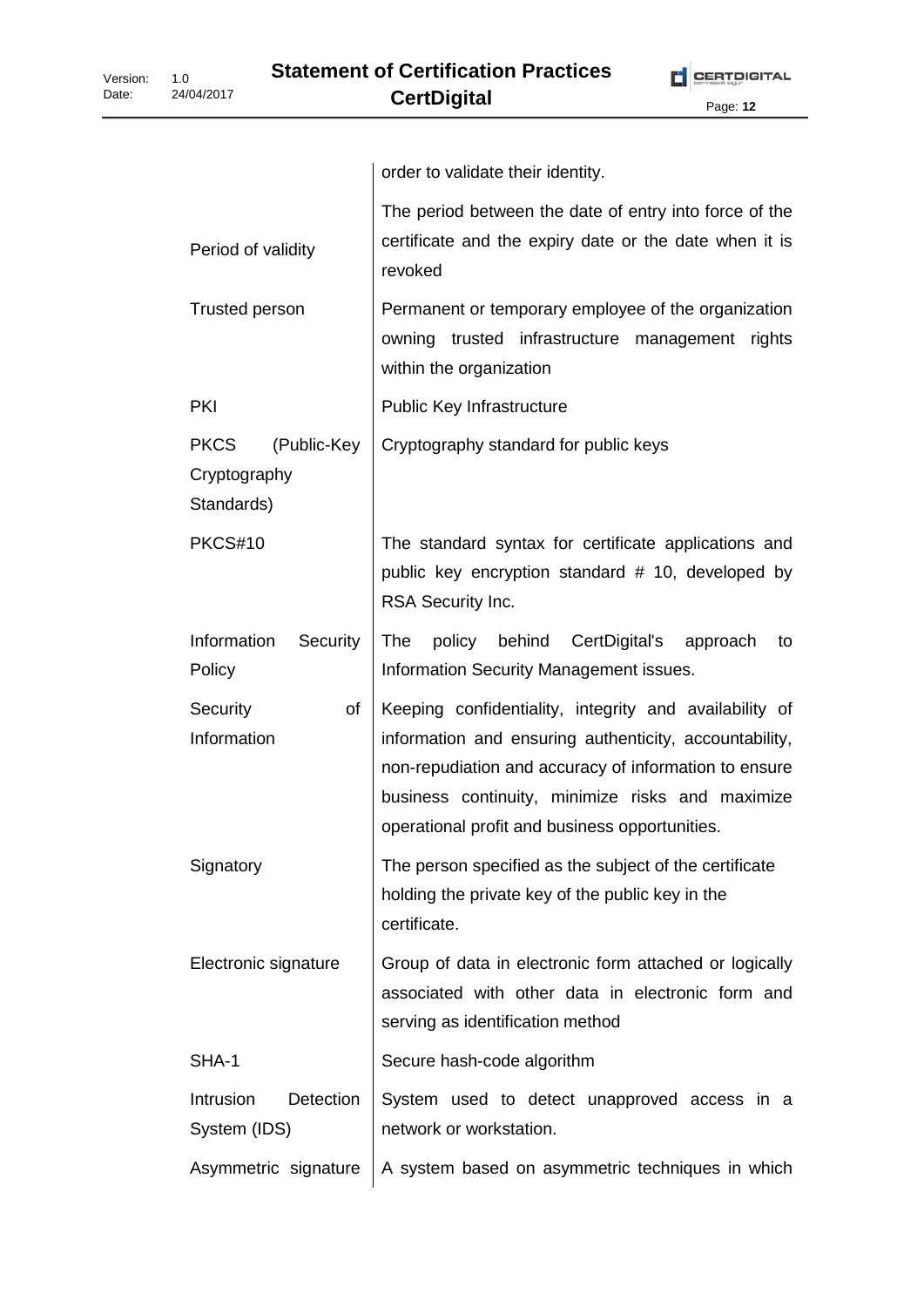| | |
|---|---|
| | order to validate their identity. |
| Period of validity | The period between the date of entry into force of the certificate and the expiry date or the date when it is revoked |
| Trusted person | Permanent or temporary employee of the organization owning trusted infrastructure management rights within the organization |
| PKI | Public Key Infrastructure |
| PKCS (Public-Key Cryptography Standards) | Cryptography standard for public keys |
| PKCS#10 | The standard syntax for certificate applications and public key encryption standard # 10, developed by RSA Security Inc. |
| Information Security Policy | The policy behind CertDigital's approach to Information Security Management issues. |
| Security of Information | Keeping confidentiality, integrity and availability of information and ensuring authenticity, accountability, non-repudiation and accuracy of information to ensure business continuity, minimize risks and maximize operational profit and business opportunities. |
| Signatory | The person specified as the subject of the certificate holding the private key of the public key in the certificate. |
| Electronic signature | Group of data in electronic form attached or logically associated with other data in electronic form and serving as identification method |
| SHA-1 | Secure hash-code algorithm |
| Intrusion Detection System (IDS) | System used to detect unapproved access in a network or workstation. |
| Asymmetric signature | A system based on asymmetric techniques in which |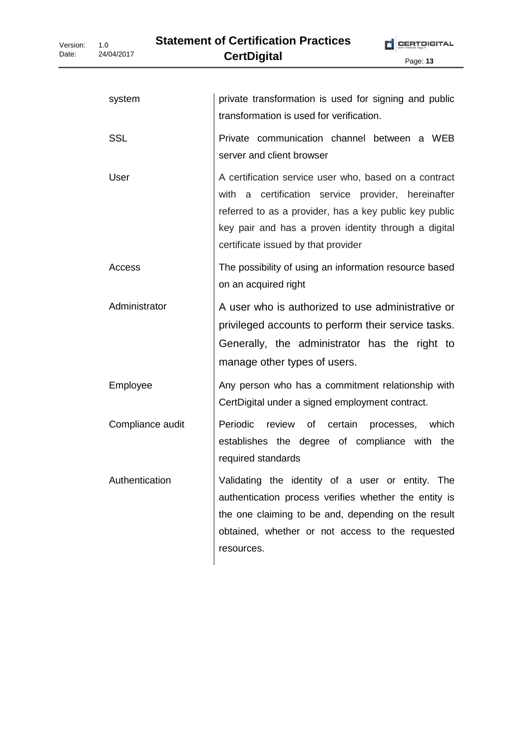| | |
|---|---|
| system | private transformation is used for signing and public transformation is used for verification. |
| SSL | Private communication channel between a WEB server and client browser |
| User | A certification service user who, based on a contract with a certification service provider, hereinafter referred to as a provider, has a key public key public key pair and has a proven identity through a digital certificate issued by that provider |
| Access | The possibility of using an information resource based on an acquired right |
| Administrator | A user who is authorized to use administrative or privileged accounts to perform their service tasks. Generally, the administrator has the right to manage other types of users. |
| Employee | Any person who has a commitment relationship with CertDigital under a signed employment contract. |
| Compliance audit | Periodic review of certain processes, which establishes the degree of compliance with the required standards |
| Authentication | Validating the identity of a user or entity. The authentication process verifies whether the entity is the one claiming to be and, depending on the result obtained, whether or not access to the requested resources. |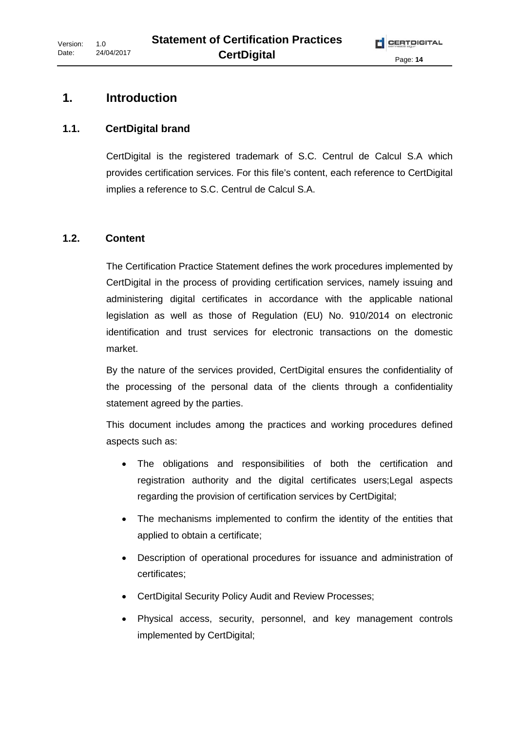# 1. Introduction

## 1.1. CertDigital brand

CertDigital is the registered trademark of S.C. Centrul de Calcul S.A which provides certification services. For this file's content, each reference to CertDigital implies a reference to S.C. Centrul de Calcul S.A.

## 1.2. Content

The Certification Practice Statement defines the work procedures implemented by CertDigital in the process of providing certification services, namely issuing and administering digital certificates in accordance with the applicable national legislation as well as those of Regulation (EU) No. 910/2014 on electronic identification and trust services for electronic transactions on the domestic market.

By the nature of the services provided, CertDigital ensures the confidentiality of the processing of the personal data of the clients through a confidentiality statement agreed by the parties.

This document includes among the practices and working procedures defined aspects such as:

- The obligations and responsibilities of both the certification and registration authority and the digital certificates users;Legal aspects regarding the provision of certification services by CertDigital;
- The mechanisms implemented to confirm the identity of the entities that applied to obtain a certificate;
- Description of operational procedures for issuance and administration of certificates;
- CertDigital Security Policy Audit and Review Processes;
- Physical access, security, personnel, and key management controls implemented by CertDigital;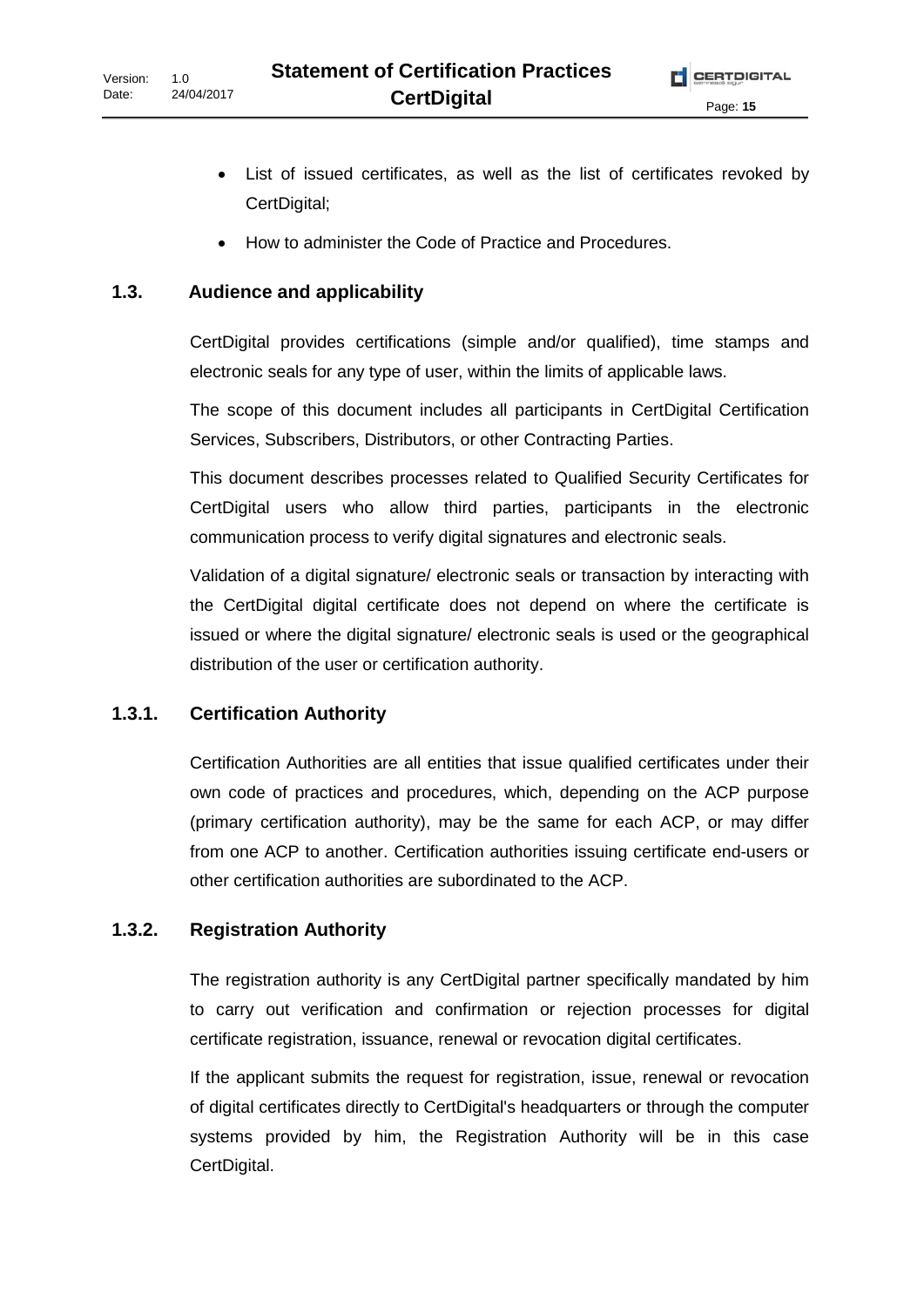- List of issued certificates, as well as the list of certificates revoked by CertDigital;
- How to administer the Code of Practice and Procedures.

## 1.3. Audience and applicability

CertDigital provides certifications (simple and/or qualified), time stamps and electronic seals for any type of user, within the limits of applicable laws.

The scope of this document includes all participants in CertDigital Certification Services, Subscribers, Distributors, or other Contracting Parties.

This document describes processes related to Qualified Security Certificates for CertDigital users who allow third parties, participants in the electronic communication process to verify digital signatures and electronic seals.

Validation of a digital signature/ electronic seals or transaction by interacting with the CertDigital digital certificate does not depend on where the certificate is issued or where the digital signature/ electronic seals is used or the geographical distribution of the user or certification authority.

### 1.3.1. Certification Authority

Certification Authorities are all entities that issue qualified certificates under their own code of practices and procedures, which, depending on the ACP purpose (primary certification authority), may be the same for each ACP, or may differ from one ACP to another. Certification authorities issuing certificate end-users or other certification authorities are subordinated to the ACP.

### 1.3.2. Registration Authority

The registration authority is any CertDigital partner specifically mandated by him to carry out verification and confirmation or rejection processes for digital certificate registration, issuance, renewal or revocation digital certificates.

If the applicant submits the request for registration, issue, renewal or revocation of digital certificates directly to CertDigital's headquarters or through the computer systems provided by him, the Registration Authority will be in this case CertDigital.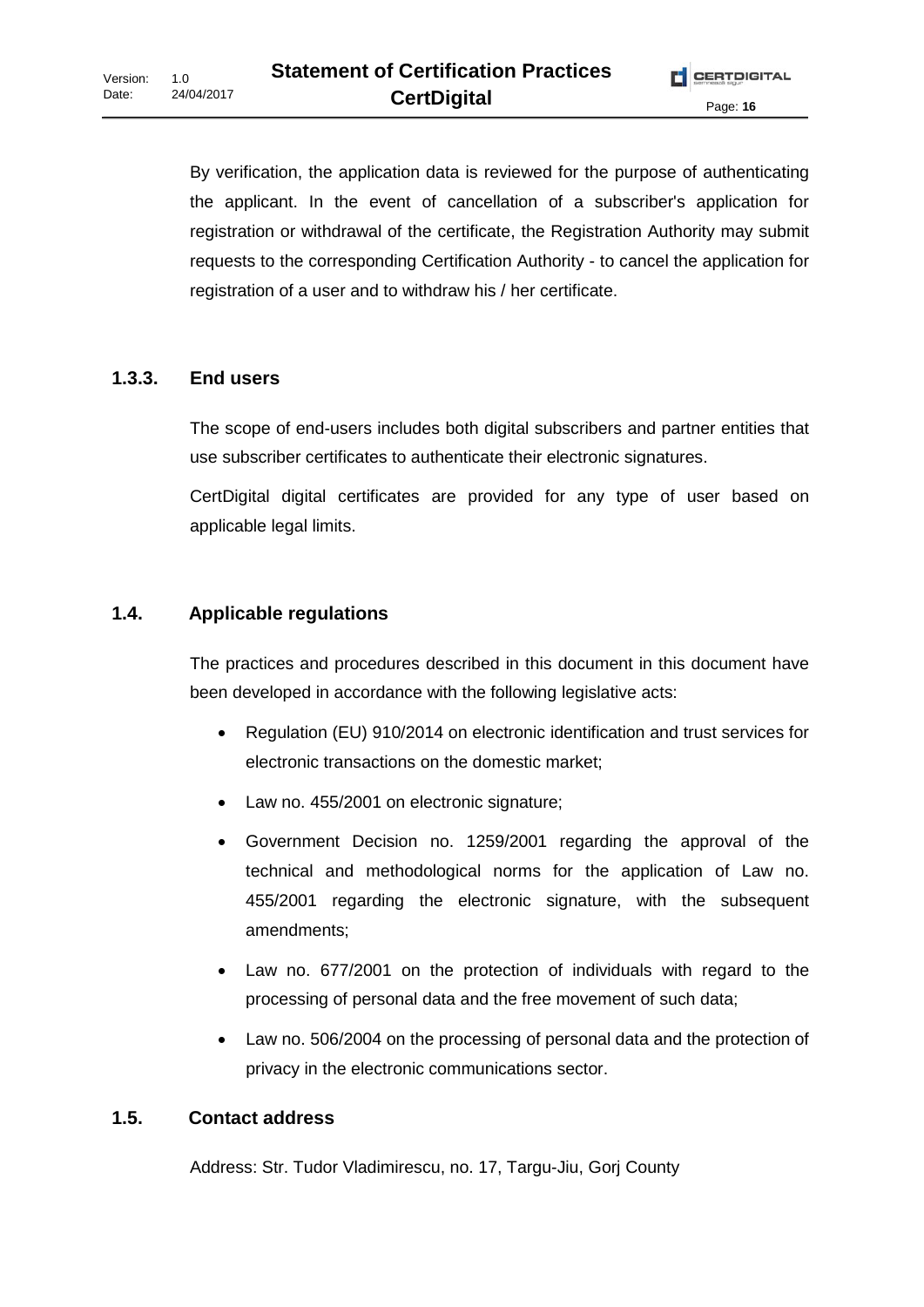By verification, the application data is reviewed for the purpose of authenticating the applicant. In the event of cancellation of a subscriber's application for registration or withdrawal of the certificate, the Registration Authority may submit requests to the corresponding Certification Authority - to cancel the application for registration of a user and to withdraw his / her certificate.

### 1.3.3. End users

The scope of end-users includes both digital subscribers and partner entities that use subscriber certificates to authenticate their electronic signatures.

CertDigital digital certificates are provided for any type of user based on applicable legal limits.

## 1.4. Applicable regulations

The practices and procedures described in this document in this document have been developed in accordance with the following legislative acts:

- Regulation (EU) 910/2014 on electronic identification and trust services for electronic transactions on the domestic market;
- Law no. 455/2001 on electronic signature;
- Government Decision no. 1259/2001 regarding the approval of the technical and methodological norms for the application of Law no. 455/2001 regarding the electronic signature, with the subsequent amendments;
- Law no. 677/2001 on the protection of individuals with regard to the processing of personal data and the free movement of such data;
- Law no. 506/2004 on the processing of personal data and the protection of privacy in the electronic communications sector.

## 1.5. Contact address

Address: Str. Tudor Vladimirescu, no. 17, Targu-Jiu, Gorj County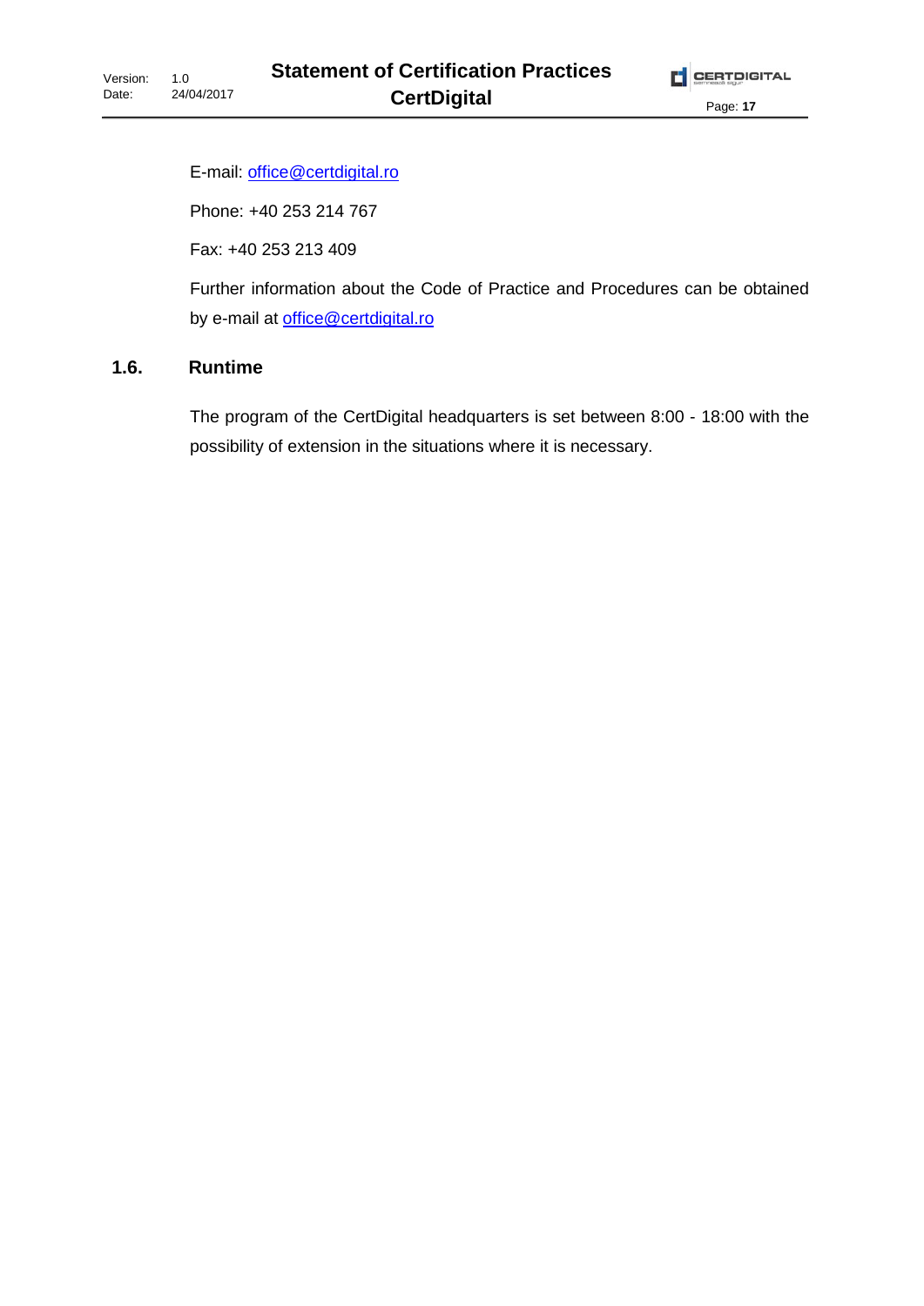E-mail: office@certdigital.ro

Phone: +40 253 214 767

Fax: +40 253 213 409

Further information about the Code of Practice and Procedures can be obtained by e-mail at office@certdigital.ro

## 1.6. Runtime

The program of the CertDigital headquarters is set between 8:00 - 18:00 with the possibility of extension in the situations where it is necessary.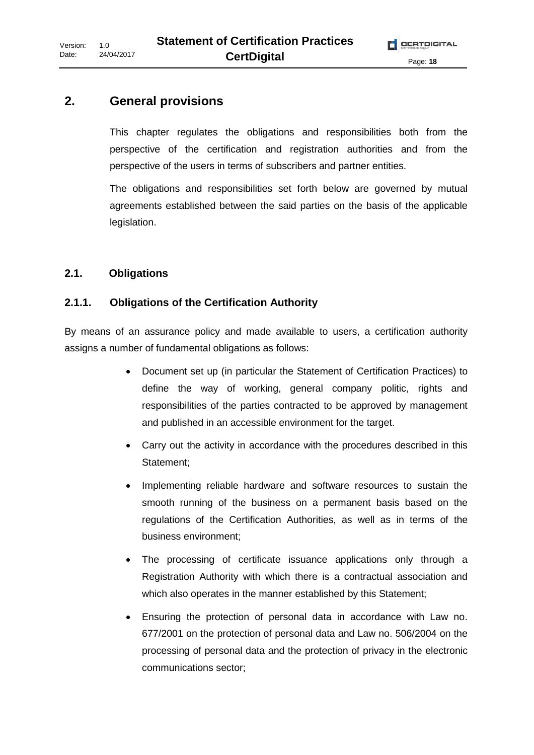# 2. General provisions

This chapter regulates the obligations and responsibilities both from the perspective of the certification and registration authorities and from the perspective of the users in terms of subscribers and partner entities.

The obligations and responsibilities set forth below are governed by mutual agreements established between the said parties on the basis of the applicable legislation.

## 2.1. Obligations

### 2.1.1. Obligations of the Certification Authority

By means of an assurance policy and made available to users, a certification authority assigns a number of fundamental obligations as follows:

- Document set up (in particular the Statement of Certification Practices) to define the way of working, general company politic, rights and responsibilities of the parties contracted to be approved by management and published in an accessible environment for the target.
- Carry out the activity in accordance with the procedures described in this Statement;
- Implementing reliable hardware and software resources to sustain the smooth running of the business on a permanent basis based on the regulations of the Certification Authorities, as well as in terms of the business environment;
- The processing of certificate issuance applications only through a Registration Authority with which there is a contractual association and which also operates in the manner established by this Statement;
- Ensuring the protection of personal data in accordance with Law no. 677/2001 on the protection of personal data and Law no. 506/2004 on the processing of personal data and the protection of privacy in the electronic communications sector;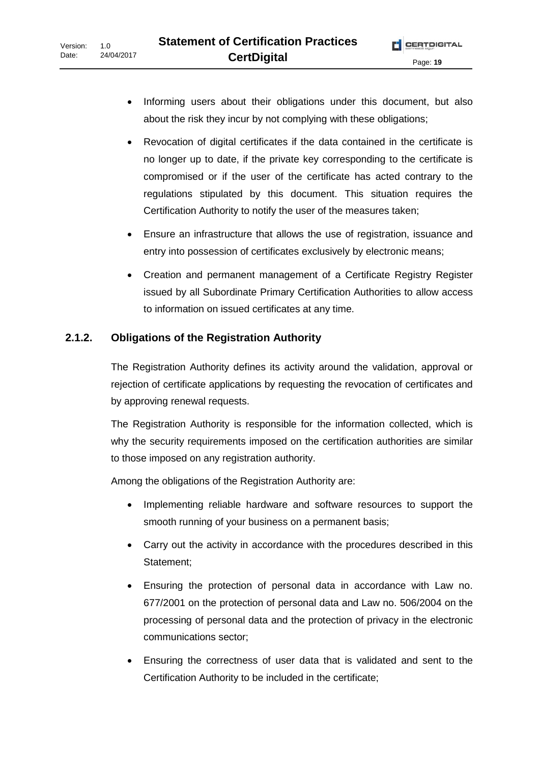- Informing users about their obligations under this document, but also about the risk they incur by not complying with these obligations;
- Revocation of digital certificates if the data contained in the certificate is no longer up to date, if the private key corresponding to the certificate is compromised or if the user of the certificate has acted contrary to the regulations stipulated by this document. This situation requires the Certification Authority to notify the user of the measures taken;
- Ensure an infrastructure that allows the use of registration, issuance and entry into possession of certificates exclusively by electronic means;
- Creation and permanent management of a Certificate Registry Register issued by all Subordinate Primary Certification Authorities to allow access to information on issued certificates at any time.

### 2.1.2. Obligations of the Registration Authority

The Registration Authority defines its activity around the validation, approval or rejection of certificate applications by requesting the revocation of certificates and by approving renewal requests.

The Registration Authority is responsible for the information collected, which is why the security requirements imposed on the certification authorities are similar to those imposed on any registration authority.

Among the obligations of the Registration Authority are:

- Implementing reliable hardware and software resources to support the smooth running of your business on a permanent basis;
- Carry out the activity in accordance with the procedures described in this Statement;
- Ensuring the protection of personal data in accordance with Law no. 677/2001 on the protection of personal data and Law no. 506/2004 on the processing of personal data and the protection of privacy in the electronic communications sector;
- Ensuring the correctness of user data that is validated and sent to the Certification Authority to be included in the certificate;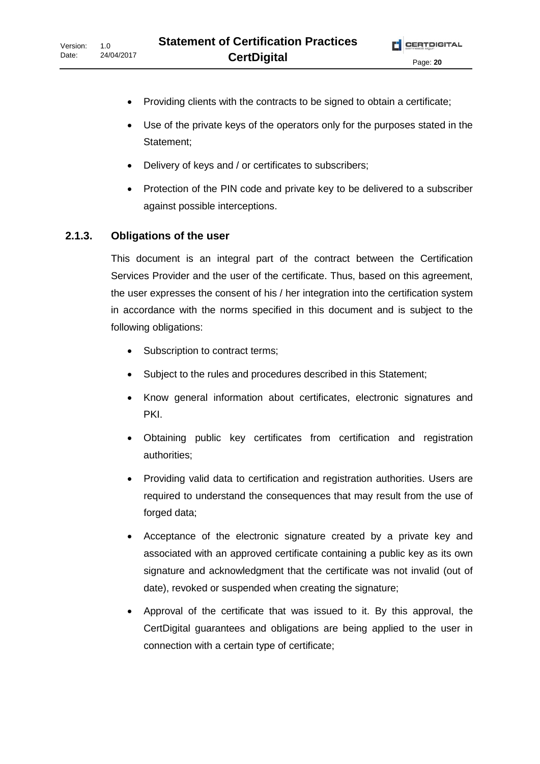- Providing clients with the contracts to be signed to obtain a certificate;
- Use of the private keys of the operators only for the purposes stated in the Statement;
- Delivery of keys and / or certificates to subscribers;
- Protection of the PIN code and private key to be delivered to a subscriber against possible interceptions.

### 2.1.3. Obligations of the user

This document is an integral part of the contract between the Certification Services Provider and the user of the certificate. Thus, based on this agreement, the user expresses the consent of his / her integration into the certification system in accordance with the norms specified in this document and is subject to the following obligations:

- Subscription to contract terms;
- Subject to the rules and procedures described in this Statement;
- Know general information about certificates, electronic signatures and PKI.
- Obtaining public key certificates from certification and registration authorities;
- Providing valid data to certification and registration authorities. Users are required to understand the consequences that may result from the use of forged data;
- Acceptance of the electronic signature created by a private key and associated with an approved certificate containing a public key as its own signature and acknowledgment that the certificate was not invalid (out of date), revoked or suspended when creating the signature;
- Approval of the certificate that was issued to it. By this approval, the CertDigital guarantees and obligations are being applied to the user in connection with a certain type of certificate;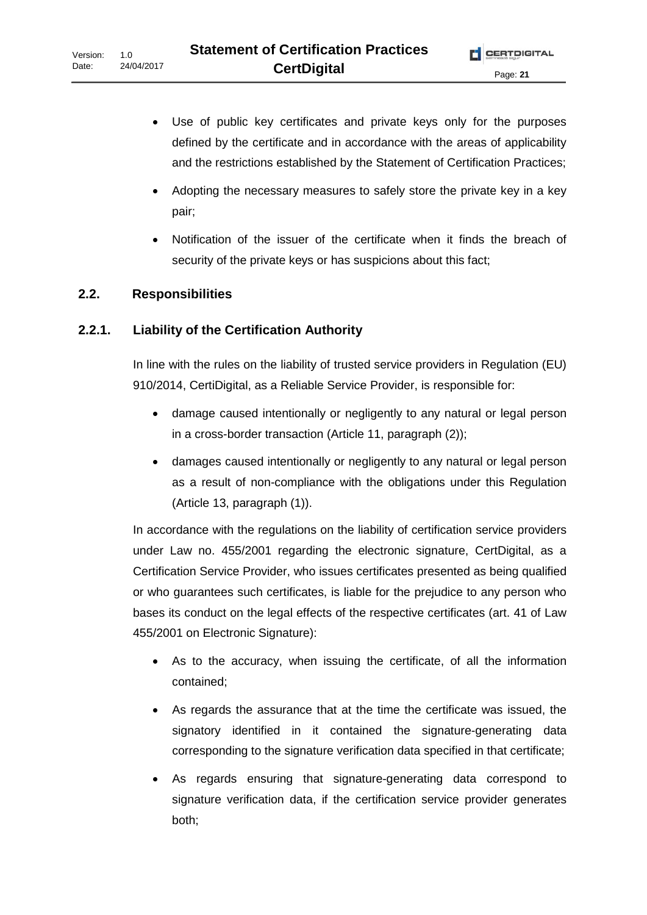- Use of public key certificates and private keys only for the purposes defined by the certificate and in accordance with the areas of applicability and the restrictions established by the Statement of Certification Practices;
- Adopting the necessary measures to safely store the private key in a key pair;
- Notification of the issuer of the certificate when it finds the breach of security of the private keys or has suspicions about this fact;

## 2.2. Responsibilities

### 2.2.1. Liability of the Certification Authority

In line with the rules on the liability of trusted service providers in Regulation (EU) 910/2014, CertiDigital, as a Reliable Service Provider, is responsible for:

- damage caused intentionally or negligently to any natural or legal person in a cross-border transaction (Article 11, paragraph (2));
- damages caused intentionally or negligently to any natural or legal person as a result of non-compliance with the obligations under this Regulation (Article 13, paragraph (1)).

In accordance with the regulations on the liability of certification service providers under Law no. 455/2001 regarding the electronic signature, CertDigital, as a Certification Service Provider, who issues certificates presented as being qualified or who guarantees such certificates, is liable for the prejudice to any person who bases its conduct on the legal effects of the respective certificates (art. 41 of Law 455/2001 on Electronic Signature):

- As to the accuracy, when issuing the certificate, of all the information contained;
- As regards the assurance that at the time the certificate was issued, the signatory identified in it contained the signature-generating data corresponding to the signature verification data specified in that certificate;
- As regards ensuring that signature-generating data correspond to signature verification data, if the certification service provider generates both;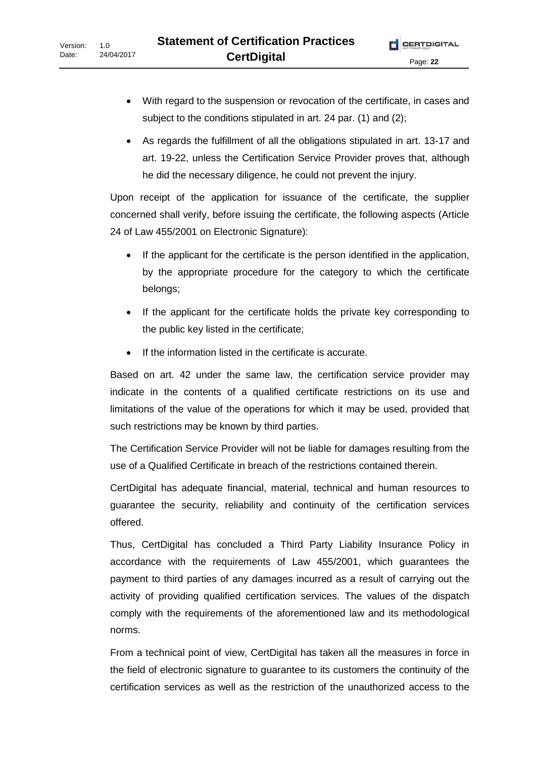- With regard to the suspension or revocation of the certificate, in cases and subject to the conditions stipulated in art. 24 par. (1) and (2);
- As regards the fulfillment of all the obligations stipulated in art. 13-17 and art. 19-22, unless the Certification Service Provider proves that, although he did the necessary diligence, he could not prevent the injury.

Upon receipt of the application for issuance of the certificate, the supplier concerned shall verify, before issuing the certificate, the following aspects (Article 24 of Law 455/2001 on Electronic Signature):

- If the applicant for the certificate is the person identified in the application, by the appropriate procedure for the category to which the certificate belongs;
- If the applicant for the certificate holds the private key corresponding to the public key listed in the certificate;
- If the information listed in the certificate is accurate.

Based on art. 42 under the same law, the certification service provider may indicate in the contents of a qualified certificate restrictions on its use and limitations of the value of the operations for which it may be used, provided that such restrictions may be known by third parties.

The Certification Service Provider will not be liable for damages resulting from the use of a Qualified Certificate in breach of the restrictions contained therein.

CertDigital has adequate financial, material, technical and human resources to guarantee the security, reliability and continuity of the certification services offered.

Thus, CertDigital has concluded a Third Party Liability Insurance Policy in accordance with the requirements of Law 455/2001, which guarantees the payment to third parties of any damages incurred as a result of carrying out the activity of providing qualified certification services. The values of the dispatch comply with the requirements of the aforementioned law and its methodological norms.

From a technical point of view, CertDigital has taken all the measures in force in the field of electronic signature to guarantee to its customers the continuity of the certification services as well as the restriction of the unauthorized access to the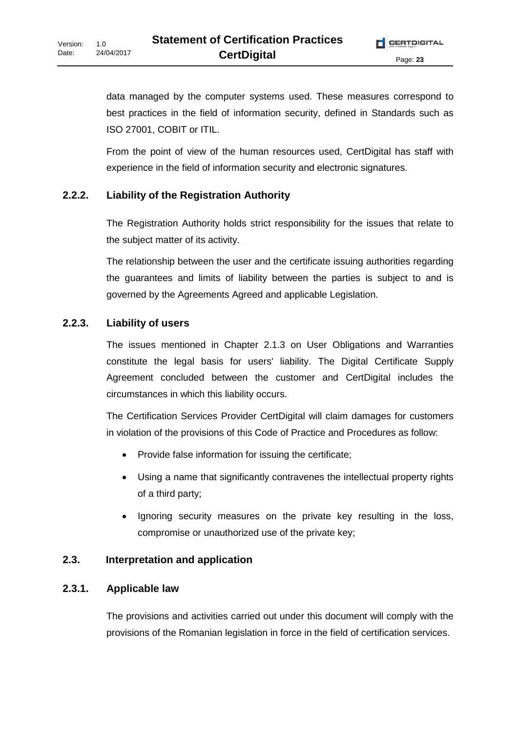data managed by the computer systems used. These measures correspond to best practices in the field of information security, defined in Standards such as ISO 27001, COBIT or ITIL.

From the point of view of the human resources used, CertDigital has staff with experience in the field of information security and electronic signatures.

### 2.2.2. Liability of the Registration Authority

The Registration Authority holds strict responsibility for the issues that relate to the subject matter of its activity.

The relationship between the user and the certificate issuing authorities regarding the guarantees and limits of liability between the parties is subject to and is governed by the Agreements Agreed and applicable Legislation.

### 2.2.3. Liability of users

The issues mentioned in Chapter 2.1.3 on User Obligations and Warranties constitute the legal basis for users' liability. The Digital Certificate Supply Agreement concluded between the customer and CertDigital includes the circumstances in which this liability occurs.

The Certification Services Provider CertDigital will claim damages for customers in violation of the provisions of this Code of Practice and Procedures as follow:

- Provide false information for issuing the certificate;
- Using a name that significantly contravenes the intellectual property rights of a third party;
- Ignoring security measures on the private key resulting in the loss, compromise or unauthorized use of the private key;

## 2.3. Interpretation and application

### 2.3.1. Applicable law

The provisions and activities carried out under this document will comply with the provisions of the Romanian legislation in force in the field of certification services.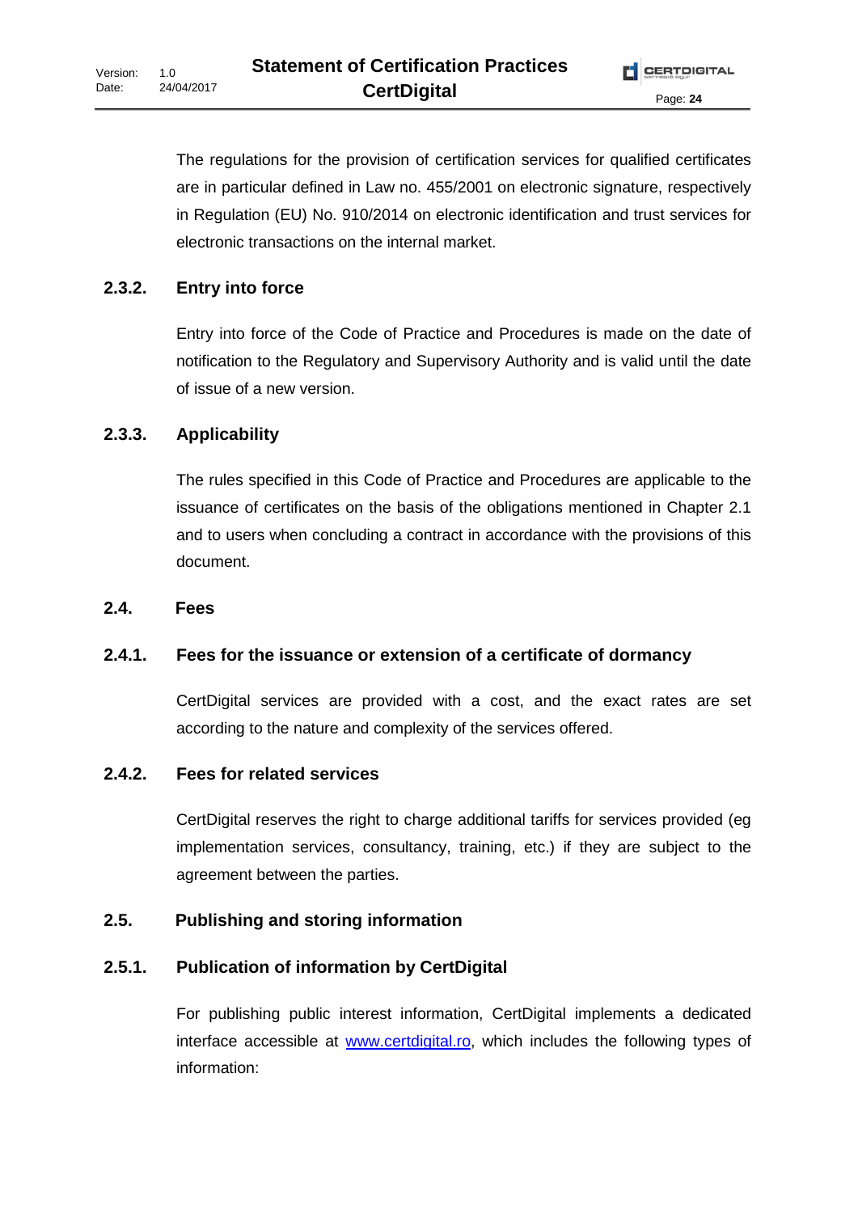The regulations for the provision of certification services for qualified certificates are in particular defined in Law no. 455/2001 on electronic signature, respectively in Regulation (EU) No. 910/2014 on electronic identification and trust services for electronic transactions on the internal market.

### 2.3.2. Entry into force

Entry into force of the Code of Practice and Procedures is made on the date of notification to the Regulatory and Supervisory Authority and is valid until the date of issue of a new version.

### 2.3.3. Applicability

The rules specified in this Code of Practice and Procedures are applicable to the issuance of certificates on the basis of the obligations mentioned in Chapter 2.1 and to users when concluding a contract in accordance with the provisions of this document.

## 2.4. Fees

### 2.4.1. Fees for the issuance or extension of a certificate of dormancy

CertDigital services are provided with a cost, and the exact rates are set according to the nature and complexity of the services offered.

### 2.4.2. Fees for related services

CertDigital reserves the right to charge additional tariffs for services provided (eg implementation services, consultancy, training, etc.) if they are subject to the agreement between the parties.

## 2.5. Publishing and storing information

### 2.5.1. Publication of information by CertDigital

For publishing public interest information, CertDigital implements a dedicated interface accessible at [www.certdigital.ro](http://www.certdigital.ro), which includes the following types of information: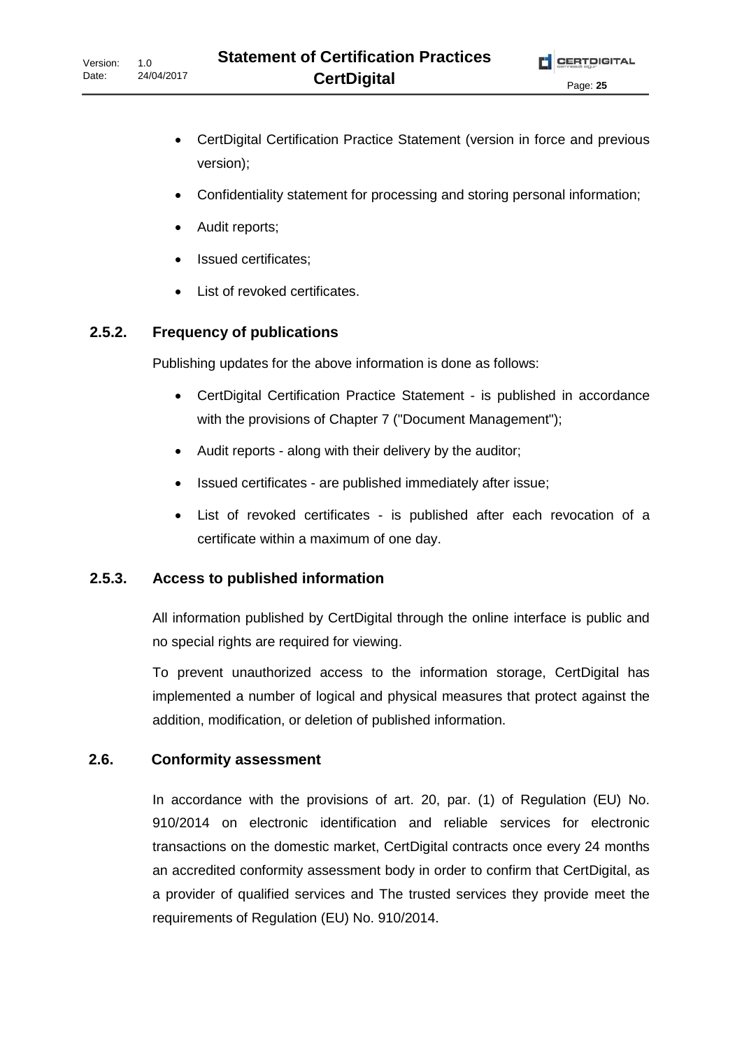- CertDigital Certification Practice Statement (version in force and previous version);
- Confidentiality statement for processing and storing personal information;
- Audit reports;
- Issued certificates;
- List of revoked certificates.

### 2.5.2. Frequency of publications

Publishing updates for the above information is done as follows:

- CertDigital Certification Practice Statement - is published in accordance with the provisions of Chapter 7 ("Document Management");
- Audit reports - along with their delivery by the auditor;
- Issued certificates - are published immediately after issue;
- List of revoked certificates - is published after each revocation of a certificate within a maximum of one day.

### 2.5.3. Access to published information

All information published by CertDigital through the online interface is public and no special rights are required for viewing.

To prevent unauthorized access to the information storage, CertDigital has implemented a number of logical and physical measures that protect against the addition, modification, or deletion of published information.

## 2.6. Conformity assessment

In accordance with the provisions of art. 20, par. (1) of Regulation (EU) No. 910/2014 on electronic identification and reliable services for electronic transactions on the domestic market, CertDigital contracts once every 24 months an accredited conformity assessment body in order to confirm that CertDigital, as a provider of qualified services and The trusted services they provide meet the requirements of Regulation (EU) No. 910/2014.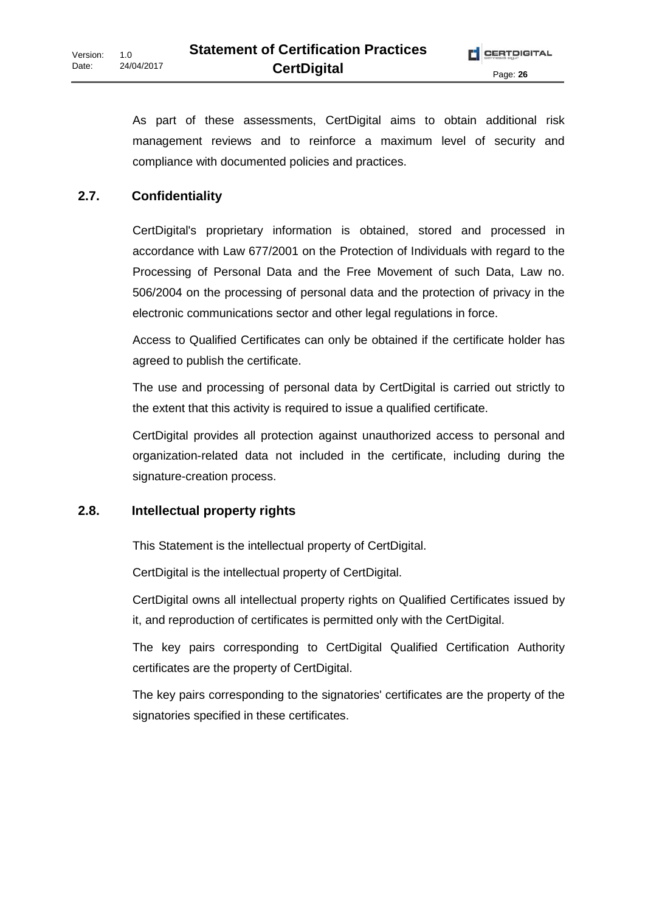As part of these assessments, CertDigital aims to obtain additional risk management reviews and to reinforce a maximum level of security and compliance with documented policies and practices.

## 2.7. Confidentiality

CertDigital's proprietary information is obtained, stored and processed in accordance with Law 677/2001 on the Protection of Individuals with regard to the Processing of Personal Data and the Free Movement of such Data, Law no. 506/2004 on the processing of personal data and the protection of privacy in the electronic communications sector and other legal regulations in force.

Access to Qualified Certificates can only be obtained if the certificate holder has agreed to publish the certificate.

The use and processing of personal data by CertDigital is carried out strictly to the extent that this activity is required to issue a qualified certificate.

CertDigital provides all protection against unauthorized access to personal and organization-related data not included in the certificate, including during the signature-creation process.

## 2.8. Intellectual property rights

This Statement is the intellectual property of CertDigital.

CertDigital is the intellectual property of CertDigital.

CertDigital owns all intellectual property rights on Qualified Certificates issued by it, and reproduction of certificates is permitted only with the CertDigital.

The key pairs corresponding to CertDigital Qualified Certification Authority certificates are the property of CertDigital.

The key pairs corresponding to the signatories' certificates are the property of the signatories specified in these certificates.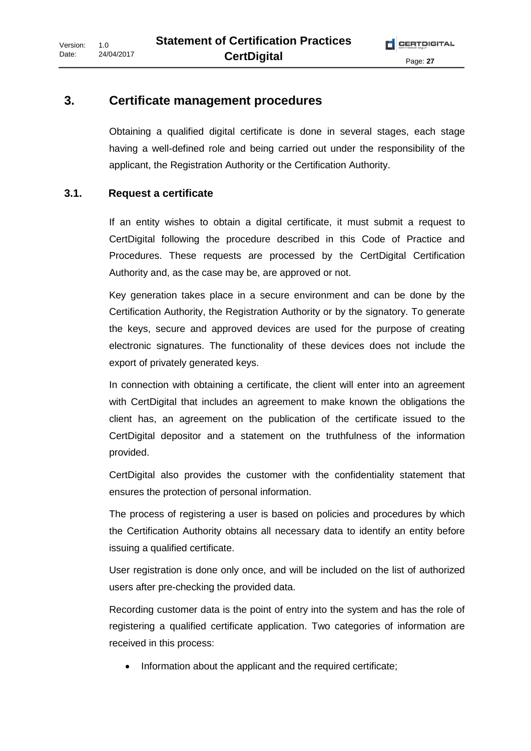# 3. Certificate management procedures

Obtaining a qualified digital certificate is done in several stages, each stage having a well-defined role and being carried out under the responsibility of the applicant, the Registration Authority or the Certification Authority.

## 3.1. Request a certificate

If an entity wishes to obtain a digital certificate, it must submit a request to CertDigital following the procedure described in this Code of Practice and Procedures. These requests are processed by the CertDigital Certification Authority and, as the case may be, are approved or not.

Key generation takes place in a secure environment and can be done by the Certification Authority, the Registration Authority or by the signatory. To generate the keys, secure and approved devices are used for the purpose of creating electronic signatures. The functionality of these devices does not include the export of privately generated keys.

In connection with obtaining a certificate, the client will enter into an agreement with CertDigital that includes an agreement to make known the obligations the client has, an agreement on the publication of the certificate issued to the CertDigital depositor and a statement on the truthfulness of the information provided.

CertDigital also provides the customer with the confidentiality statement that ensures the protection of personal information.

The process of registering a user is based on policies and procedures by which the Certification Authority obtains all necessary data to identify an entity before issuing a qualified certificate.

User registration is done only once, and will be included on the list of authorized users after pre-checking the provided data.

Recording customer data is the point of entry into the system and has the role of registering a qualified certificate application. Two categories of information are received in this process:

- Information about the applicant and the required certificate;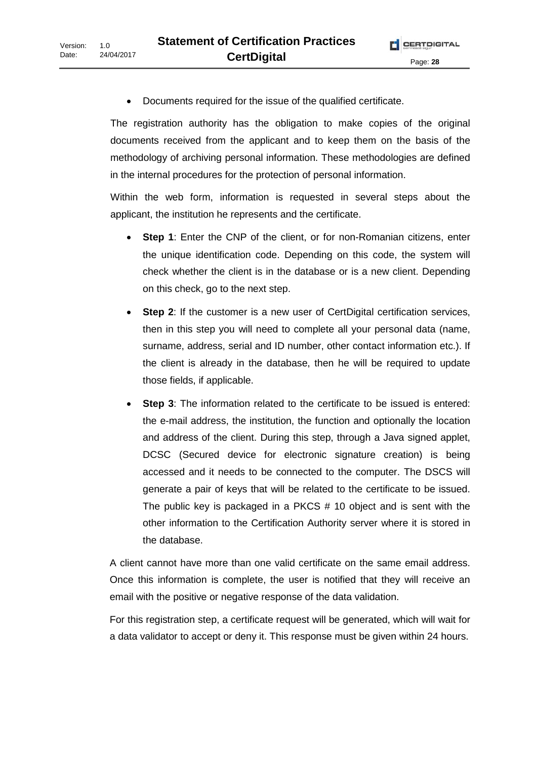- Documents required for the issue of the qualified certificate.

The registration authority has the obligation to make copies of the original documents received from the applicant and to keep them on the basis of the methodology of archiving personal information. These methodologies are defined in the internal procedures for the protection of personal information.

Within the web form, information is requested in several steps about the applicant, the institution he represents and the certificate.

- **Step 1**: Enter the CNP of the client, or for non-Romanian citizens, enter the unique identification code. Depending on this code, the system will check whether the client is in the database or is a new client. Depending on this check, go to the next step.
- **Step 2**: If the customer is a new user of CertDigital certification services, then in this step you will need to complete all your personal data (name, surname, address, serial and ID number, other contact information etc.). If the client is already in the database, then he will be required to update those fields, if applicable.
- **Step 3**: The information related to the certificate to be issued is entered: the e-mail address, the institution, the function and optionally the location and address of the client. During this step, through a Java signed applet, DCSC (Secured device for electronic signature creation) is being accessed and it needs to be connected to the computer. The DSCS will generate a pair of keys that will be related to the certificate to be issued. The public key is packaged in a PKCS # 10 object and is sent with the other information to the Certification Authority server where it is stored in the database.

A client cannot have more than one valid certificate on the same email address. Once this information is complete, the user is notified that they will receive an email with the positive or negative response of the data validation.

For this registration step, a certificate request will be generated, which will wait for a data validator to accept or deny it. This response must be given within 24 hours.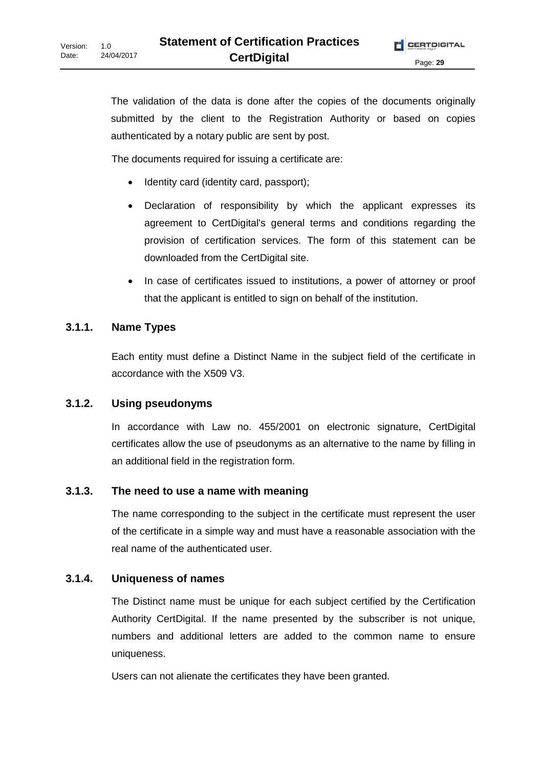The validation of the data is done after the copies of the documents originally submitted by the client to the Registration Authority or based on copies authenticated by a notary public are sent by post.

The documents required for issuing a certificate are:

- Identity card (identity card, passport);
- Declaration of responsibility by which the applicant expresses its agreement to CertDigital's general terms and conditions regarding the provision of certification services. The form of this statement can be downloaded from the CertDigital site.
- In case of certificates issued to institutions, a power of attorney or proof that the applicant is entitled to sign on behalf of the institution.

### 3.1.1. Name Types

Each entity must define a Distinct Name in the subject field of the certificate in accordance with the X509 V3.

### 3.1.2. Using pseudonyms

In accordance with Law no. 455/2001 on electronic signature, CertDigital certificates allow the use of pseudonyms as an alternative to the name by filling in an additional field in the registration form.

### 3.1.3. The need to use a name with meaning

The name corresponding to the subject in the certificate must represent the user of the certificate in a simple way and must have a reasonable association with the real name of the authenticated user.

### 3.1.4. Uniqueness of names

The Distinct name must be unique for each subject certified by the Certification Authority CertDigital. If the name presented by the subscriber is not unique, numbers and additional letters are added to the common name to ensure uniqueness.

Users can not alienate the certificates they have been granted.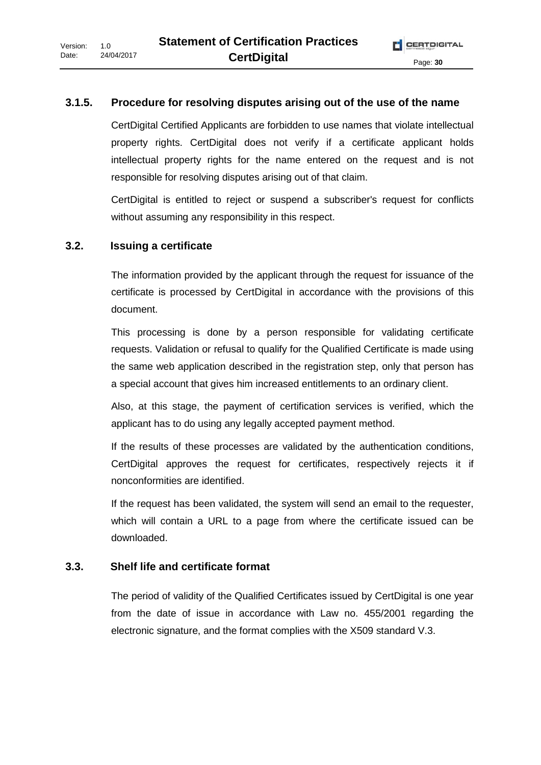### 3.1.5. Procedure for resolving disputes arising out of the use of the name

CertDigital Certified Applicants are forbidden to use names that violate intellectual property rights. CertDigital does not verify if a certificate applicant holds intellectual property rights for the name entered on the request and is not responsible for resolving disputes arising out of that claim.

CertDigital is entitled to reject or suspend a subscriber's request for conflicts without assuming any responsibility in this respect.

## 3.2. Issuing a certificate

The information provided by the applicant through the request for issuance of the certificate is processed by CertDigital in accordance with the provisions of this document.

This processing is done by a person responsible for validating certificate requests. Validation or refusal to qualify for the Qualified Certificate is made using the same web application described in the registration step, only that person has a special account that gives him increased entitlements to an ordinary client.

Also, at this stage, the payment of certification services is verified, which the applicant has to do using any legally accepted payment method.

If the results of these processes are validated by the authentication conditions, CertDigital approves the request for certificates, respectively rejects it if nonconformities are identified.

If the request has been validated, the system will send an email to the requester, which will contain a URL to a page from where the certificate issued can be downloaded.

## 3.3. Shelf life and certificate format

The period of validity of the Qualified Certificates issued by CertDigital is one year from the date of issue in accordance with Law no. 455/2001 regarding the electronic signature, and the format complies with the X509 standard V.3.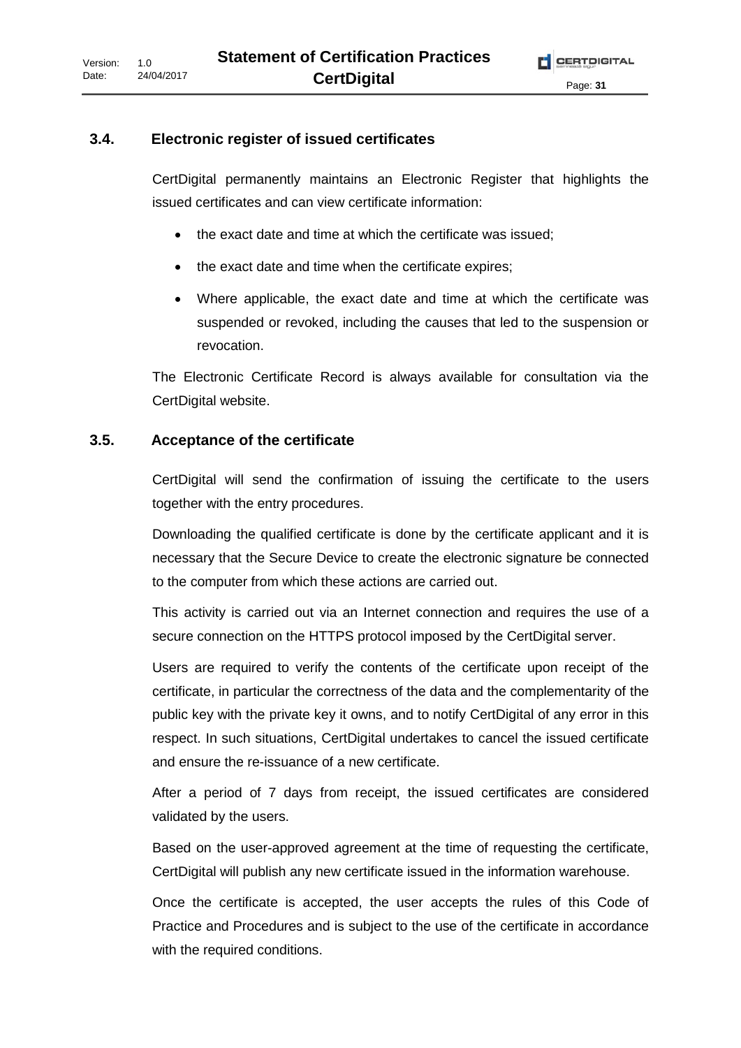## 3.4. Electronic register of issued certificates

CertDigital permanently maintains an Electronic Register that highlights the issued certificates and can view certificate information:

- the exact date and time at which the certificate was issued;
- the exact date and time when the certificate expires;
- Where applicable, the exact date and time at which the certificate was suspended or revoked, including the causes that led to the suspension or revocation.

The Electronic Certificate Record is always available for consultation via the CertDigital website.

## 3.5. Acceptance of the certificate

CertDigital will send the confirmation of issuing the certificate to the users together with the entry procedures.

Downloading the qualified certificate is done by the certificate applicant and it is necessary that the Secure Device to create the electronic signature be connected to the computer from which these actions are carried out.

This activity is carried out via an Internet connection and requires the use of a secure connection on the HTTPS protocol imposed by the CertDigital server.

Users are required to verify the contents of the certificate upon receipt of the certificate, in particular the correctness of the data and the complementarity of the public key with the private key it owns, and to notify CertDigital of any error in this respect. In such situations, CertDigital undertakes to cancel the issued certificate and ensure the re-issuance of a new certificate.

After a period of 7 days from receipt, the issued certificates are considered validated by the users.

Based on the user-approved agreement at the time of requesting the certificate, CertDigital will publish any new certificate issued in the information warehouse.

Once the certificate is accepted, the user accepts the rules of this Code of Practice and Procedures and is subject to the use of the certificate in accordance with the required conditions.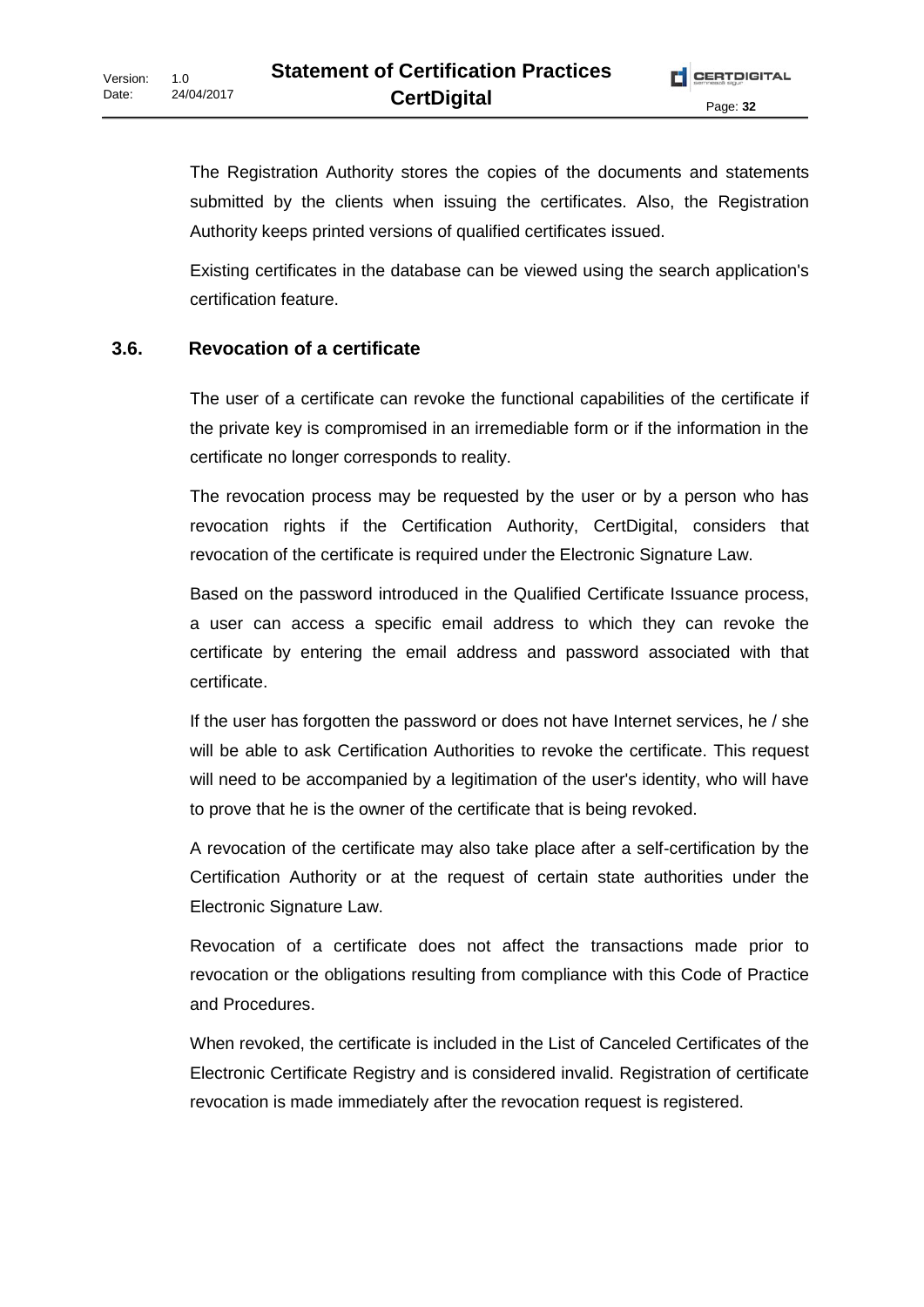The Registration Authority stores the copies of the documents and statements submitted by the clients when issuing the certificates. Also, the Registration Authority keeps printed versions of qualified certificates issued.

Existing certificates in the database can be viewed using the search application's certification feature.

## 3.6. Revocation of a certificate

The user of a certificate can revoke the functional capabilities of the certificate if the private key is compromised in an irremediable form or if the information in the certificate no longer corresponds to reality.

The revocation process may be requested by the user or by a person who has revocation rights if the Certification Authority, CertDigital, considers that revocation of the certificate is required under the Electronic Signature Law.

Based on the password introduced in the Qualified Certificate Issuance process, a user can access a specific email address to which they can revoke the certificate by entering the email address and password associated with that certificate.

If the user has forgotten the password or does not have Internet services, he / she will be able to ask Certification Authorities to revoke the certificate. This request will need to be accompanied by a legitimation of the user's identity, who will have to prove that he is the owner of the certificate that is being revoked.

A revocation of the certificate may also take place after a self-certification by the Certification Authority or at the request of certain state authorities under the Electronic Signature Law.

Revocation of a certificate does not affect the transactions made prior to revocation or the obligations resulting from compliance with this Code of Practice and Procedures.

When revoked, the certificate is included in the List of Canceled Certificates of the Electronic Certificate Registry and is considered invalid. Registration of certificate revocation is made immediately after the revocation request is registered.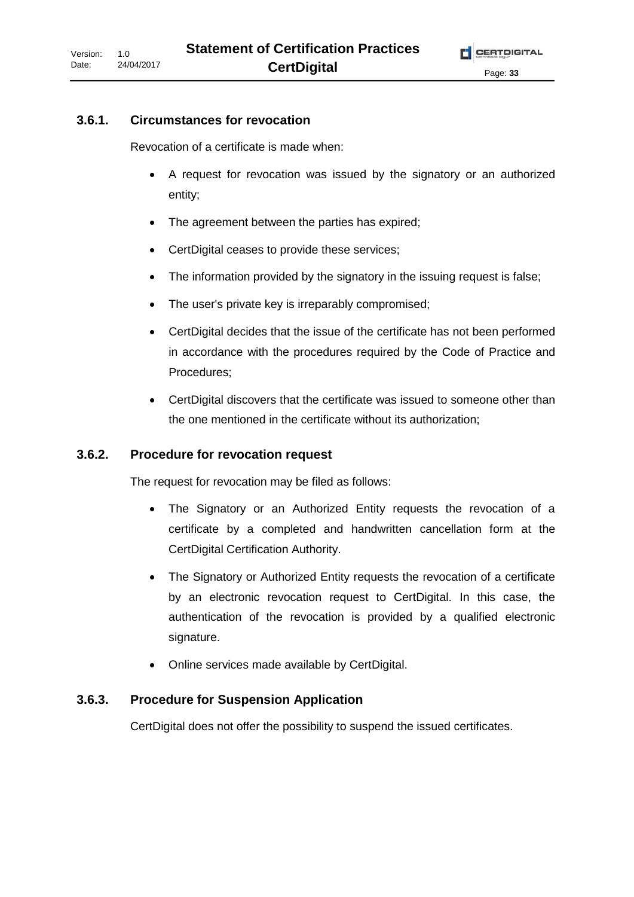### 3.6.1. Circumstances for revocation

Revocation of a certificate is made when:

- A request for revocation was issued by the signatory or an authorized entity;
- The agreement between the parties has expired;
- CertDigital ceases to provide these services;
- The information provided by the signatory in the issuing request is false;
- The user's private key is irreparably compromised;
- CertDigital decides that the issue of the certificate has not been performed in accordance with the procedures required by the Code of Practice and Procedures;
- CertDigital discovers that the certificate was issued to someone other than the one mentioned in the certificate without its authorization;

### 3.6.2. Procedure for revocation request

The request for revocation may be filed as follows:

- The Signatory or an Authorized Entity requests the revocation of a certificate by a completed and handwritten cancellation form at the CertDigital Certification Authority.
- The Signatory or Authorized Entity requests the revocation of a certificate by an electronic revocation request to CertDigital. In this case, the authentication of the revocation is provided by a qualified electronic signature.
- Online services made available by CertDigital.

### 3.6.3. Procedure for Suspension Application

CertDigital does not offer the possibility to suspend the issued certificates.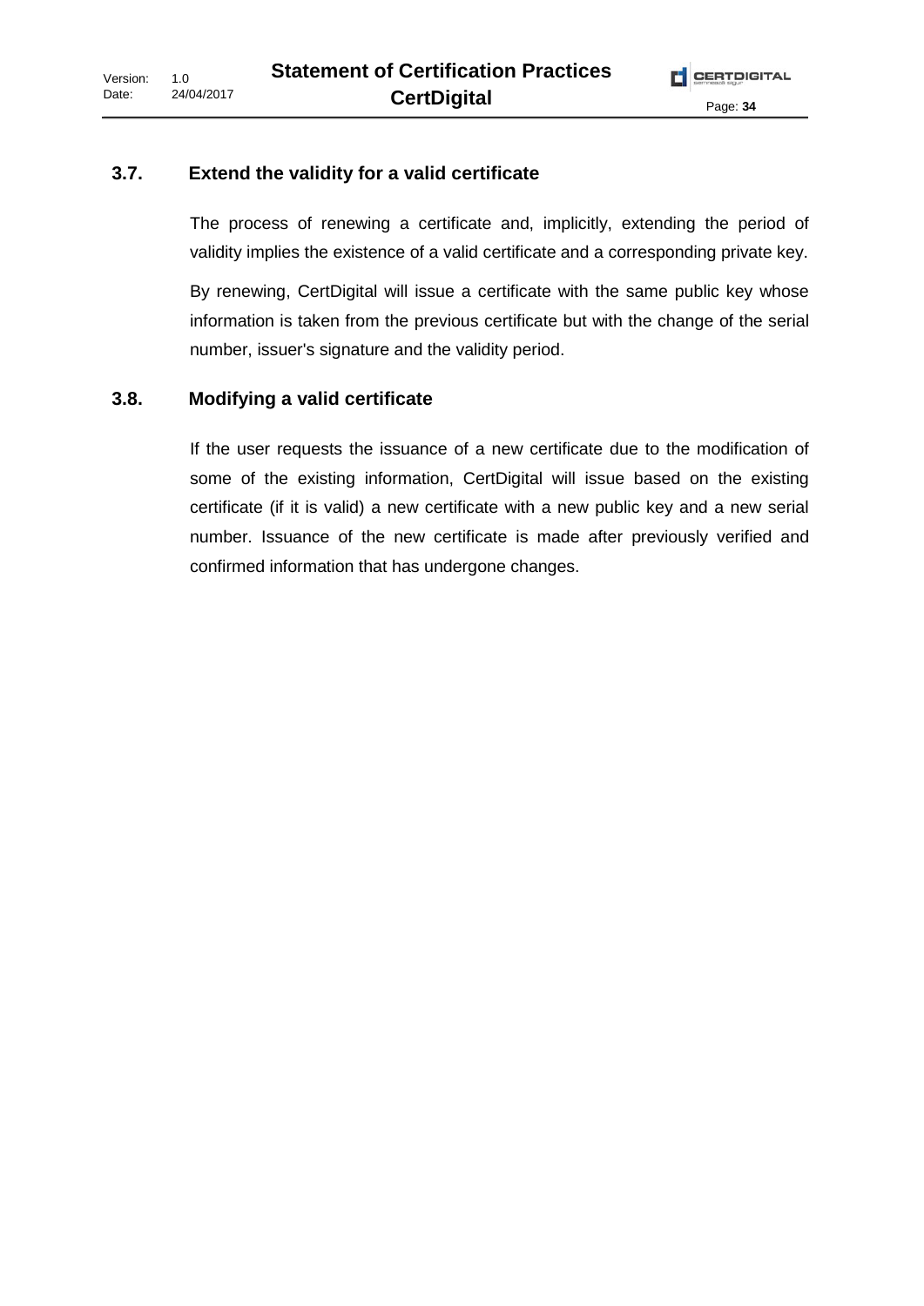## 3.7. Extend the validity for a valid certificate

The process of renewing a certificate and, implicitly, extending the period of validity implies the existence of a valid certificate and a corresponding private key.

By renewing, CertDigital will issue a certificate with the same public key whose information is taken from the previous certificate but with the change of the serial number, issuer's signature and the validity period.

## 3.8. Modifying a valid certificate

If the user requests the issuance of a new certificate due to the modification of some of the existing information, CertDigital will issue based on the existing certificate (if it is valid) a new certificate with a new public key and a new serial number. Issuance of the new certificate is made after previously verified and confirmed information that has undergone changes.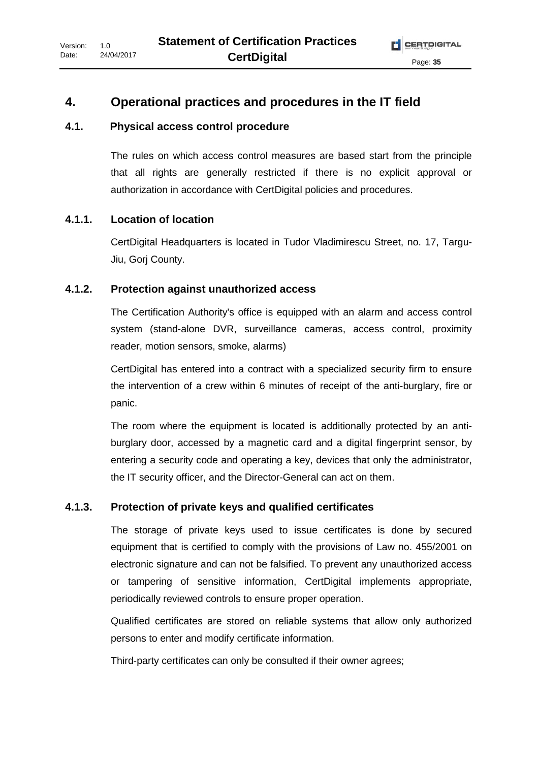# 4. Operational practices and procedures in the IT field

## 4.1. Physical access control procedure

The rules on which access control measures are based start from the principle that all rights are generally restricted if there is no explicit approval or authorization in accordance with CertDigital policies and procedures.

### 4.1.1. Location of location

CertDigital Headquarters is located in Tudor Vladimirescu Street, no. 17, Targu-Jiu, Gorj County.

### 4.1.2. Protection against unauthorized access

The Certification Authority's office is equipped with an alarm and access control system (stand-alone DVR, surveillance cameras, access control, proximity reader, motion sensors, smoke, alarms)

CertDigital has entered into a contract with a specialized security firm to ensure the intervention of a crew within 6 minutes of receipt of the anti-burglary, fire or panic.

The room where the equipment is located is additionally protected by an anti-burglary door, accessed by a magnetic card and a digital fingerprint sensor, by entering a security code and operating a key, devices that only the administrator, the IT security officer, and the Director-General can act on them.

### 4.1.3. Protection of private keys and qualified certificates

The storage of private keys used to issue certificates is done by secured equipment that is certified to comply with the provisions of Law no. 455/2001 on electronic signature and can not be falsified. To prevent any unauthorized access or tampering of sensitive information, CertDigital implements appropriate, periodically reviewed controls to ensure proper operation.

Qualified certificates are stored on reliable systems that allow only authorized persons to enter and modify certificate information.

Third-party certificates can only be consulted if their owner agrees;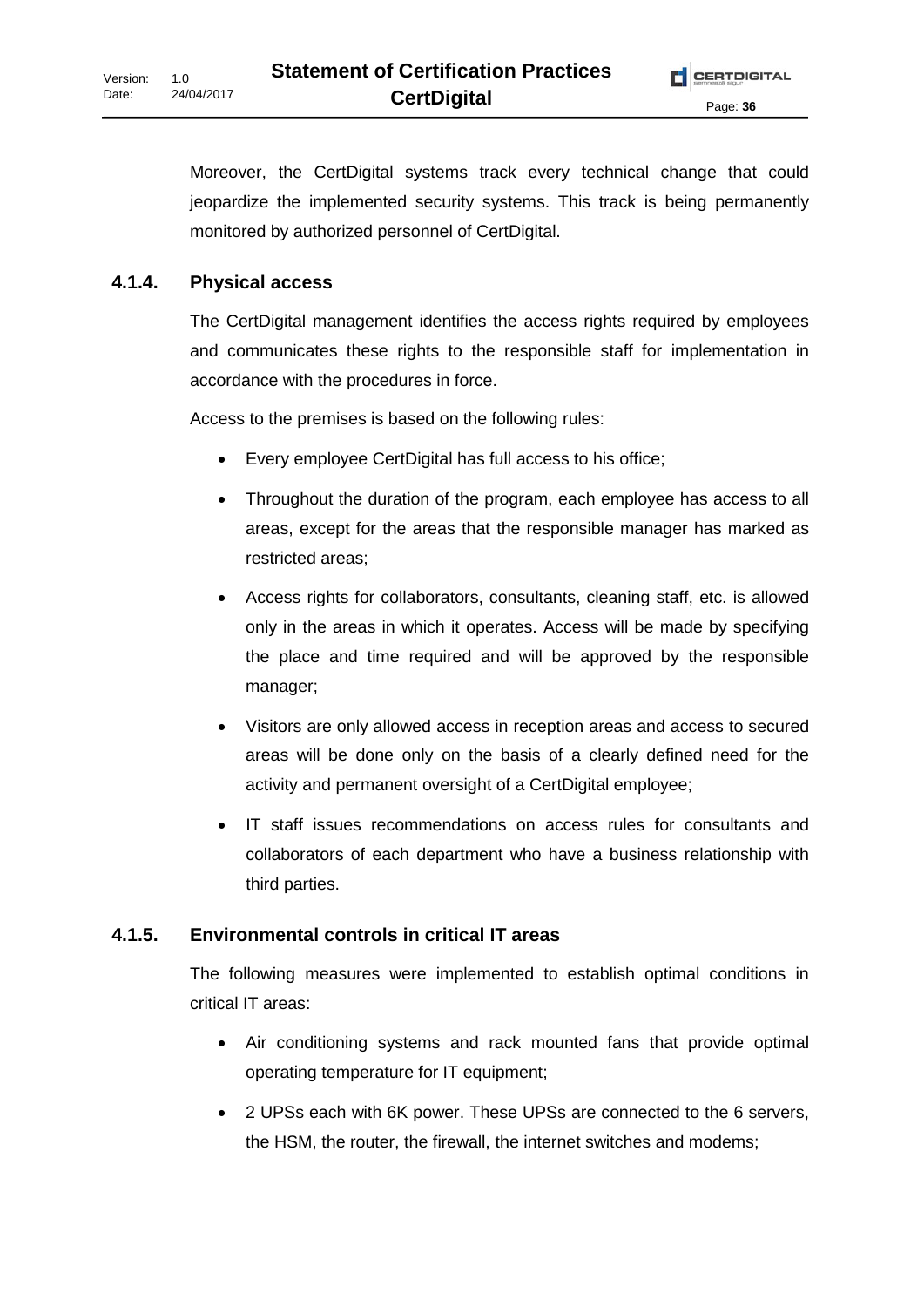Moreover, the CertDigital systems track every technical change that could jeopardize the implemented security systems. This track is being permanently monitored by authorized personnel of CertDigital.

### 4.1.4. Physical access

The CertDigital management identifies the access rights required by employees and communicates these rights to the responsible staff for implementation in accordance with the procedures in force.

Access to the premises is based on the following rules:

- Every employee CertDigital has full access to his office;
- Throughout the duration of the program, each employee has access to all areas, except for the areas that the responsible manager has marked as restricted areas;
- Access rights for collaborators, consultants, cleaning staff, etc. is allowed only in the areas in which it operates. Access will be made by specifying the place and time required and will be approved by the responsible manager;
- Visitors are only allowed access in reception areas and access to secured areas will be done only on the basis of a clearly defined need for the activity and permanent oversight of a CertDigital employee;
- IT staff issues recommendations on access rules for consultants and collaborators of each department who have a business relationship with third parties.

### 4.1.5. Environmental controls in critical IT areas

The following measures were implemented to establish optimal conditions in critical IT areas:

- Air conditioning systems and rack mounted fans that provide optimal operating temperature for IT equipment;
- 2 UPSs each with 6K power. These UPSs are connected to the 6 servers, the HSM, the router, the firewall, the internet switches and modems;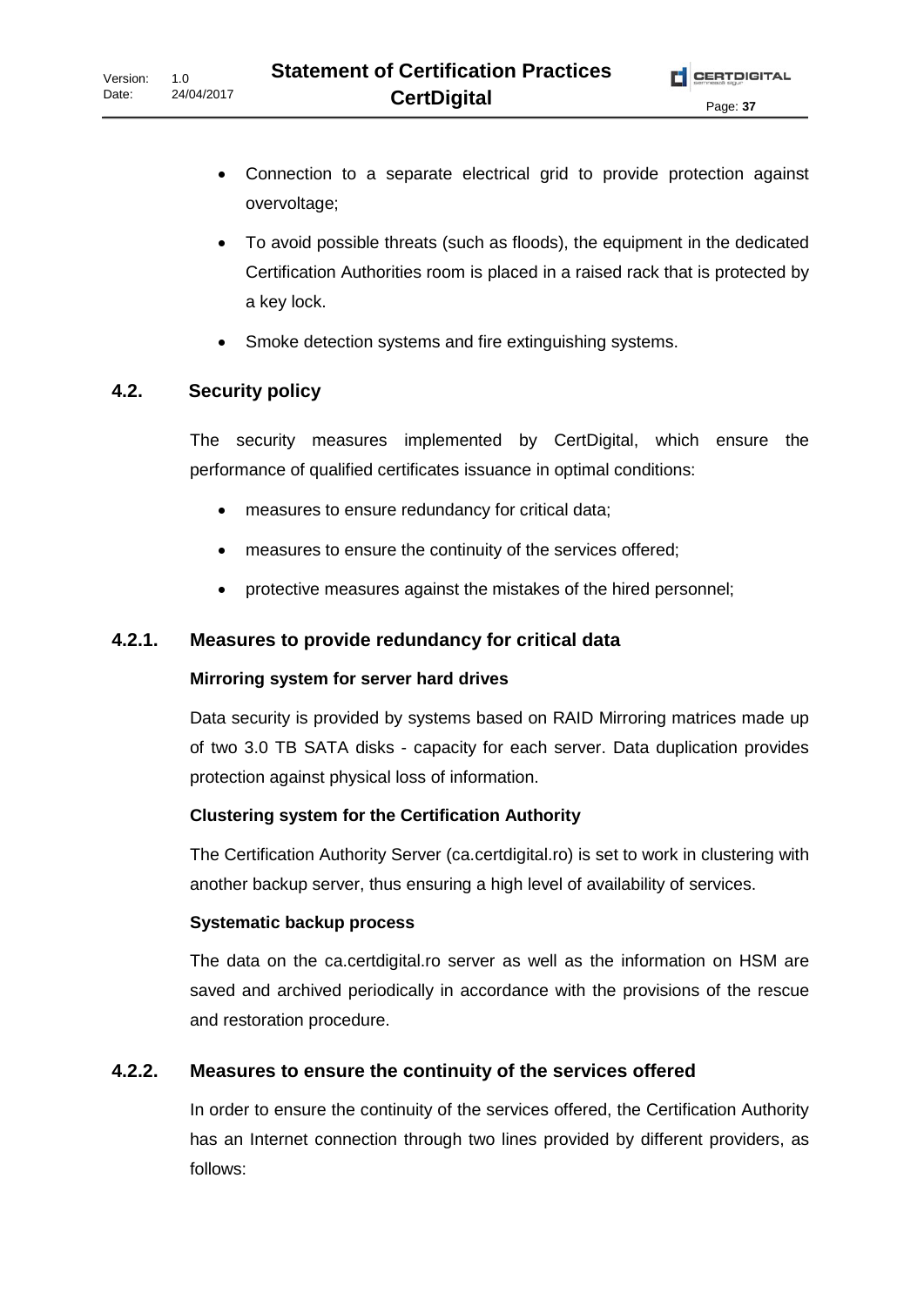- Connection to a separate electrical grid to provide protection against overvoltage;
- To avoid possible threats (such as floods), the equipment in the dedicated Certification Authorities room is placed in a raised rack that is protected by a key lock.
- Smoke detection systems and fire extinguishing systems.

## 4.2. Security policy

The security measures implemented by CertDigital, which ensure the performance of qualified certificates issuance in optimal conditions:

- measures to ensure redundancy for critical data;
- measures to ensure the continuity of the services offered;
- protective measures against the mistakes of the hired personnel;

### 4.2.1. Measures to provide redundancy for critical data

**Mirroring system for server hard drives**

Data security is provided by systems based on RAID Mirroring matrices made up of two 3.0 TB SATA disks - capacity for each server. Data duplication provides protection against physical loss of information.

**Clustering system for the Certification Authority**

The Certification Authority Server (ca.certdigital.ro) is set to work in clustering with another backup server, thus ensuring a high level of availability of services.

**Systematic backup process**

The data on the ca.certdigital.ro server as well as the information on HSM are saved and archived periodically in accordance with the provisions of the rescue and restoration procedure.

### 4.2.2. Measures to ensure the continuity of the services offered

In order to ensure the continuity of the services offered, the Certification Authority has an Internet connection through two lines provided by different providers, as follows: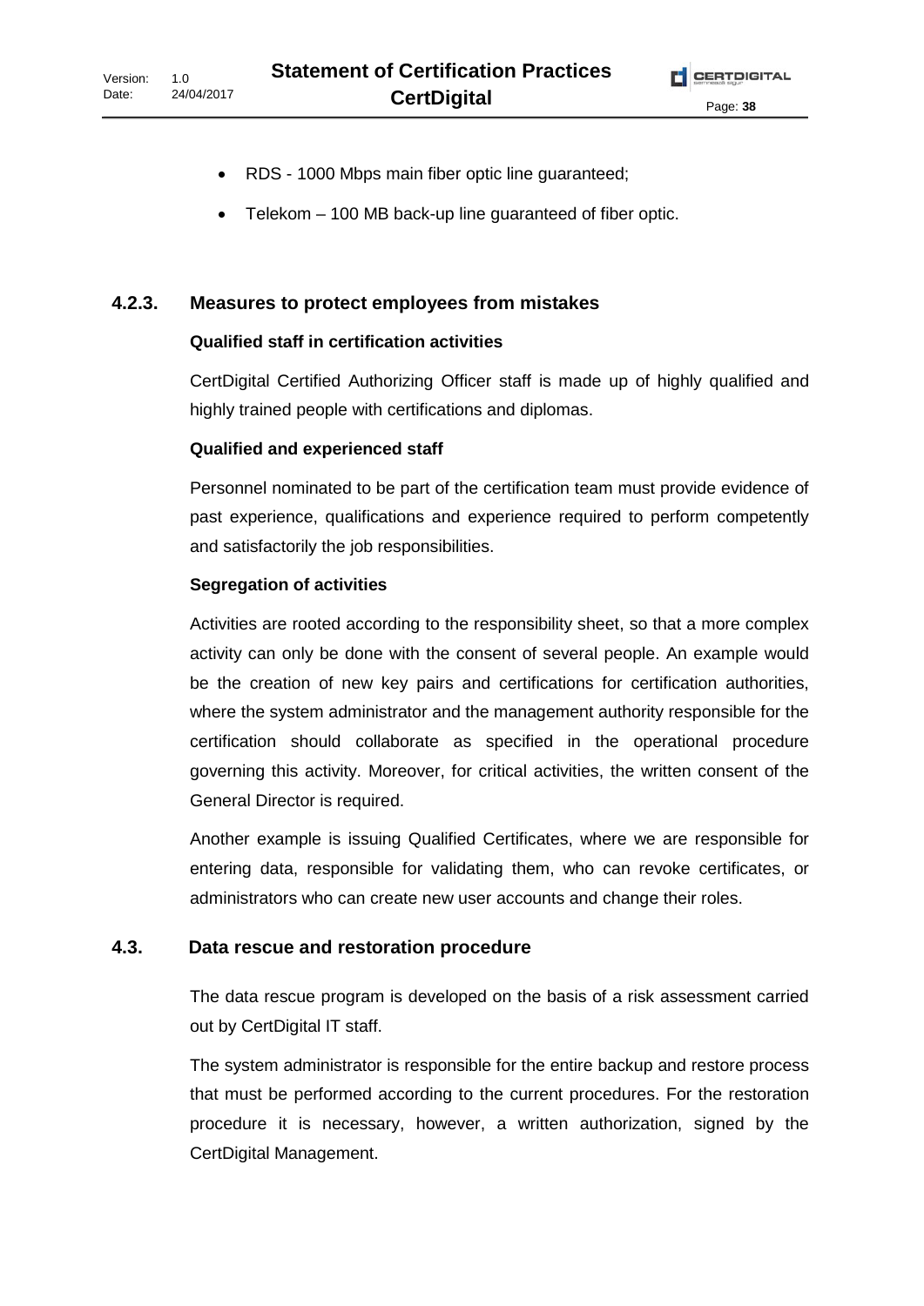- RDS - 1000 Mbps main fiber optic line guaranteed;
- Telekom – 100 MB back-up line guaranteed of fiber optic.

### 4.2.3. Measures to protect employees from mistakes

**Qualified staff in certification activities**

CertDigital Certified Authorizing Officer staff is made up of highly qualified and highly trained people with certifications and diplomas.

**Qualified and experienced staff**

Personnel nominated to be part of the certification team must provide evidence of past experience, qualifications and experience required to perform competently and satisfactorily the job responsibilities.

**Segregation of activities**

Activities are rooted according to the responsibility sheet, so that a more complex activity can only be done with the consent of several people. An example would be the creation of new key pairs and certifications for certification authorities, where the system administrator and the management authority responsible for the certification should collaborate as specified in the operational procedure governing this activity. Moreover, for critical activities, the written consent of the General Director is required.

Another example is issuing Qualified Certificates, where we are responsible for entering data, responsible for validating them, who can revoke certificates, or administrators who can create new user accounts and change their roles.

## 4.3. Data rescue and restoration procedure

The data rescue program is developed on the basis of a risk assessment carried out by CertDigital IT staff.

The system administrator is responsible for the entire backup and restore process that must be performed according to the current procedures. For the restoration procedure it is necessary, however, a written authorization, signed by the CertDigital Management.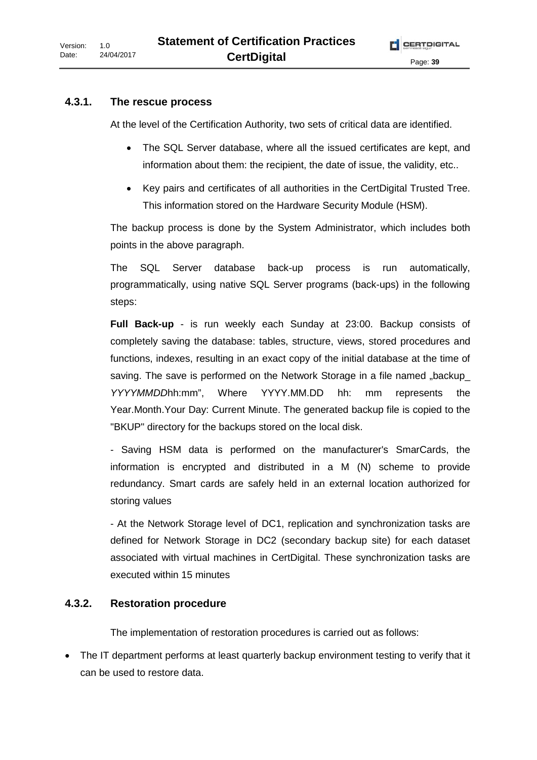### 4.3.1. The rescue process

At the level of the Certification Authority, two sets of critical data are identified.

- The SQL Server database, where all the issued certificates are kept, and information about them: the recipient, the date of issue, the validity, etc..
- Key pairs and certificates of all authorities in the CertDigital Trusted Tree. This information stored on the Hardware Security Module (HSM).

The backup process is done by the System Administrator, which includes both points in the above paragraph.

The SQL Server database back-up process is run automatically, programmatically, using native SQL Server programs (back-ups) in the following steps:

**Full Back-up** - is run weekly each Sunday at 23:00. Backup consists of completely saving the database: tables, structure, views, stored procedures and functions, indexes, resulting in an exact copy of the initial database at the time of saving. The save is performed on the Network Storage in a file named „backup_ *YYYYMMDD*hh:mm", Where YYYY.MM.DD hh: mm represents the Year.Month.Your Day: Current Minute. The generated backup file is copied to the "BKUP" directory for the backups stored on the local disk.

- Saving HSM data is performed on the manufacturer's SmarCards, the information is encrypted and distributed in a M (N) scheme to provide redundancy. Smart cards are safely held in an external location authorized for storing values

- At the Network Storage level of DC1, replication and synchronization tasks are defined for Network Storage in DC2 (secondary backup site) for each dataset associated with virtual machines in CertDigital. These synchronization tasks are executed within 15 minutes

### 4.3.2. Restoration procedure

The implementation of restoration procedures is carried out as follows:

- The IT department performs at least quarterly backup environment testing to verify that it can be used to restore data.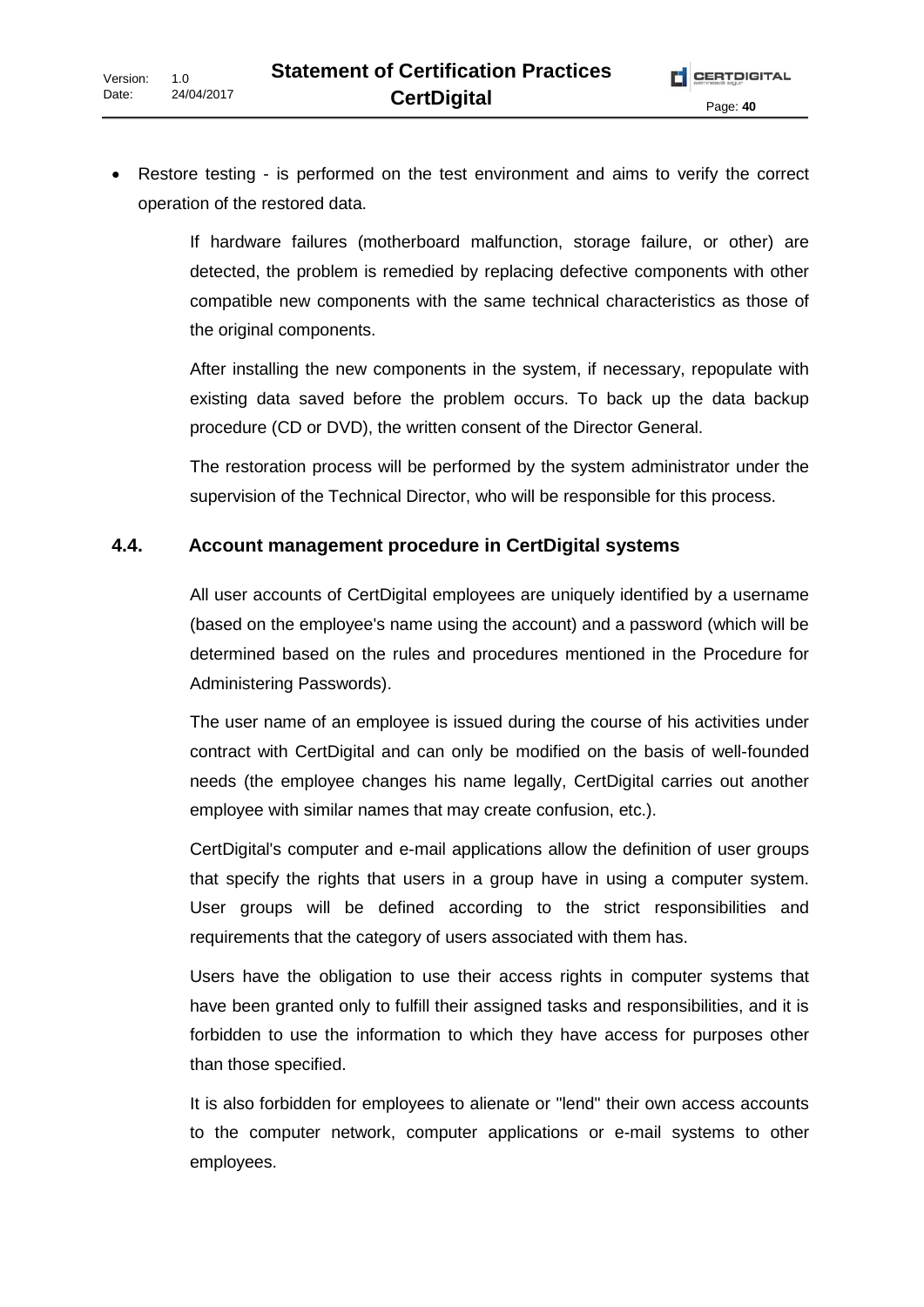- Restore testing - is performed on the test environment and aims to verify the correct operation of the restored data.

  If hardware failures (motherboard malfunction, storage failure, or other) are detected, the problem is remedied by replacing defective components with other compatible new components with the same technical characteristics as those of the original components.

  After installing the new components in the system, if necessary, repopulate with existing data saved before the problem occurs. To back up the data backup procedure (CD or DVD), the written consent of the Director General.

  The restoration process will be performed by the system administrator under the supervision of the Technical Director, who will be responsible for this process.

### 4.4. Account management procedure in CertDigital systems

All user accounts of CertDigital employees are uniquely identified by a username (based on the employee's name using the account) and a password (which will be determined based on the rules and procedures mentioned in the Procedure for Administering Passwords).

The user name of an employee is issued during the course of his activities under contract with CertDigital and can only be modified on the basis of well-founded needs (the employee changes his name legally, CertDigital carries out another employee with similar names that may create confusion, etc.).

CertDigital's computer and e-mail applications allow the definition of user groups that specify the rights that users in a group have in using a computer system. User groups will be defined according to the strict responsibilities and requirements that the category of users associated with them has.

Users have the obligation to use their access rights in computer systems that have been granted only to fulfill their assigned tasks and responsibilities, and it is forbidden to use the information to which they have access for purposes other than those specified.

It is also forbidden for employees to alienate or "lend" their own access accounts to the computer network, computer applications or e-mail systems to other employees.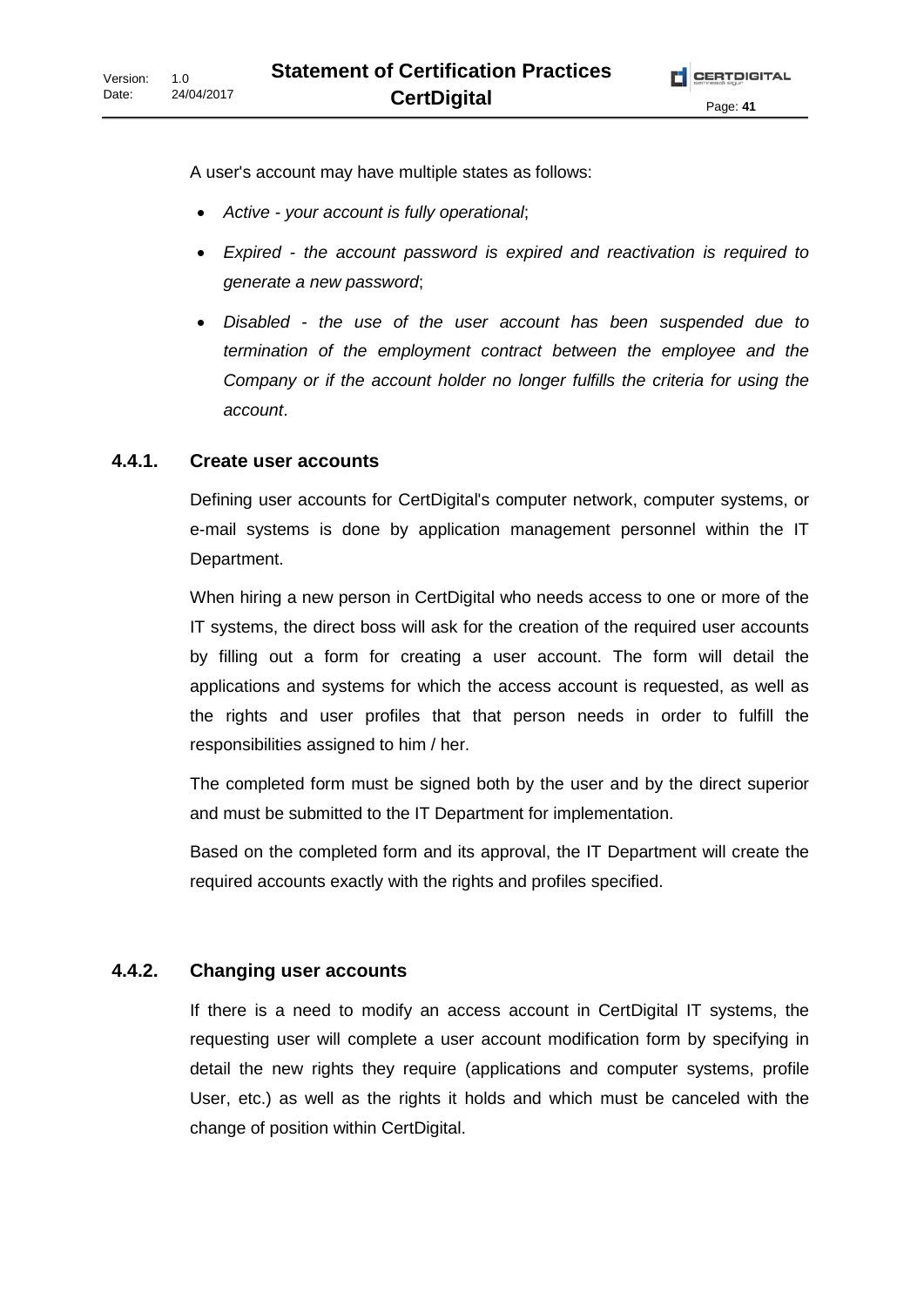A user's account may have multiple states as follows:

- *Active - your account is fully operational*;
- *Expired - the account password is expired and reactivation is required to generate a new password*;
- *Disabled - the use of the user account has been suspended due to termination of the employment contract between the employee and the Company or if the account holder no longer fulfills the criteria for using the account*.

### 4.4.1. Create user accounts

Defining user accounts for CertDigital's computer network, computer systems, or e-mail systems is done by application management personnel within the IT Department.

When hiring a new person in CertDigital who needs access to one or more of the IT systems, the direct boss will ask for the creation of the required user accounts by filling out a form for creating a user account. The form will detail the applications and systems for which the access account is requested, as well as the rights and user profiles that that person needs in order to fulfill the responsibilities assigned to him / her.

The completed form must be signed both by the user and by the direct superior and must be submitted to the IT Department for implementation.

Based on the completed form and its approval, the IT Department will create the required accounts exactly with the rights and profiles specified.

### 4.4.2. Changing user accounts

If there is a need to modify an access account in CertDigital IT systems, the requesting user will complete a user account modification form by specifying in detail the new rights they require (applications and computer systems, profile User, etc.) as well as the rights it holds and which must be canceled with the change of position within CertDigital.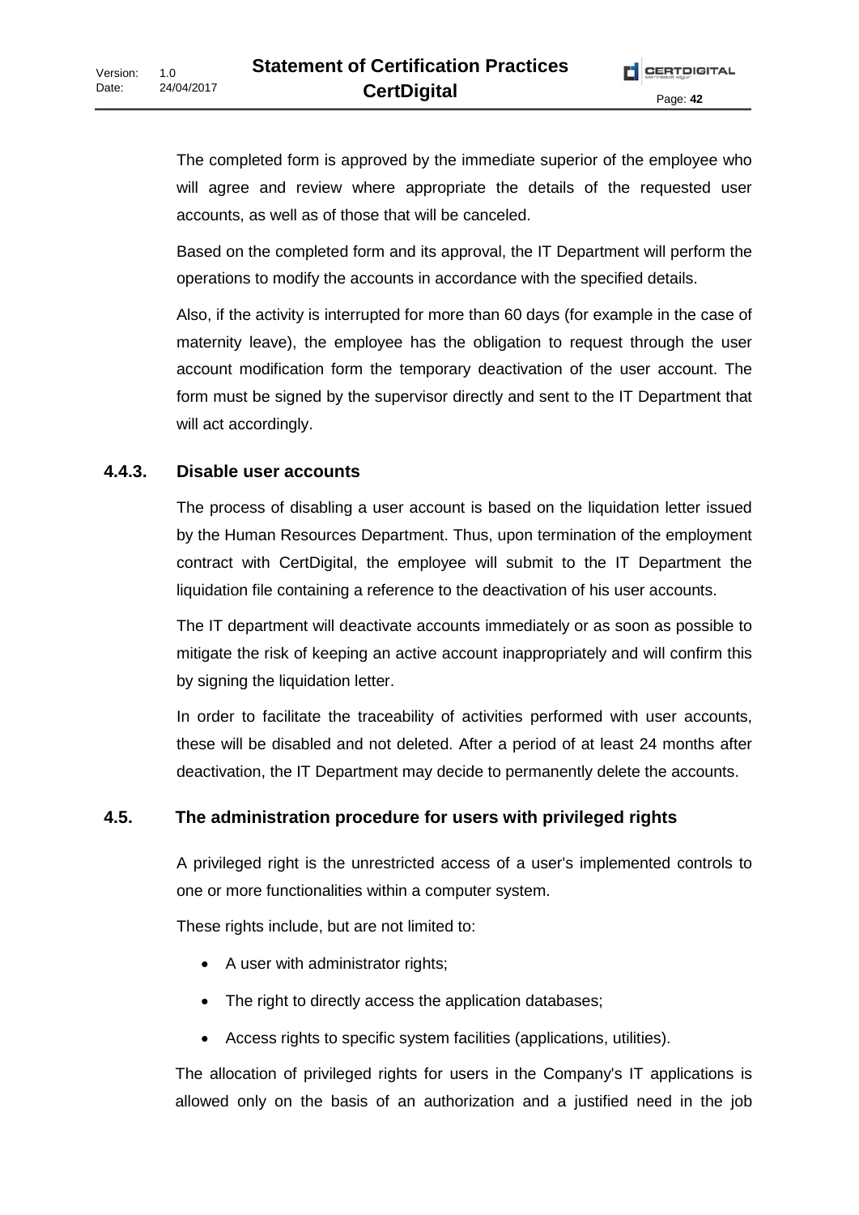The completed form is approved by the immediate superior of the employee who will agree and review where appropriate the details of the requested user accounts, as well as of those that will be canceled.

Based on the completed form and its approval, the IT Department will perform the operations to modify the accounts in accordance with the specified details.

Also, if the activity is interrupted for more than 60 days (for example in the case of maternity leave), the employee has the obligation to request through the user account modification form the temporary deactivation of the user account. The form must be signed by the supervisor directly and sent to the IT Department that will act accordingly.

### 4.4.3. Disable user accounts

The process of disabling a user account is based on the liquidation letter issued by the Human Resources Department. Thus, upon termination of the employment contract with CertDigital, the employee will submit to the IT Department the liquidation file containing a reference to the deactivation of his user accounts.

The IT department will deactivate accounts immediately or as soon as possible to mitigate the risk of keeping an active account inappropriately and will confirm this by signing the liquidation letter.

In order to facilitate the traceability of activities performed with user accounts, these will be disabled and not deleted. After a period of at least 24 months after deactivation, the IT Department may decide to permanently delete the accounts.

## 4.5. The administration procedure for users with privileged rights

A privileged right is the unrestricted access of a user's implemented controls to one or more functionalities within a computer system.

These rights include, but are not limited to:

- A user with administrator rights;
- The right to directly access the application databases;
- Access rights to specific system facilities (applications, utilities).

The allocation of privileged rights for users in the Company's IT applications is allowed only on the basis of an authorization and a justified need in the job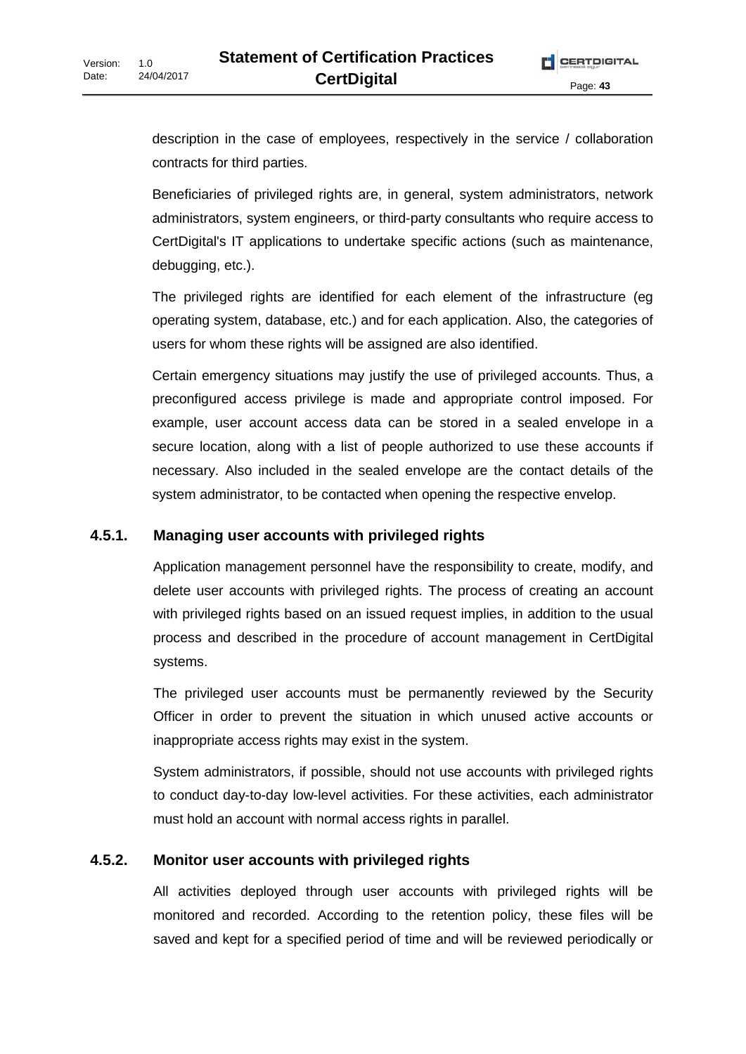description in the case of employees, respectively in the service / collaboration contracts for third parties.

Beneficiaries of privileged rights are, in general, system administrators, network administrators, system engineers, or third-party consultants who require access to CertDigital's IT applications to undertake specific actions (such as maintenance, debugging, etc.).

The privileged rights are identified for each element of the infrastructure (eg operating system, database, etc.) and for each application. Also, the categories of users for whom these rights will be assigned are also identified.

Certain emergency situations may justify the use of privileged accounts. Thus, a preconfigured access privilege is made and appropriate control imposed. For example, user account access data can be stored in a sealed envelope in a secure location, along with a list of people authorized to use these accounts if necessary. Also included in the sealed envelope are the contact details of the system administrator, to be contacted when opening the respective envelop.

### 4.5.1. Managing user accounts with privileged rights

Application management personnel have the responsibility to create, modify, and delete user accounts with privileged rights. The process of creating an account with privileged rights based on an issued request implies, in addition to the usual process and described in the procedure of account management in CertDigital systems.

The privileged user accounts must be permanently reviewed by the Security Officer in order to prevent the situation in which unused active accounts or inappropriate access rights may exist in the system.

System administrators, if possible, should not use accounts with privileged rights to conduct day-to-day low-level activities. For these activities, each administrator must hold an account with normal access rights in parallel.

### 4.5.2. Monitor user accounts with privileged rights

All activities deployed through user accounts with privileged rights will be monitored and recorded. According to the retention policy, these files will be saved and kept for a specified period of time and will be reviewed periodically or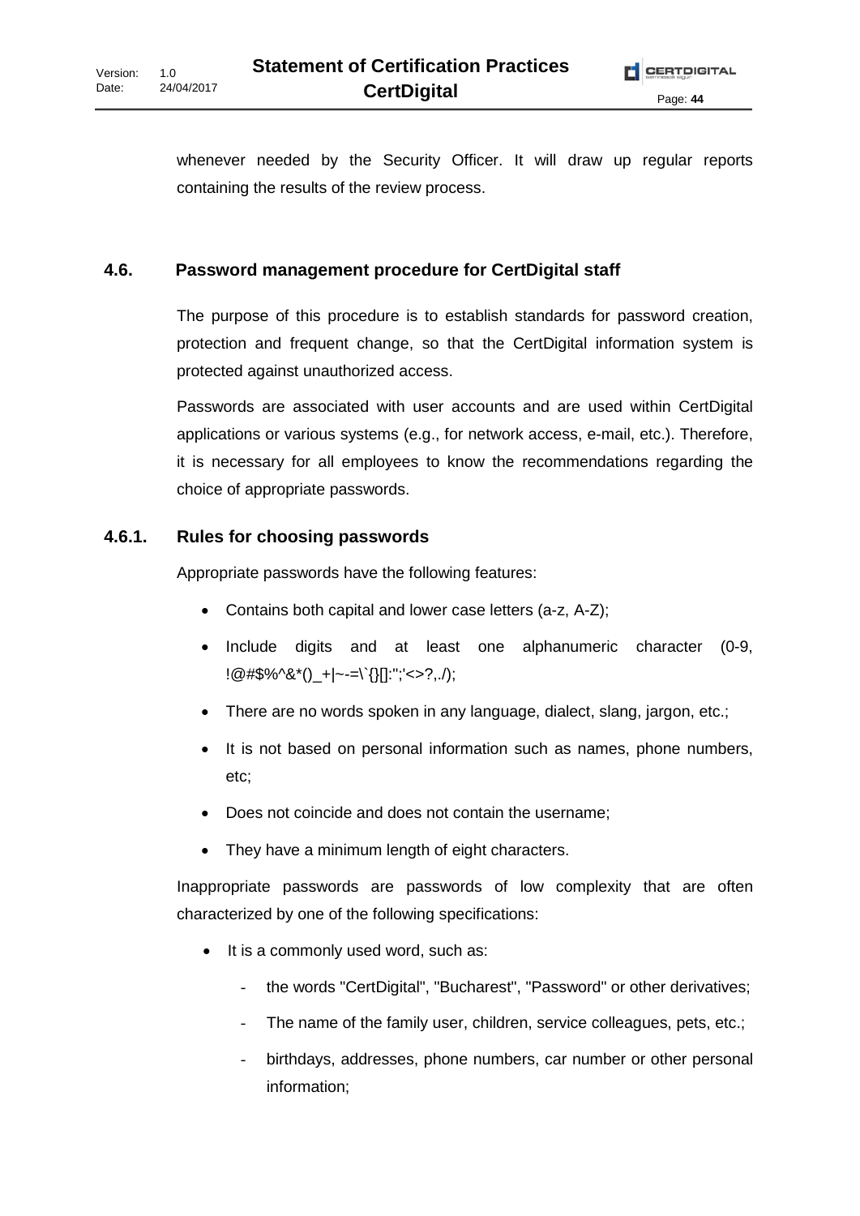whenever needed by the Security Officer. It will draw up regular reports containing the results of the review process.

## 4.6. Password management procedure for CertDigital staff

The purpose of this procedure is to establish standards for password creation, protection and frequent change, so that the CertDigital information system is protected against unauthorized access.

Passwords are associated with user accounts and are used within CertDigital applications or various systems (e.g., for network access, e-mail, etc.). Therefore, it is necessary for all employees to know the recommendations regarding the choice of appropriate passwords.

### 4.6.1. Rules for choosing passwords

Appropriate passwords have the following features:

- Contains both capital and lower case letters (a-z, A-Z);
- Include digits and at least one alphanumeric character (0-9, !@#$%^&*()_+|~-=\`{}[]:";'<>?,./);
- There are no words spoken in any language, dialect, slang, jargon, etc.;
- It is not based on personal information such as names, phone numbers, etc;
- Does not coincide and does not contain the username;
- They have a minimum length of eight characters.

Inappropriate passwords are passwords of low complexity that are often characterized by one of the following specifications:

- It is a commonly used word, such as:
    - the words "CertDigital", "Bucharest", "Password" or other derivatives;
    - The name of the family user, children, service colleagues, pets, etc.;
    - birthdays, addresses, phone numbers, car number or other personal information;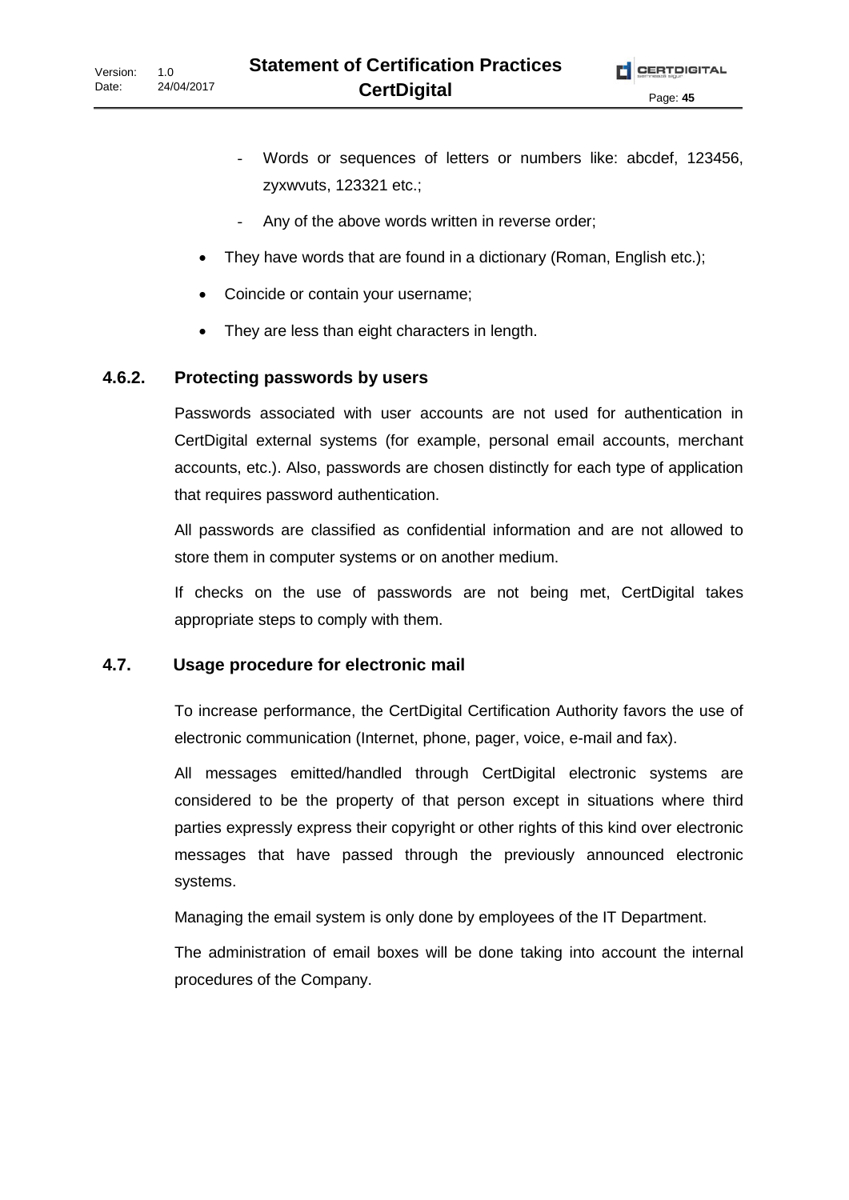- Words or sequences of letters or numbers like: abcdef, 123456, zyxwvuts, 123321 etc.;
    - Any of the above words written in reverse order;
- They have words that are found in a dictionary (Roman, English etc.);
- Coincide or contain your username;
- They are less than eight characters in length.

### 4.6.2. Protecting passwords by users

Passwords associated with user accounts are not used for authentication in CertDigital external systems (for example, personal email accounts, merchant accounts, etc.). Also, passwords are chosen distinctly for each type of application that requires password authentication.

All passwords are classified as confidential information and are not allowed to store them in computer systems or on another medium.

If checks on the use of passwords are not being met, CertDigital takes appropriate steps to comply with them.

## 4.7. Usage procedure for electronic mail

To increase performance, the CertDigital Certification Authority favors the use of electronic communication (Internet, phone, pager, voice, e-mail and fax).

All messages emitted/handled through CertDigital electronic systems are considered to be the property of that person except in situations where third parties expressly express their copyright or other rights of this kind over electronic messages that have passed through the previously announced electronic systems.

Managing the email system is only done by employees of the IT Department.

The administration of email boxes will be done taking into account the internal procedures of the Company.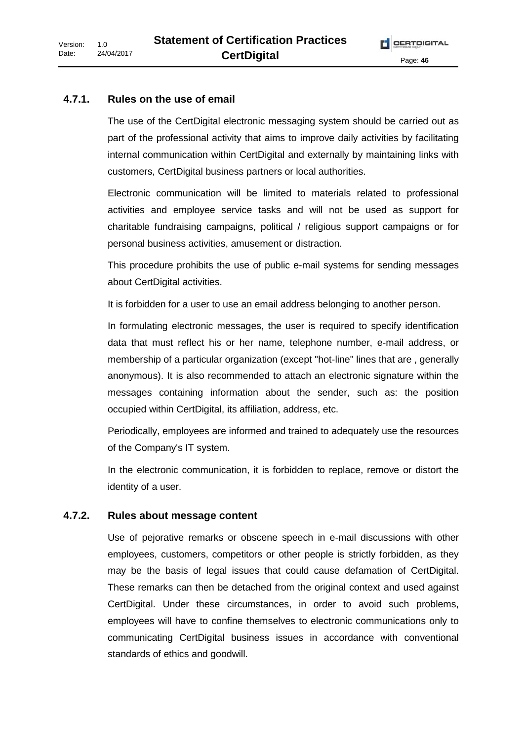### 4.7.1. Rules on the use of email

The use of the CertDigital electronic messaging system should be carried out as part of the professional activity that aims to improve daily activities by facilitating internal communication within CertDigital and externally by maintaining links with customers, CertDigital business partners or local authorities.

Electronic communication will be limited to materials related to professional activities and employee service tasks and will not be used as support for charitable fundraising campaigns, political / religious support campaigns or for personal business activities, amusement or distraction.

This procedure prohibits the use of public e-mail systems for sending messages about CertDigital activities.

It is forbidden for a user to use an email address belonging to another person.

In formulating electronic messages, the user is required to specify identification data that must reflect his or her name, telephone number, e-mail address, or membership of a particular organization (except "hot-line" lines that are , generally anonymous). It is also recommended to attach an electronic signature within the messages containing information about the sender, such as: the position occupied within CertDigital, its affiliation, address, etc.

Periodically, employees are informed and trained to adequately use the resources of the Company's IT system.

In the electronic communication, it is forbidden to replace, remove or distort the identity of a user.

### 4.7.2. Rules about message content

Use of pejorative remarks or obscene speech in e-mail discussions with other employees, customers, competitors or other people is strictly forbidden, as they may be the basis of legal issues that could cause defamation of CertDigital. These remarks can then be detached from the original context and used against CertDigital. Under these circumstances, in order to avoid such problems, employees will have to confine themselves to electronic communications only to communicating CertDigital business issues in accordance with conventional standards of ethics and goodwill.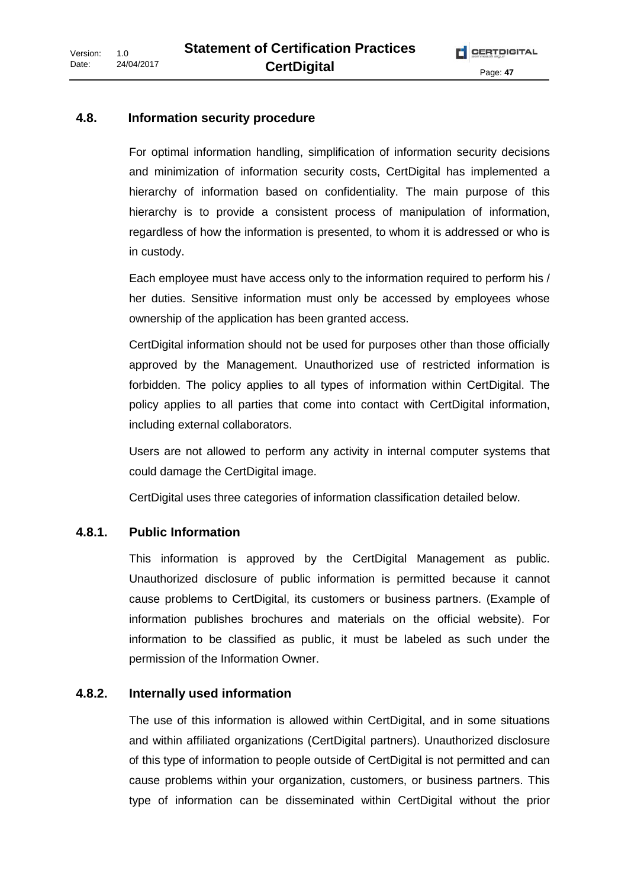## 4.8. Information security procedure

For optimal information handling, simplification of information security decisions and minimization of information security costs, CertDigital has implemented a hierarchy of information based on confidentiality. The main purpose of this hierarchy is to provide a consistent process of manipulation of information, regardless of how the information is presented, to whom it is addressed or who is in custody.

Each employee must have access only to the information required to perform his / her duties. Sensitive information must only be accessed by employees whose ownership of the application has been granted access.

CertDigital information should not be used for purposes other than those officially approved by the Management. Unauthorized use of restricted information is forbidden. The policy applies to all types of information within CertDigital. The policy applies to all parties that come into contact with CertDigital information, including external collaborators.

Users are not allowed to perform any activity in internal computer systems that could damage the CertDigital image.

CertDigital uses three categories of information classification detailed below.

### 4.8.1. Public Information

This information is approved by the CertDigital Management as public. Unauthorized disclosure of public information is permitted because it cannot cause problems to CertDigital, its customers or business partners. (Example of information publishes brochures and materials on the official website). For information to be classified as public, it must be labeled as such under the permission of the Information Owner.

### 4.8.2. Internally used information

The use of this information is allowed within CertDigital, and in some situations and within affiliated organizations (CertDigital partners). Unauthorized disclosure of this type of information to people outside of CertDigital is not permitted and can cause problems within your organization, customers, or business partners. This type of information can be disseminated within CertDigital without the prior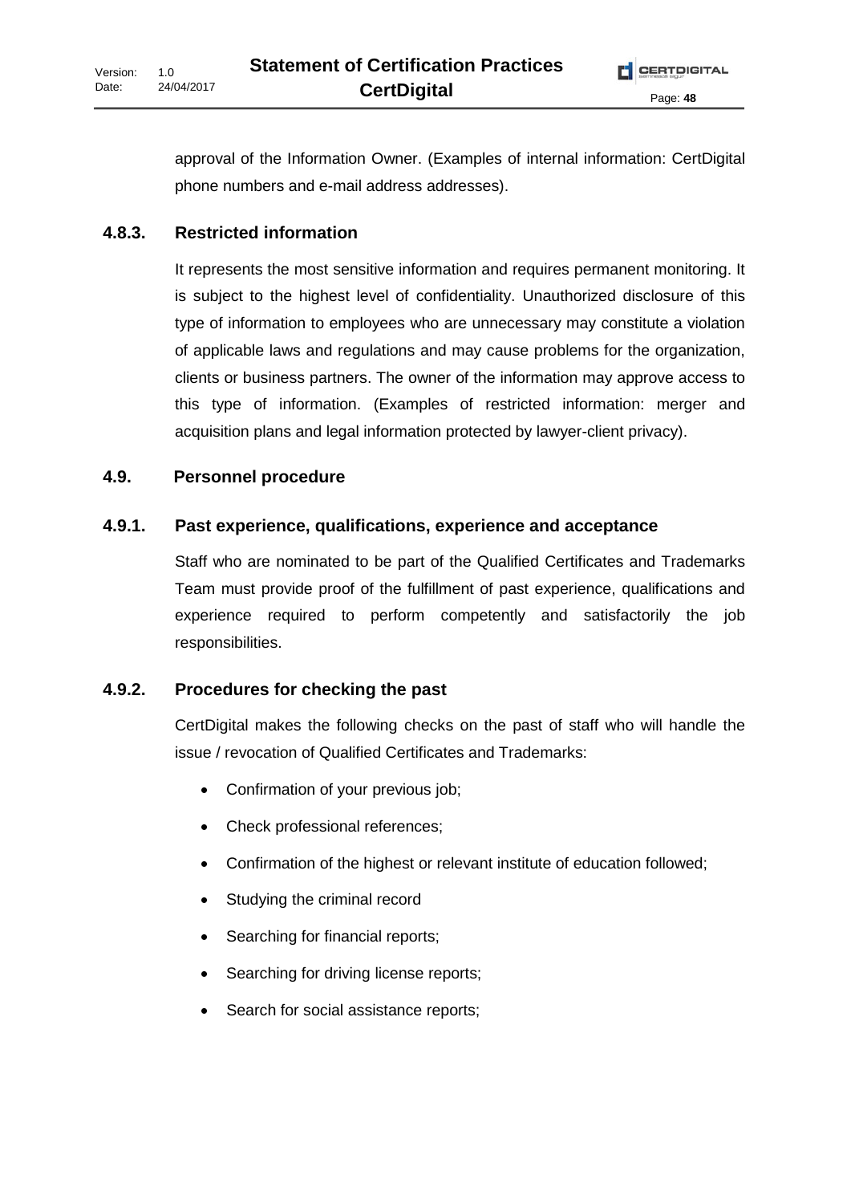approval of the Information Owner. (Examples of internal information: CertDigital phone numbers and e-mail address addresses).

### 4.8.3. Restricted information

It represents the most sensitive information and requires permanent monitoring. It is subject to the highest level of confidentiality. Unauthorized disclosure of this type of information to employees who are unnecessary may constitute a violation of applicable laws and regulations and may cause problems for the organization, clients or business partners. The owner of the information may approve access to this type of information. (Examples of restricted information: merger and acquisition plans and legal information protected by lawyer-client privacy).

## 4.9. Personnel procedure

### 4.9.1. Past experience, qualifications, experience and acceptance

Staff who are nominated to be part of the Qualified Certificates and Trademarks Team must provide proof of the fulfillment of past experience, qualifications and experience required to perform competently and satisfactorily the job responsibilities.

### 4.9.2. Procedures for checking the past

CertDigital makes the following checks on the past of staff who will handle the issue / revocation of Qualified Certificates and Trademarks:

- Confirmation of your previous job;
- Check professional references;
- Confirmation of the highest or relevant institute of education followed;
- Studying the criminal record
- Searching for financial reports;
- Searching for driving license reports;
- Search for social assistance reports;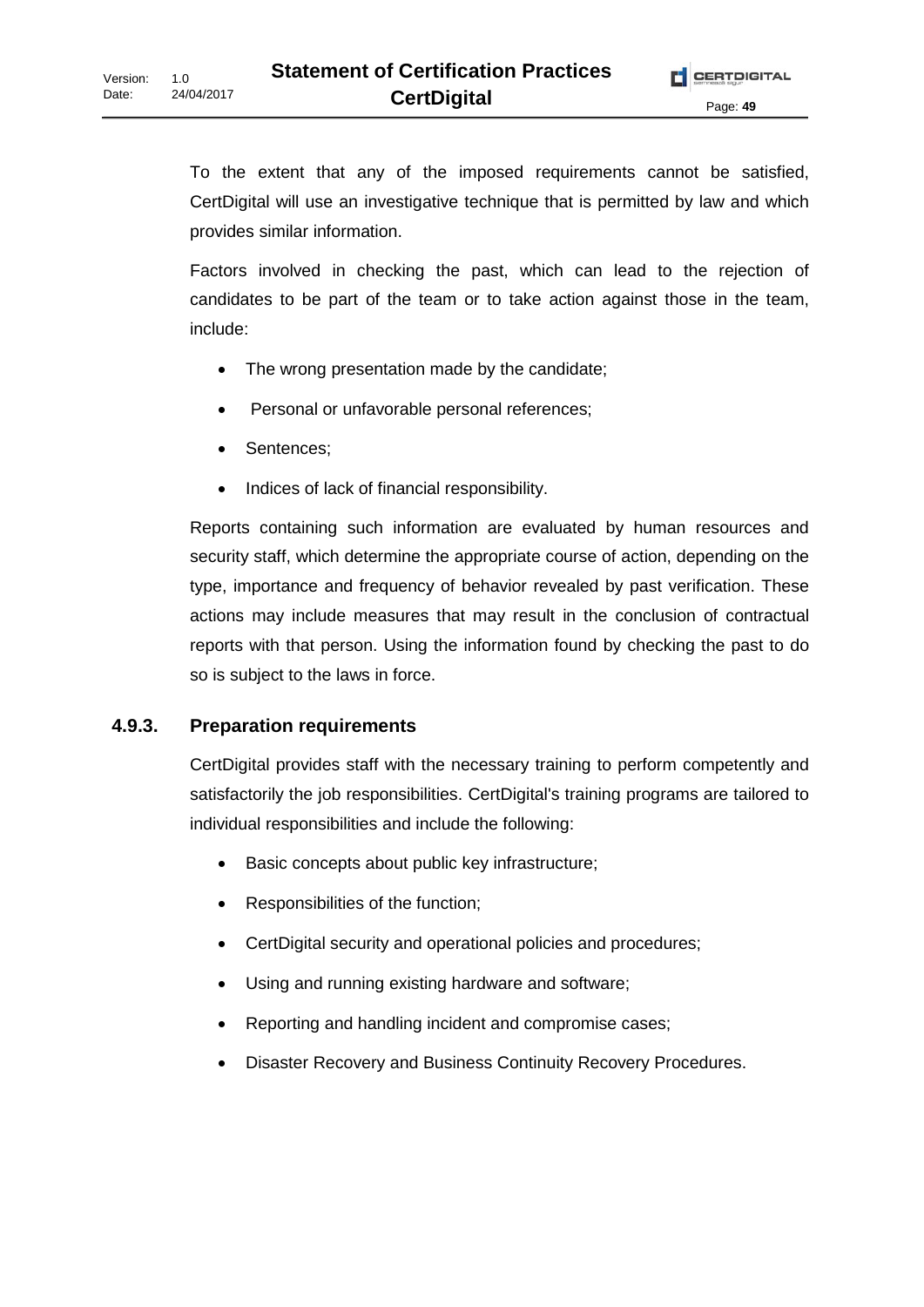To the extent that any of the imposed requirements cannot be satisfied, CertDigital will use an investigative technique that is permitted by law and which provides similar information.

Factors involved in checking the past, which can lead to the rejection of candidates to be part of the team or to take action against those in the team, include:

- The wrong presentation made by the candidate;
- Personal or unfavorable personal references;
- Sentences;
- Indices of lack of financial responsibility.

Reports containing such information are evaluated by human resources and security staff, which determine the appropriate course of action, depending on the type, importance and frequency of behavior revealed by past verification. These actions may include measures that may result in the conclusion of contractual reports with that person. Using the information found by checking the past to do so is subject to the laws in force.

### 4.9.3. Preparation requirements

CertDigital provides staff with the necessary training to perform competently and satisfactorily the job responsibilities. CertDigital's training programs are tailored to individual responsibilities and include the following:

- Basic concepts about public key infrastructure;
- Responsibilities of the function;
- CertDigital security and operational policies and procedures;
- Using and running existing hardware and software;
- Reporting and handling incident and compromise cases;
- Disaster Recovery and Business Continuity Recovery Procedures.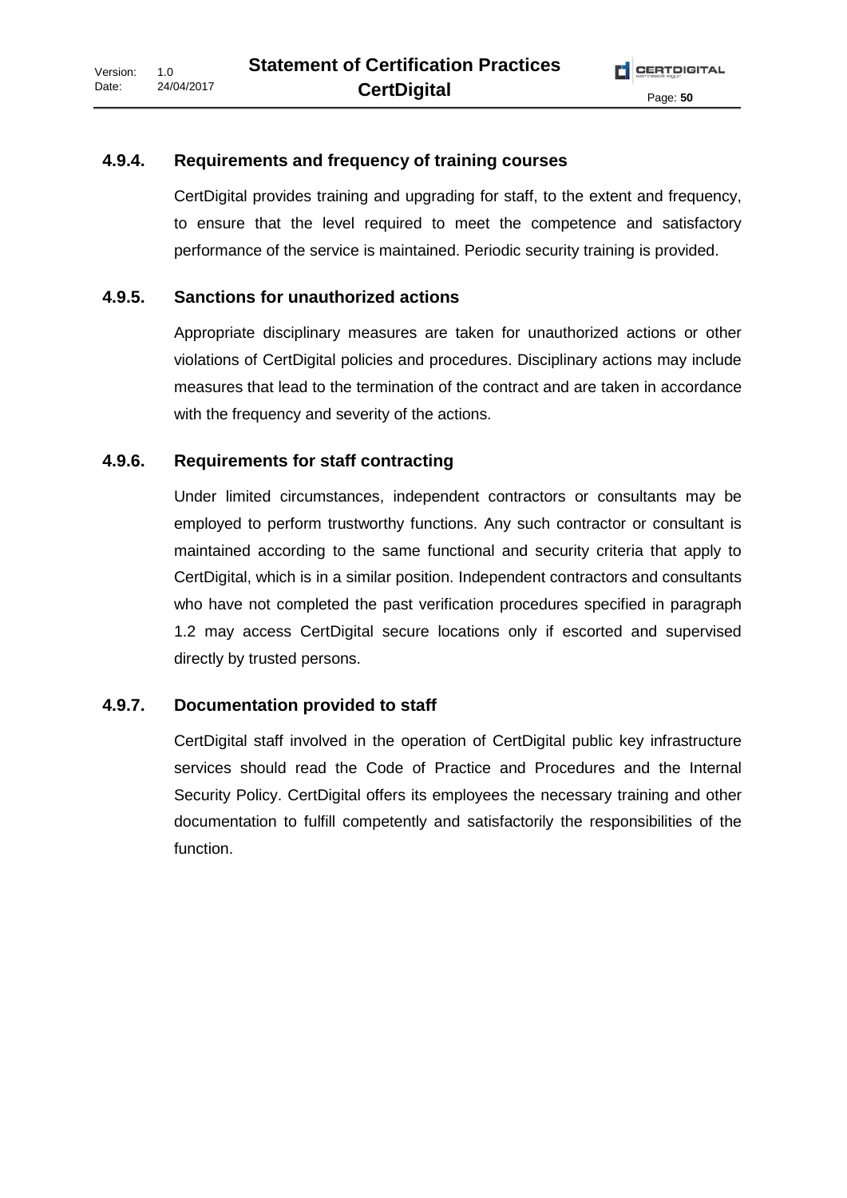### 4.9.4. Requirements and frequency of training courses

CertDigital provides training and upgrading for staff, to the extent and frequency, to ensure that the level required to meet the competence and satisfactory performance of the service is maintained. Periodic security training is provided.

### 4.9.5. Sanctions for unauthorized actions

Appropriate disciplinary measures are taken for unauthorized actions or other violations of CertDigital policies and procedures. Disciplinary actions may include measures that lead to the termination of the contract and are taken in accordance with the frequency and severity of the actions.

### 4.9.6. Requirements for staff contracting

Under limited circumstances, independent contractors or consultants may be employed to perform trustworthy functions. Any such contractor or consultant is maintained according to the same functional and security criteria that apply to CertDigital, which is in a similar position. Independent contractors and consultants who have not completed the past verification procedures specified in paragraph 1.2 may access CertDigital secure locations only if escorted and supervised directly by trusted persons.

### 4.9.7. Documentation provided to staff

CertDigital staff involved in the operation of CertDigital public key infrastructure services should read the Code of Practice and Procedures and the Internal Security Policy. CertDigital offers its employees the necessary training and other documentation to fulfill competently and satisfactorily the responsibilities of the function.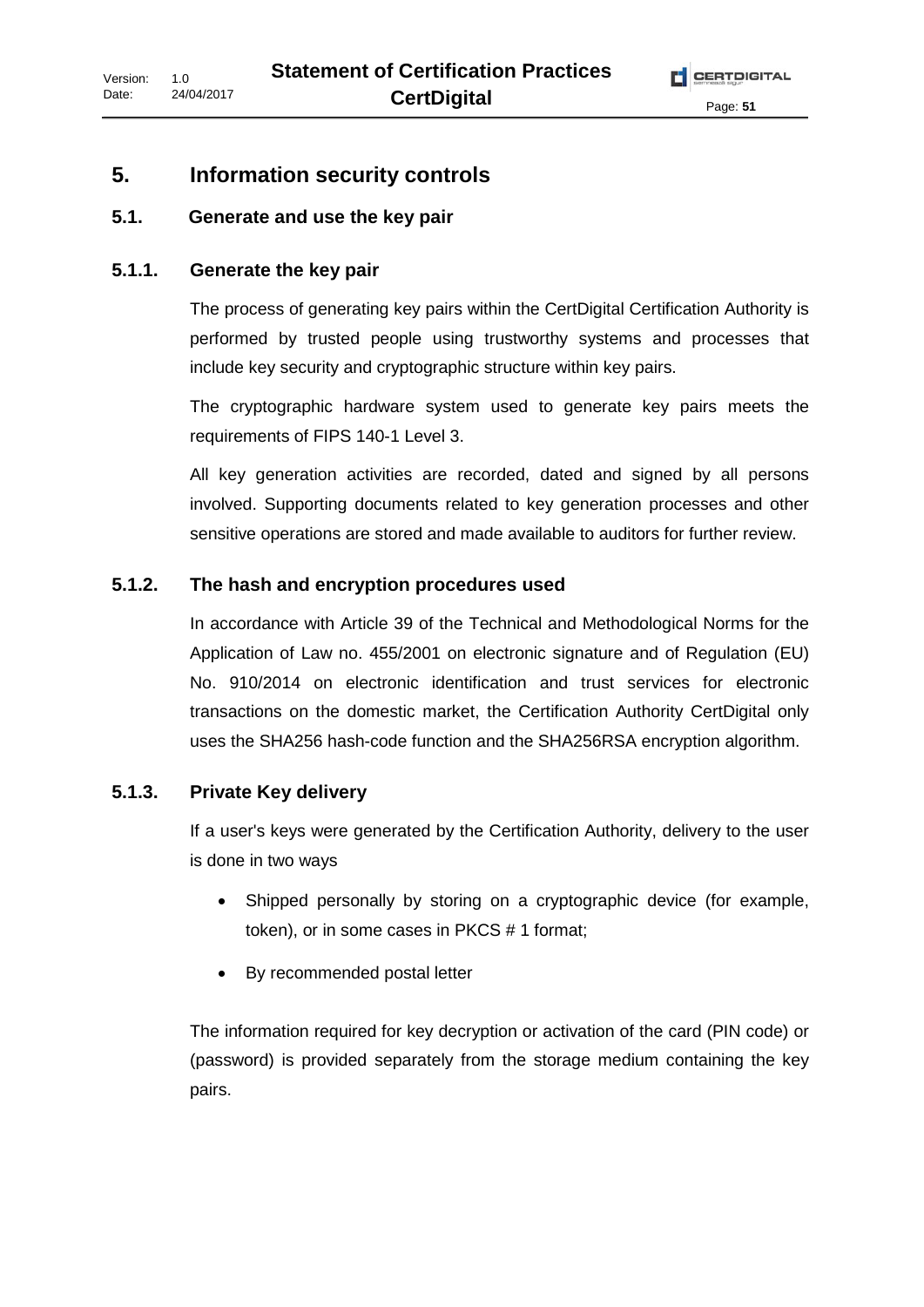# 5. Information security controls

## 5.1. Generate and use the key pair

### 5.1.1. Generate the key pair

The process of generating key pairs within the CertDigital Certification Authority is performed by trusted people using trustworthy systems and processes that include key security and cryptographic structure within key pairs.

The cryptographic hardware system used to generate key pairs meets the requirements of FIPS 140-1 Level 3.

All key generation activities are recorded, dated and signed by all persons involved. Supporting documents related to key generation processes and other sensitive operations are stored and made available to auditors for further review.

### 5.1.2. The hash and encryption procedures used

In accordance with Article 39 of the Technical and Methodological Norms for the Application of Law no. 455/2001 on electronic signature and of Regulation (EU) No. 910/2014 on electronic identification and trust services for electronic transactions on the domestic market, the Certification Authority CertDigital only uses the SHA256 hash-code function and the SHA256RSA encryption algorithm.

### 5.1.3. Private Key delivery

If a user's keys were generated by the Certification Authority, delivery to the user is done in two ways

- Shipped personally by storing on a cryptographic device (for example, token), or in some cases in PKCS # 1 format;
- By recommended postal letter

The information required for key decryption or activation of the card (PIN code) or (password) is provided separately from the storage medium containing the key pairs.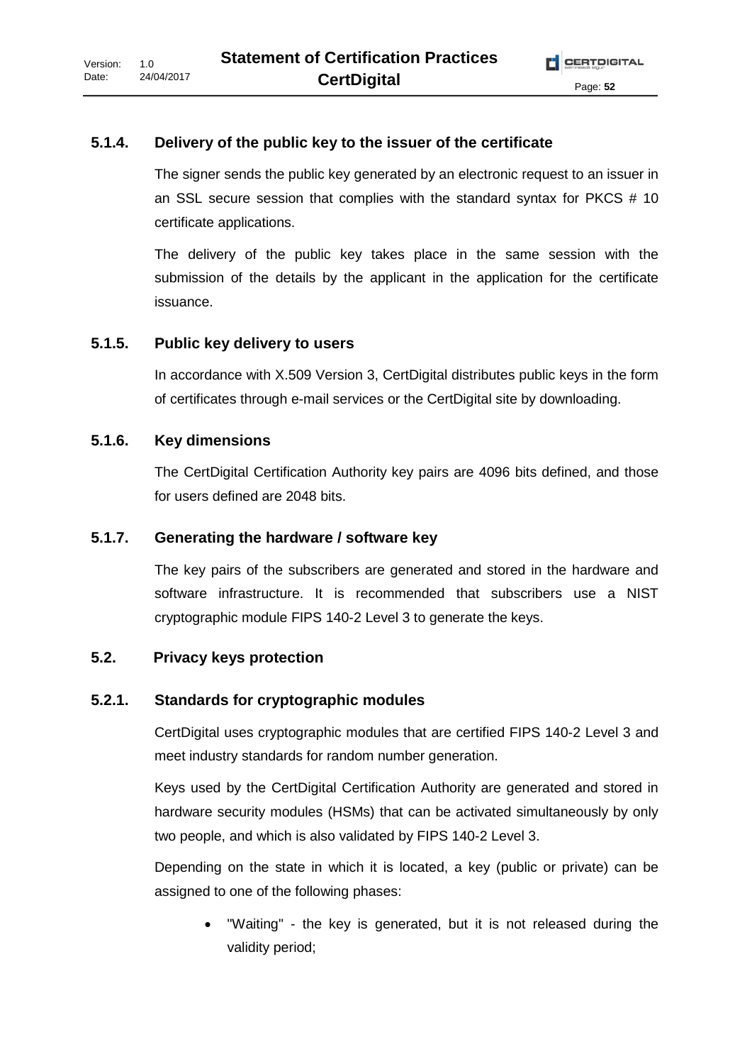### 5.1.4. Delivery of the public key to the issuer of the certificate

The signer sends the public key generated by an electronic request to an issuer in an SSL secure session that complies with the standard syntax for PKCS # 10 certificate applications.

The delivery of the public key takes place in the same session with the submission of the details by the applicant in the application for the certificate issuance.

### 5.1.5. Public key delivery to users

In accordance with X.509 Version 3, CertDigital distributes public keys in the form of certificates through e-mail services or the CertDigital site by downloading.

### 5.1.6. Key dimensions

The CertDigital Certification Authority key pairs are 4096 bits defined, and those for users defined are 2048 bits.

### 5.1.7. Generating the hardware / software key

The key pairs of the subscribers are generated and stored in the hardware and software infrastructure. It is recommended that subscribers use a NIST cryptographic module FIPS 140-2 Level 3 to generate the keys.

## 5.2. Privacy keys protection

### 5.2.1. Standards for cryptographic modules

CertDigital uses cryptographic modules that are certified FIPS 140-2 Level 3 and meet industry standards for random number generation.

Keys used by the CertDigital Certification Authority are generated and stored in hardware security modules (HSMs) that can be activated simultaneously by only two people, and which is also validated by FIPS 140-2 Level 3.

Depending on the state in which it is located, a key (public or private) can be assigned to one of the following phases:

- "Waiting" - the key is generated, but it is not released during the validity period;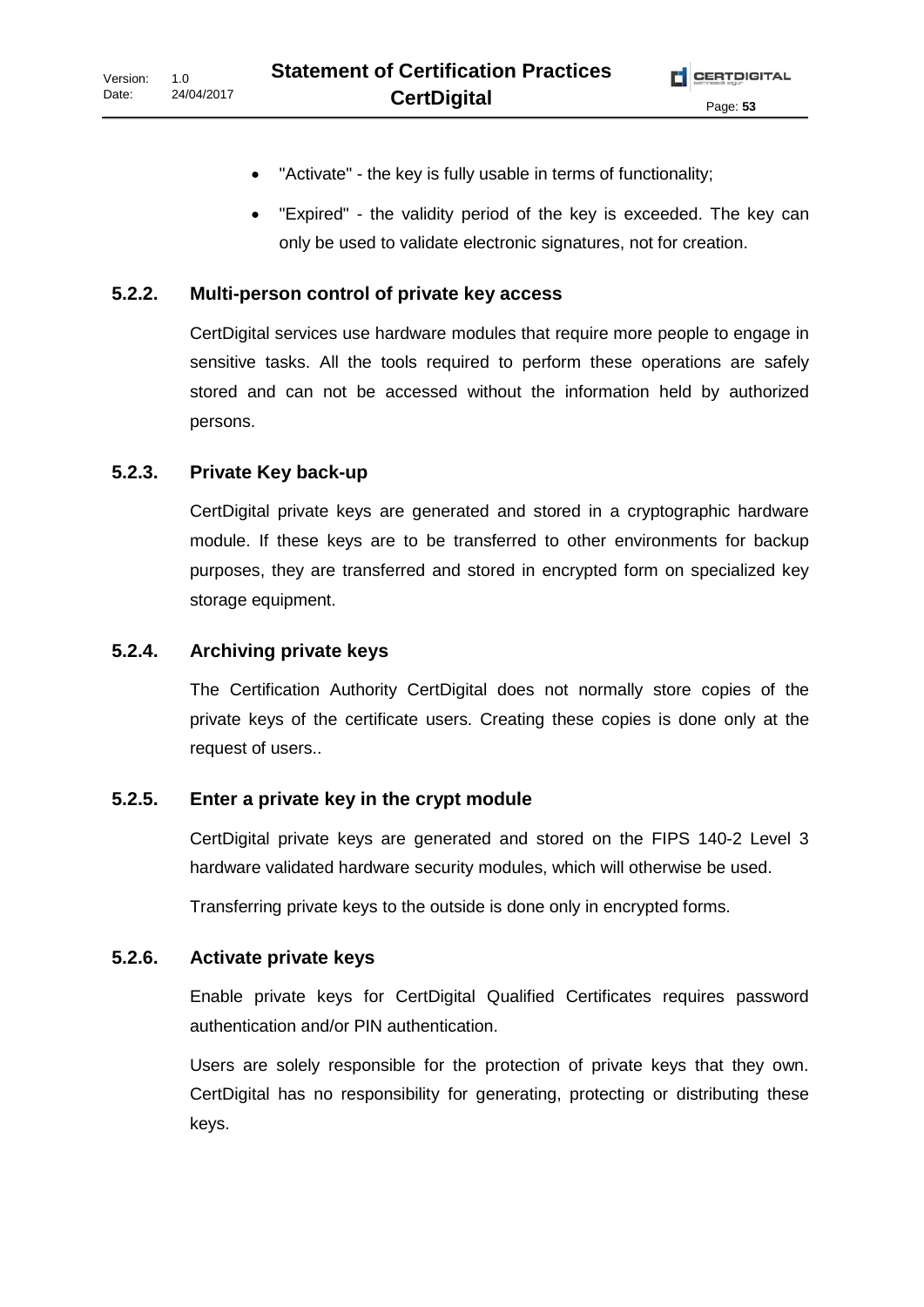- "Activate" - the key is fully usable in terms of functionality;
- "Expired" - the validity period of the key is exceeded. The key can only be used to validate electronic signatures, not for creation.

### 5.2.2. Multi-person control of private key access

CertDigital services use hardware modules that require more people to engage in sensitive tasks. All the tools required to perform these operations are safely stored and can not be accessed without the information held by authorized persons.

### 5.2.3. Private Key back-up

CertDigital private keys are generated and stored in a cryptographic hardware module. If these keys are to be transferred to other environments for backup purposes, they are transferred and stored in encrypted form on specialized key storage equipment.

### 5.2.4. Archiving private keys

The Certification Authority CertDigital does not normally store copies of the private keys of the certificate users. Creating these copies is done only at the request of users..

### 5.2.5. Enter a private key in the crypt module

CertDigital private keys are generated and stored on the FIPS 140-2 Level 3 hardware validated hardware security modules, which will otherwise be used.

Transferring private keys to the outside is done only in encrypted forms.

### 5.2.6. Activate private keys

Enable private keys for CertDigital Qualified Certificates requires password authentication and/or PIN authentication.

Users are solely responsible for the protection of private keys that they own. CertDigital has no responsibility for generating, protecting or distributing these keys.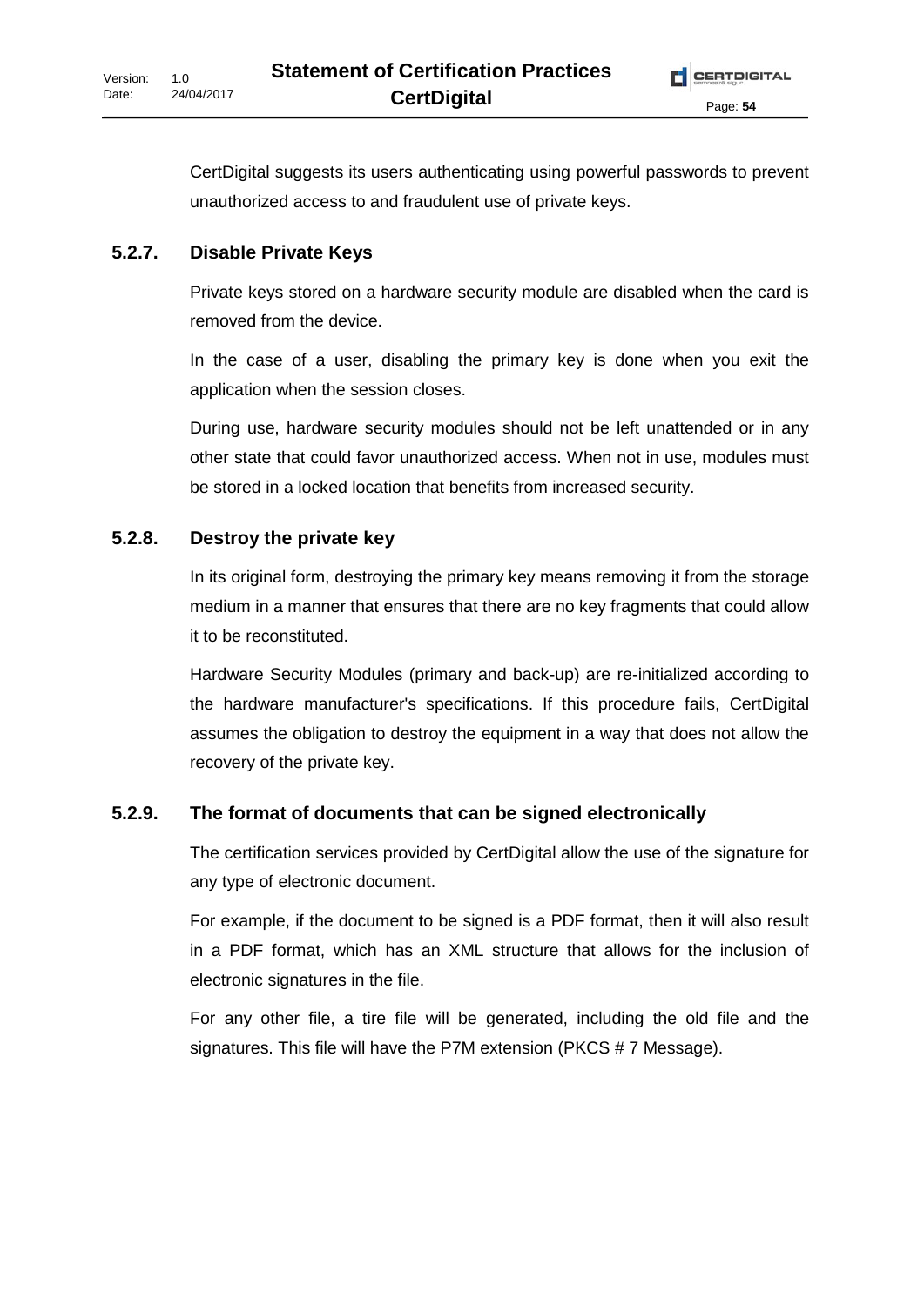CertDigital suggests its users authenticating using powerful passwords to prevent unauthorized access to and fraudulent use of private keys.

### 5.2.7. Disable Private Keys

Private keys stored on a hardware security module are disabled when the card is removed from the device.

In the case of a user, disabling the primary key is done when you exit the application when the session closes.

During use, hardware security modules should not be left unattended or in any other state that could favor unauthorized access. When not in use, modules must be stored in a locked location that benefits from increased security.

### 5.2.8. Destroy the private key

In its original form, destroying the primary key means removing it from the storage medium in a manner that ensures that there are no key fragments that could allow it to be reconstituted.

Hardware Security Modules (primary and back-up) are re-initialized according to the hardware manufacturer's specifications. If this procedure fails, CertDigital assumes the obligation to destroy the equipment in a way that does not allow the recovery of the private key.

### 5.2.9. The format of documents that can be signed electronically

The certification services provided by CertDigital allow the use of the signature for any type of electronic document.

For example, if the document to be signed is a PDF format, then it will also result in a PDF format, which has an XML structure that allows for the inclusion of electronic signatures in the file.

For any other file, a tire file will be generated, including the old file and the signatures. This file will have the P7M extension (PKCS # 7 Message).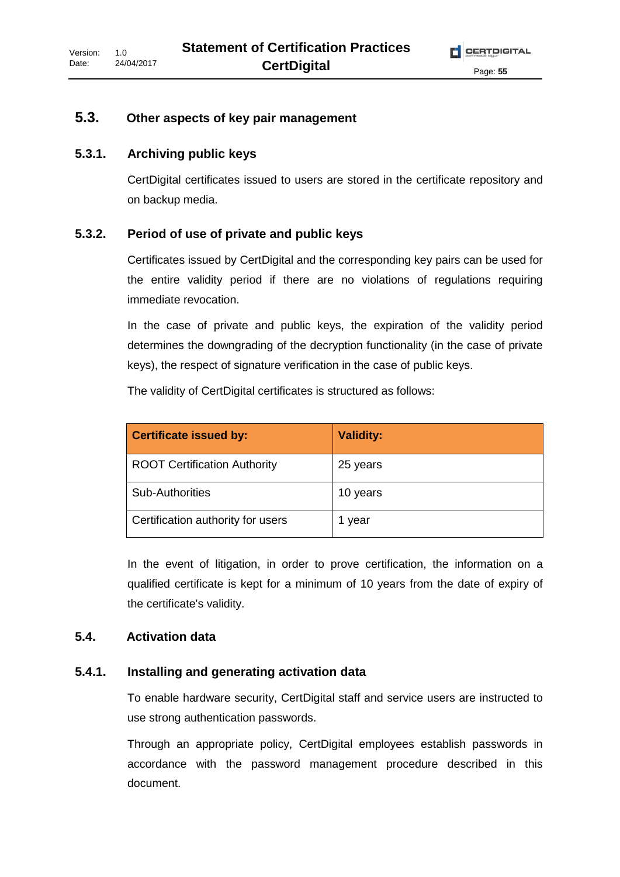## 5.3. Other aspects of key pair management

### 5.3.1. Archiving public keys

CertDigital certificates issued to users are stored in the certificate repository and on backup media.

### 5.3.2. Period of use of private and public keys

Certificates issued by CertDigital and the corresponding key pairs can be used for the entire validity period if there are no violations of regulations requiring immediate revocation.

In the case of private and public keys, the expiration of the validity period determines the downgrading of the decryption functionality (in the case of private keys), the respect of signature verification in the case of public keys.

The validity of CertDigital certificates is structured as follows:

| **Certificate issued by:** | **Validity:** |
|---|---|
| ROOT Certification Authority | 25 years |
| Sub-Authorities | 10 years |
| Certification authority for users | 1 year |

In the event of litigation, in order to prove certification, the information on a qualified certificate is kept for a minimum of 10 years from the date of expiry of the certificate's validity.

## 5.4. Activation data

### 5.4.1. Installing and generating activation data

To enable hardware security, CertDigital staff and service users are instructed to use strong authentication passwords.

Through an appropriate policy, CertDigital employees establish passwords in accordance with the password management procedure described in this document.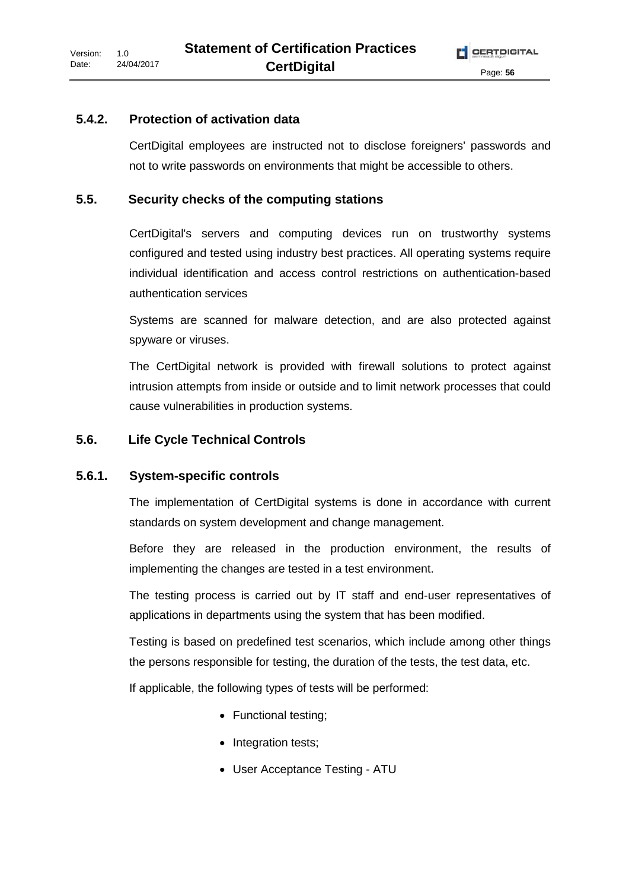### 5.4.2. Protection of activation data

CertDigital employees are instructed not to disclose foreigners' passwords and not to write passwords on environments that might be accessible to others.

## 5.5. Security checks of the computing stations

CertDigital's servers and computing devices run on trustworthy systems configured and tested using industry best practices. All operating systems require individual identification and access control restrictions on authentication-based authentication services

Systems are scanned for malware detection, and are also protected against spyware or viruses.

The CertDigital network is provided with firewall solutions to protect against intrusion attempts from inside or outside and to limit network processes that could cause vulnerabilities in production systems.

## 5.6. Life Cycle Technical Controls

### 5.6.1. System-specific controls

The implementation of CertDigital systems is done in accordance with current standards on system development and change management.

Before they are released in the production environment, the results of implementing the changes are tested in a test environment.

The testing process is carried out by IT staff and end-user representatives of applications in departments using the system that has been modified.

Testing is based on predefined test scenarios, which include among other things the persons responsible for testing, the duration of the tests, the test data, etc.

If applicable, the following types of tests will be performed:

- Functional testing;
- Integration tests;
- User Acceptance Testing - ATU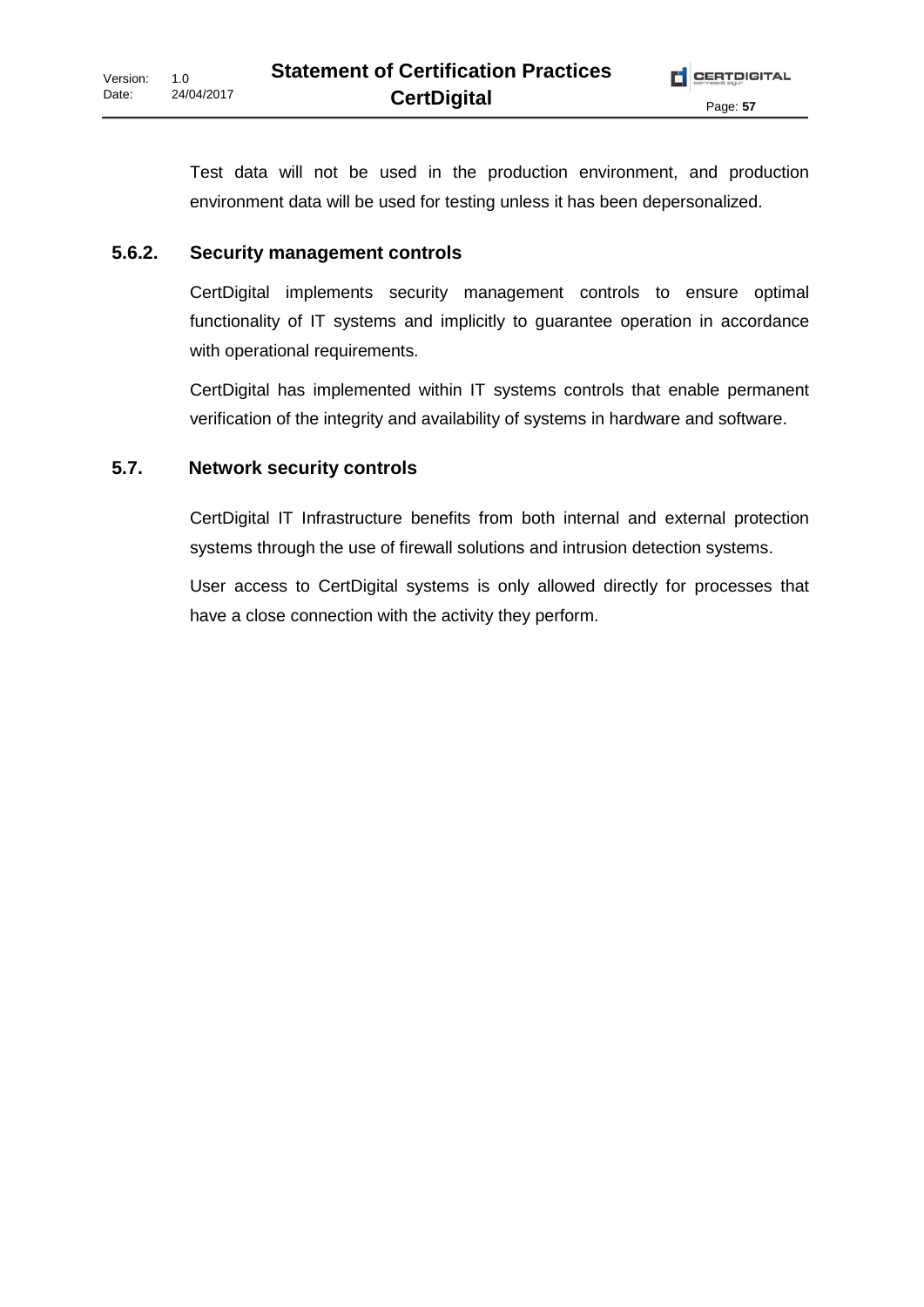Test data will not be used in the production environment, and production environment data will be used for testing unless it has been depersonalized.

### 5.6.2. Security management controls

CertDigital implements security management controls to ensure optimal functionality of IT systems and implicitly to guarantee operation in accordance with operational requirements.

CertDigital has implemented within IT systems controls that enable permanent verification of the integrity and availability of systems in hardware and software.

## 5.7. Network security controls

CertDigital IT Infrastructure benefits from both internal and external protection systems through the use of firewall solutions and intrusion detection systems.

User access to CertDigital systems is only allowed directly for processes that have a close connection with the activity they perform.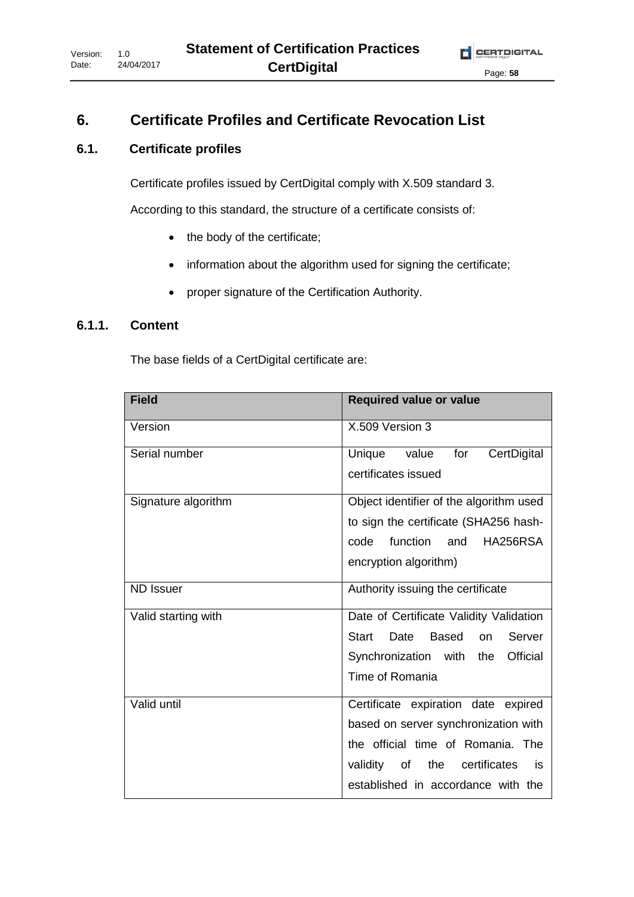# 6. Certificate Profiles and Certificate Revocation List

## 6.1. Certificate profiles

Certificate profiles issued by CertDigital comply with X.509 standard 3.

According to this standard, the structure of a certificate consists of:

- the body of the certificate;
- information about the algorithm used for signing the certificate;
- proper signature of the Certification Authority.

### 6.1.1. Content

The base fields of a CertDigital certificate are:

| Field | Required value or value |
|---|---|
| Version | X.509 Version 3 |
| Serial number | Unique value for CertDigital certificates issued |
| Signature algorithm | Object identifier of the algorithm used to sign the certificate (SHA256 hash-code function and HA256RSA encryption algorithm) |
| ND Issuer | Authority issuing the certificate |
| Valid starting with | Date of Certificate Validity Validation Start Date Based on Server Synchronization with the Official Time of Romania |
| Valid until | Certificate expiration date expired based on server synchronization with the official time of Romania. The validity of the certificates is established in accordance with the |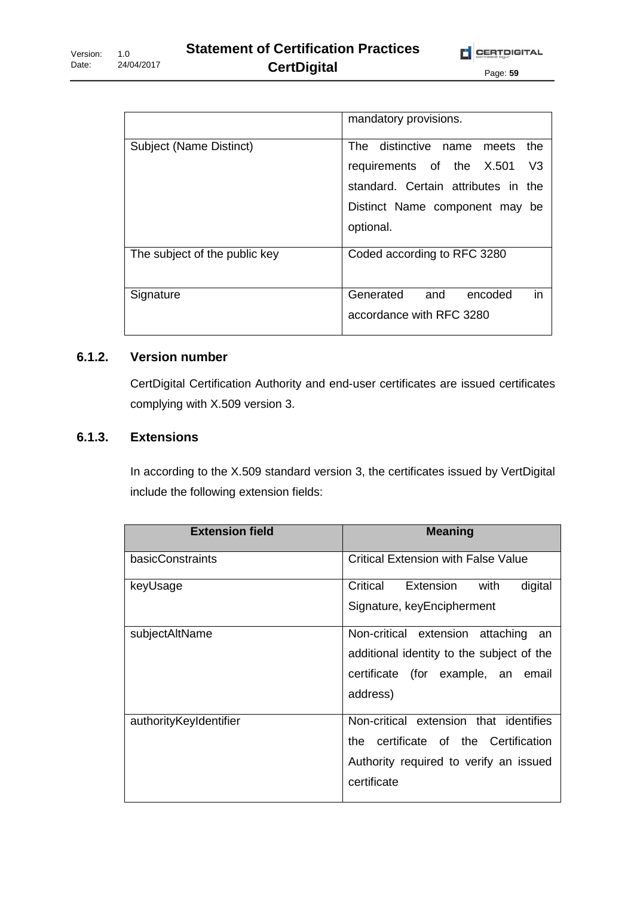| | mandatory provisions. |
| --- | --- |
| Subject (Name Distinct) | The distinctive name meets the requirements of the X.501 V3 standard. Certain attributes in the Distinct Name component may be optional. |
| The subject of the public key | Coded according to RFC 3280 |
| Signature | Generated and encoded in accordance with RFC 3280 |

### 6.1.2. Version number

CertDigital Certification Authority and end-user certificates are issued certificates complying with X.509 version 3.

### 6.1.3. Extensions

In according to the X.509 standard version 3, the certificates issued by VertDigital include the following extension fields:

| Extension field | Meaning |
| --- | --- |
| basicConstraints | Critical Extension with False Value |
| keyUsage | Critical Extension with digital Signature, keyEncipherment |
| subjectAltName | Non-critical extension attaching an additional identity to the subject of the certificate (for example, an email address) |
| authorityKeyIdentifier | Non-critical extension that identifies the certificate of the Certification Authority required to verify an issued certificate |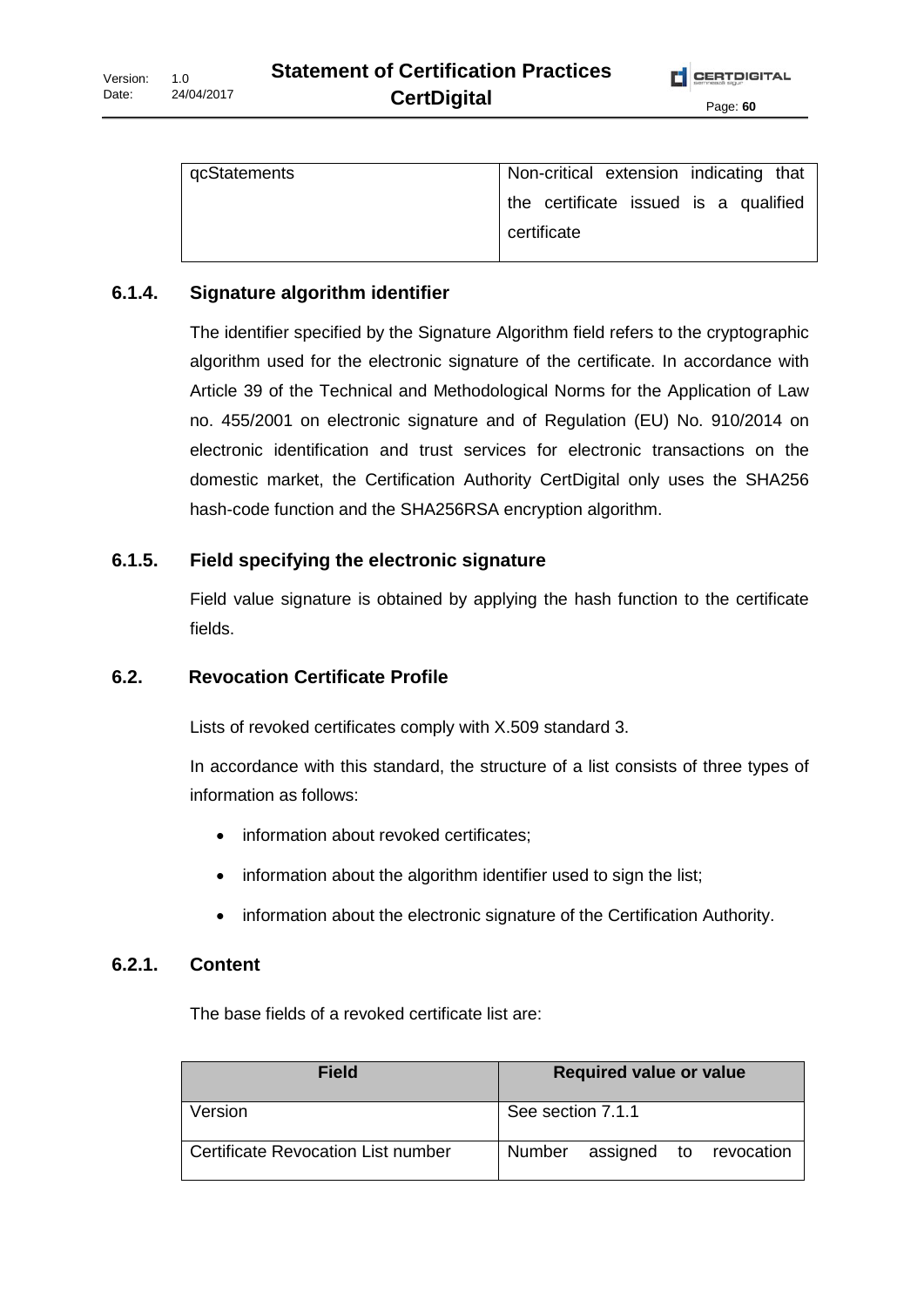| qcStatements | Non-critical extension indicating that the certificate issued is a qualified certificate |
|---|---|

### 6.1.4. Signature algorithm identifier

The identifier specified by the Signature Algorithm field refers to the cryptographic algorithm used for the electronic signature of the certificate. In accordance with Article 39 of the Technical and Methodological Norms for the Application of Law no. 455/2001 on electronic signature and of Regulation (EU) No. 910/2014 on electronic identification and trust services for electronic transactions on the domestic market, the Certification Authority CertDigital only uses the SHA256 hash-code function and the SHA256RSA encryption algorithm.

### 6.1.5. Field specifying the electronic signature

Field value signature is obtained by applying the hash function to the certificate fields.

## 6.2. Revocation Certificate Profile

Lists of revoked certificates comply with X.509 standard 3.

In accordance with this standard, the structure of a list consists of three types of information as follows:

- information about revoked certificates;
- information about the algorithm identifier used to sign the list;
- information about the electronic signature of the Certification Authority.

### 6.2.1. Content

The base fields of a revoked certificate list are:

| Field | Required value or value |
|---|---|
| Version | See section 7.1.1 |
| Certificate Revocation List number | Number assigned to revocation |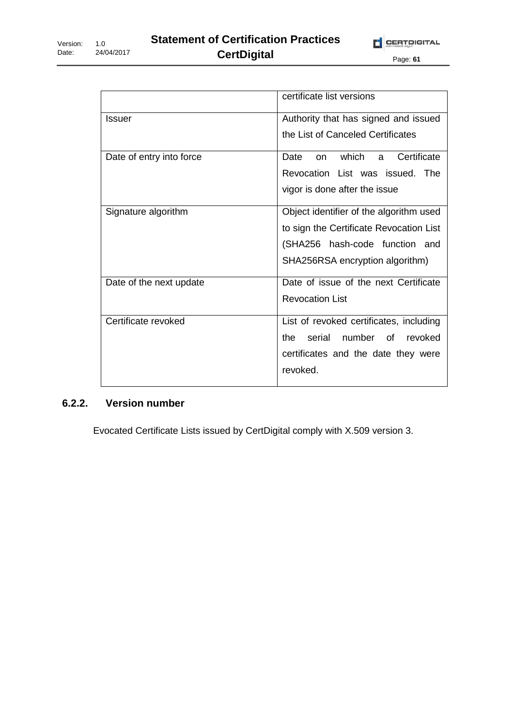| | |
|---|---|
| | certificate list versions |
| Issuer | Authority that has signed and issued the List of Canceled Certificates |
| Date of entry into force | Date on which a Certificate Revocation List was issued. The vigor is done after the issue |
| Signature algorithm | Object identifier of the algorithm used to sign the Certificate Revocation List (SHA256 hash-code function and SHA256RSA encryption algorithm) |
| Date of the next update | Date of issue of the next Certificate Revocation List |
| Certificate revoked | List of revoked certificates, including the serial number of revoked certificates and the date they were revoked. |

### 6.2.2. Version number

Evocated Certificate Lists issued by CertDigital comply with X.509 version 3.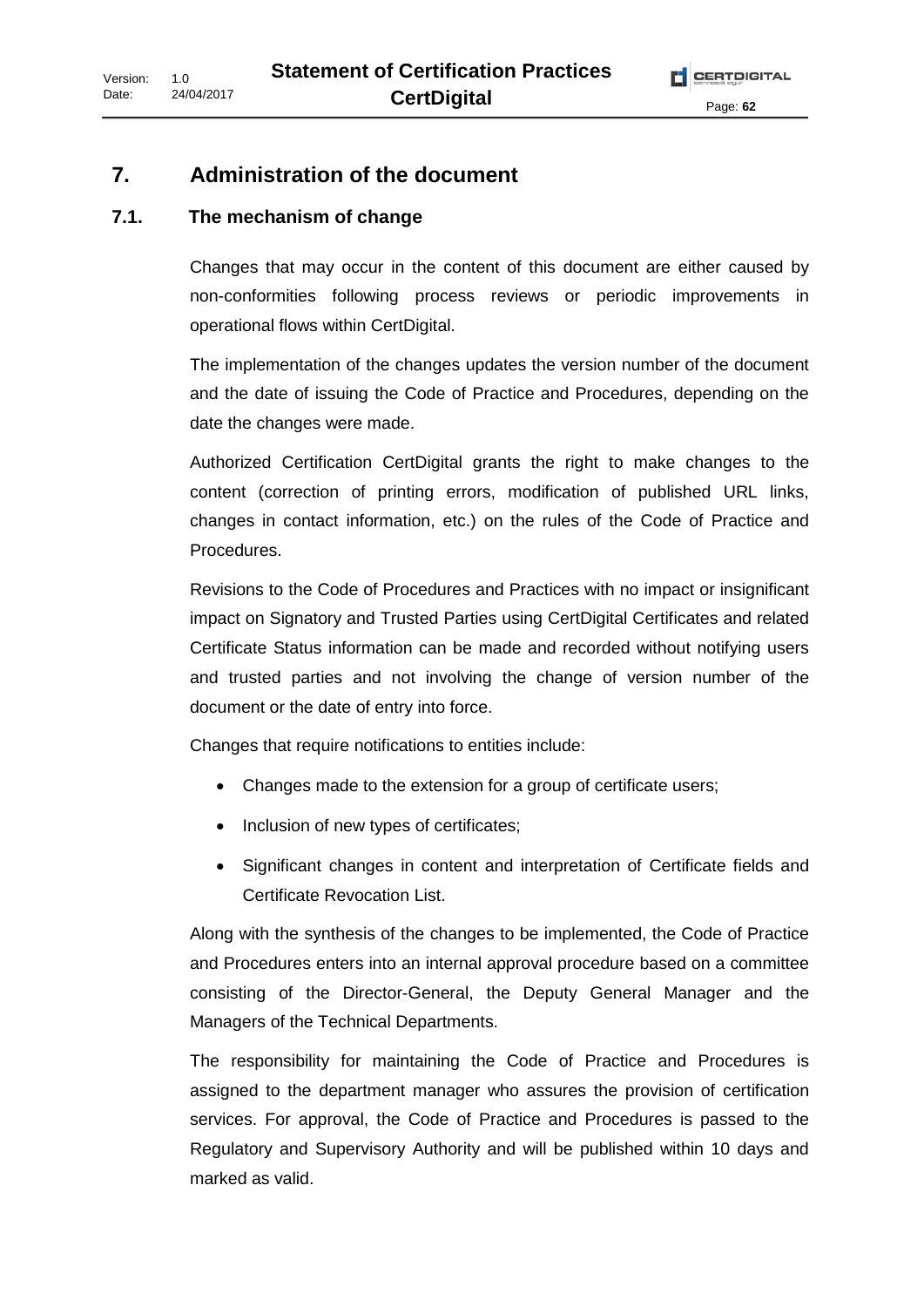# 7. Administration of the document

## 7.1. The mechanism of change

Changes that may occur in the content of this document are either caused by non-conformities following process reviews or periodic improvements in operational flows within CertDigital.

The implementation of the changes updates the version number of the document and the date of issuing the Code of Practice and Procedures, depending on the date the changes were made.

Authorized Certification CertDigital grants the right to make changes to the content (correction of printing errors, modification of published URL links, changes in contact information, etc.) on the rules of the Code of Practice and Procedures.

Revisions to the Code of Procedures and Practices with no impact or insignificant impact on Signatory and Trusted Parties using CertDigital Certificates and related Certificate Status information can be made and recorded without notifying users and trusted parties and not involving the change of version number of the document or the date of entry into force.

Changes that require notifications to entities include:

- Changes made to the extension for a group of certificate users;
- Inclusion of new types of certificates;
- Significant changes in content and interpretation of Certificate fields and Certificate Revocation List.

Along with the synthesis of the changes to be implemented, the Code of Practice and Procedures enters into an internal approval procedure based on a committee consisting of the Director-General, the Deputy General Manager and the Managers of the Technical Departments.

The responsibility for maintaining the Code of Practice and Procedures is assigned to the department manager who assures the provision of certification services. For approval, the Code of Practice and Procedures is passed to the Regulatory and Supervisory Authority and will be published within 10 days and marked as valid.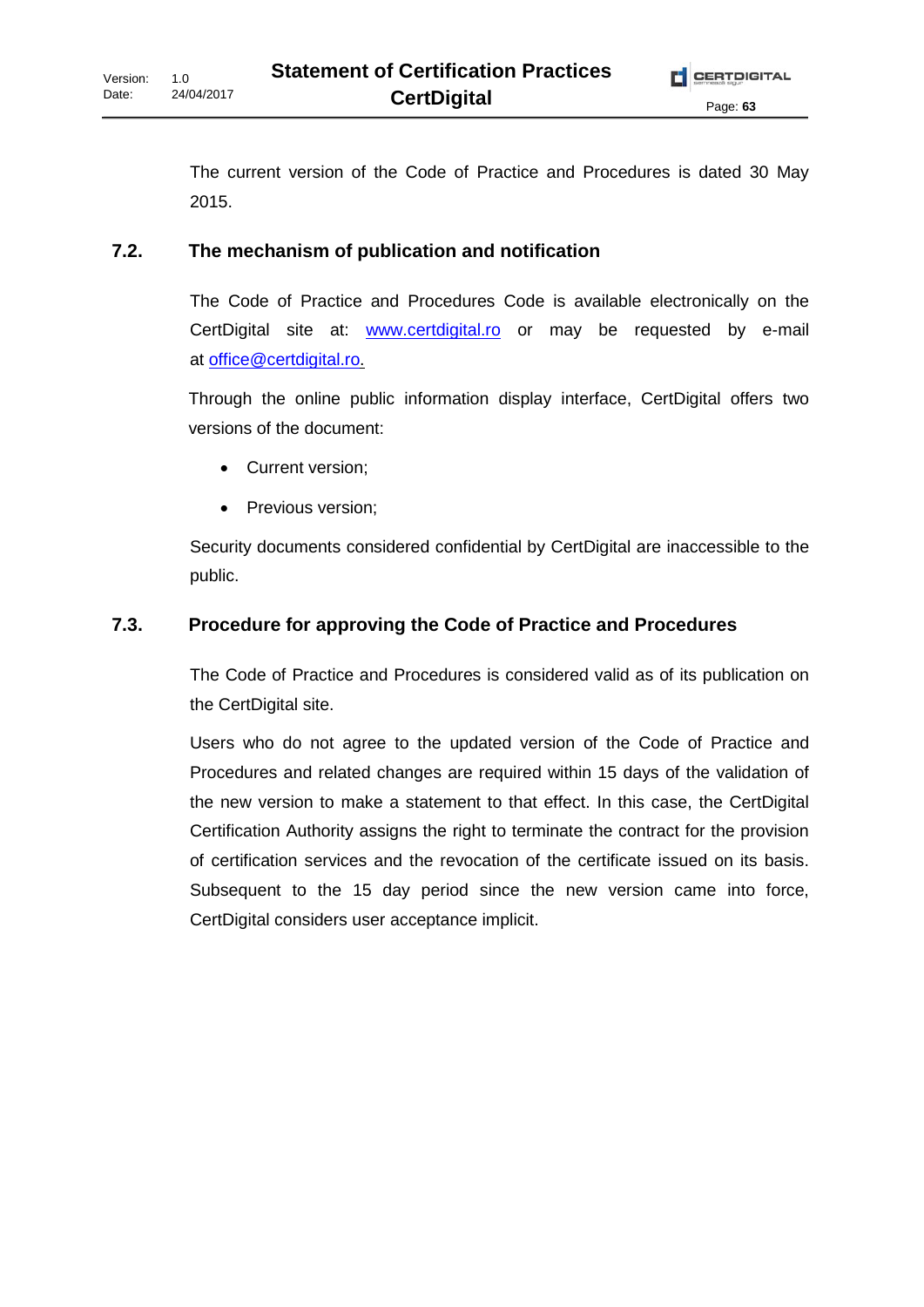The current version of the Code of Practice and Procedures is dated 30 May 2015.

## 7.2. The mechanism of publication and notification

The Code of Practice and Procedures Code is available electronically on the CertDigital site at: www.certdigital.ro or may be requested by e-mail at office@certdigital.ro.

Through the online public information display interface, CertDigital offers two versions of the document:

- Current version;
- Previous version;

Security documents considered confidential by CertDigital are inaccessible to the public.

## 7.3. Procedure for approving the Code of Practice and Procedures

The Code of Practice and Procedures is considered valid as of its publication on the CertDigital site.

Users who do not agree to the updated version of the Code of Practice and Procedures and related changes are required within 15 days of the validation of the new version to make a statement to that effect. In this case, the CertDigital Certification Authority assigns the right to terminate the contract for the provision of certification services and the revocation of the certificate issued on its basis. Subsequent to the 15 day period since the new version came into force, CertDigital considers user acceptance implicit.